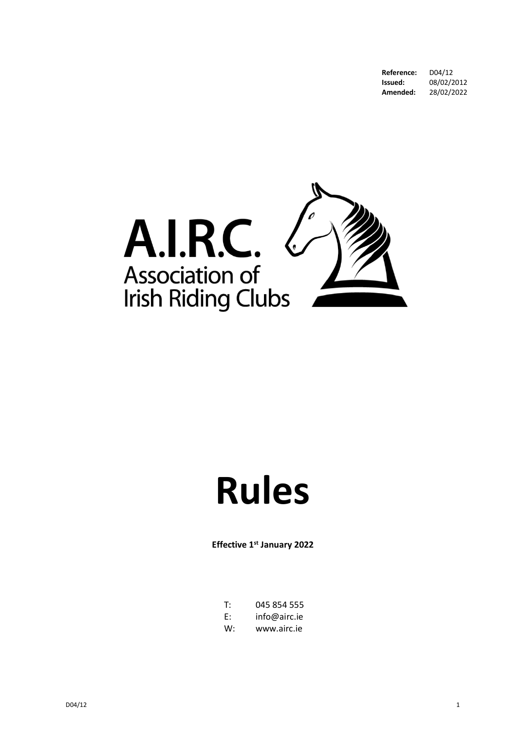| | |
|---|---|
| **Reference:** | D04/12 |
| **Issued:** | 08/02/2012 |
| **Amended:** | 28/02/2022 |

A.I.R.C.
Association of Irish Riding Clubs

# Rules

**Effective 1st January 2022**

T: 045 854 555
E: info@airc.ie
W: www.airc.ie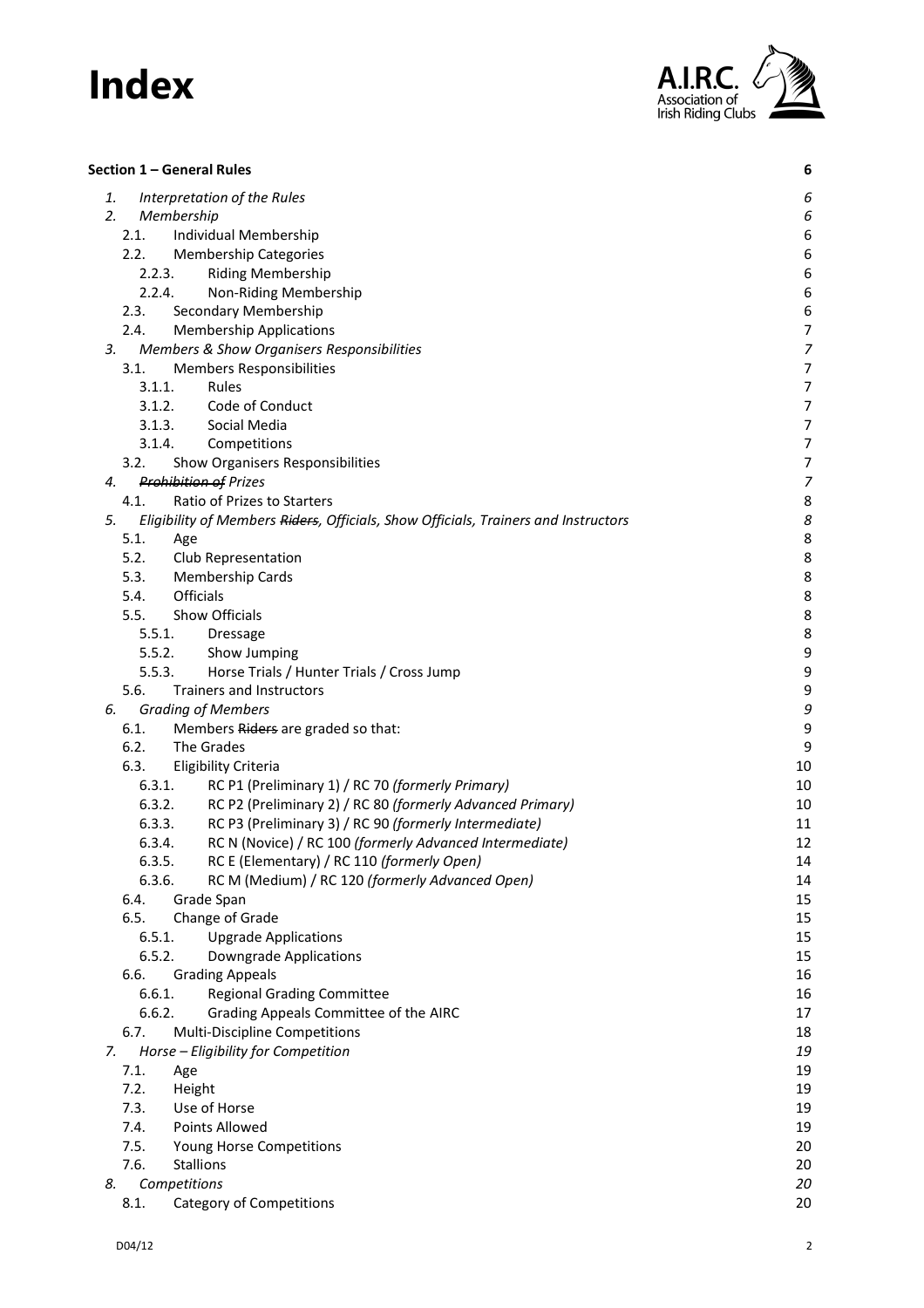# Index

A.I.R.C. Association of Irish Riding Clubs

**Section 1 – General Rules** 6

1. *Interpretation of the Rules* 6
2. *Membership* 6
   - 2.1. Individual Membership 6
   - 2.2. Membership Categories 6
     - 2.2.3. Riding Membership 6
     - 2.2.4. Non-Riding Membership 6
   - 2.3. Secondary Membership 6
   - 2.4. Membership Applications 7
3. *Members & Show Organisers Responsibilities* 7
   - 3.1. Members Responsibilities 7
     - 3.1.1. Rules 7
     - 3.1.2. Code of Conduct 7
     - 3.1.3. Social Media 7
     - 3.1.4. Competitions 7
   - 3.2. Show Organisers Responsibilities 7
4. *~~Prohibition of~~ Prizes* 7
   - 4.1. Ratio of Prizes to Starters 8
5. *Eligibility of Members ~~Riders~~, Officials, Show Officials, Trainers and Instructors* 8
   - 5.1. Age 8
   - 5.2. Club Representation 8
   - 5.3. Membership Cards 8
   - 5.4. Officials 8
   - 5.5. Show Officials 8
     - 5.5.1. Dressage 8
     - 5.5.2. Show Jumping 9
     - 5.5.3. Horse Trials / Hunter Trials / Cross Jump 9
   - 5.6. Trainers and Instructors 9
6. *Grading of Members* 9
   - 6.1. Members ~~Riders~~ are graded so that: 9
   - 6.2. The Grades 9
   - 6.3. Eligibility Criteria 10
     - 6.3.1. RC P1 (Preliminary 1) / RC 70 *(formerly Primary)* 10
     - 6.3.2. RC P2 (Preliminary 2) / RC 80 *(formerly Advanced Primary)* 10
     - 6.3.3. RC P3 (Preliminary 3) / RC 90 *(formerly Intermediate)* 11
     - 6.3.4. RC N (Novice) / RC 100 *(formerly Advanced Intermediate)* 12
     - 6.3.5. RC E (Elementary) / RC 110 *(formerly Open)* 14
     - 6.3.6. RC M (Medium) / RC 120 *(formerly Advanced Open)* 14
   - 6.4. Grade Span 15
   - 6.5. Change of Grade 15
     - 6.5.1. Upgrade Applications 15
     - 6.5.2. Downgrade Applications 15
   - 6.6. Grading Appeals 16
     - 6.6.1. Regional Grading Committee 16
     - 6.6.2. Grading Appeals Committee of the AIRC 17
   - 6.7. Multi-Discipline Competitions 18
7. *Horse – Eligibility for Competition* 19
   - 7.1. Age 19
   - 7.2. Height 19
   - 7.3. Use of Horse 19
   - 7.4. Points Allowed 19
   - 7.5. Young Horse Competitions 20
   - 7.6. Stallions 20
8. *Competitions* 20
   - 8.1. Category of Competitions 20

D04/12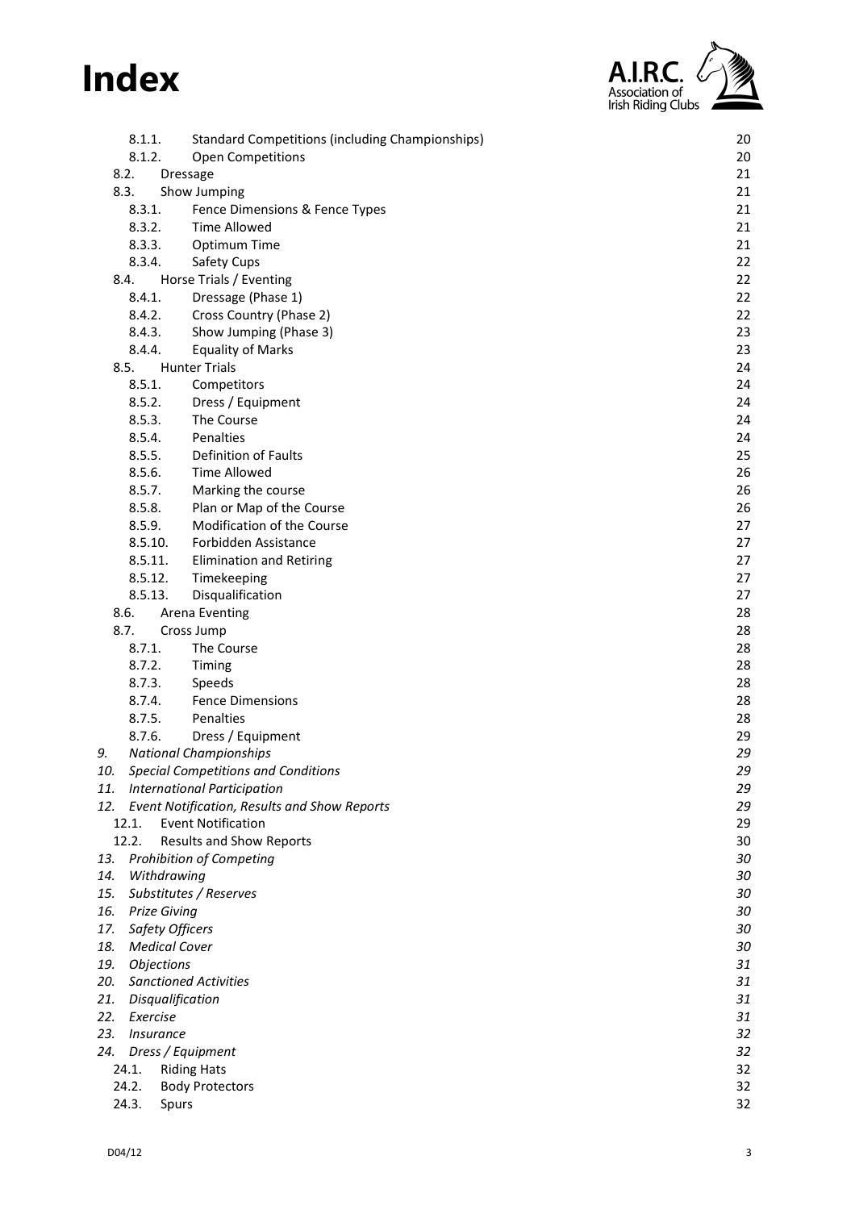# Index

| | | |
|---|---|---|
| 8.1.1. | Standard Competitions (including Championships) | 20 |
| 8.1.2. | Open Competitions | 20 |
| 8.2. | Dressage | 21 |
| 8.3. | Show Jumping | 21 |
| 8.3.1. | Fence Dimensions & Fence Types | 21 |
| 8.3.2. | Time Allowed | 21 |
| 8.3.3. | Optimum Time | 21 |
| 8.3.4. | Safety Cups | 22 |
| 8.4. | Horse Trials / Eventing | 22 |
| 8.4.1. | Dressage (Phase 1) | 22 |
| 8.4.2. | Cross Country (Phase 2) | 22 |
| 8.4.3. | Show Jumping (Phase 3) | 23 |
| 8.4.4. | Equality of Marks | 23 |
| 8.5. | Hunter Trials | 24 |
| 8.5.1. | Competitors | 24 |
| 8.5.2. | Dress / Equipment | 24 |
| 8.5.3. | The Course | 24 |
| 8.5.4. | Penalties | 24 |
| 8.5.5. | Definition of Faults | 25 |
| 8.5.6. | Time Allowed | 26 |
| 8.5.7. | Marking the course | 26 |
| 8.5.8. | Plan or Map of the Course | 26 |
| 8.5.9. | Modification of the Course | 27 |
| 8.5.10. | Forbidden Assistance | 27 |
| 8.5.11. | Elimination and Retiring | 27 |
| 8.5.12. | Timekeeping | 27 |
| 8.5.13. | Disqualification | 27 |
| 8.6. | Arena Eventing | 28 |
| 8.7. | Cross Jump | 28 |
| 8.7.1. | The Course | 28 |
| 8.7.2. | Timing | 28 |
| 8.7.3. | Speeds | 28 |
| 8.7.4. | Fence Dimensions | 28 |
| 8.7.5. | Penalties | 28 |
| 8.7.6. | Dress / Equipment | 29 |
| *9.* | *National Championships* | *29* |
| *10.* | *Special Competitions and Conditions* | *29* |
| *11.* | *International Participation* | *29* |
| *12.* | *Event Notification, Results and Show Reports* | *29* |
| 12.1. | Event Notification | 29 |
| 12.2. | Results and Show Reports | 30 |
| *13.* | *Prohibition of Competing* | *30* |
| *14.* | *Withdrawing* | *30* |
| *15.* | *Substitutes / Reserves* | *30* |
| *16.* | *Prize Giving* | *30* |
| *17.* | *Safety Officers* | *30* |
| *18.* | *Medical Cover* | *30* |
| *19.* | *Objections* | *31* |
| *20.* | *Sanctioned Activities* | *31* |
| *21.* | *Disqualification* | *31* |
| *22.* | *Exercise* | *31* |
| *23.* | *Insurance* | *32* |
| *24.* | *Dress / Equipment* | *32* |
| 24.1. | Riding Hats | 32 |
| 24.2. | Body Protectors | 32 |
| 24.3. | Spurs | 32 |

D04/12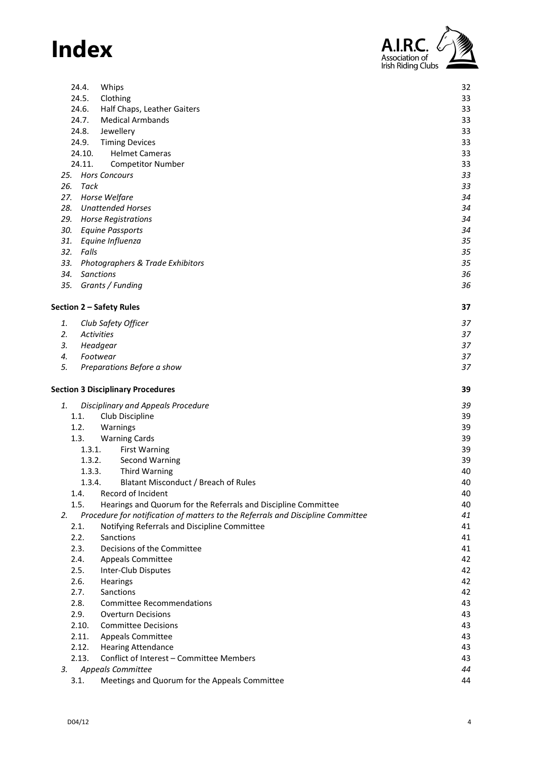# Index

| | |
|---|---|
| 24.4. Whips | 32 |
| 24.5. Clothing | 33 |
| 24.6. Half Chaps, Leather Gaiters | 33 |
| 24.7. Medical Armbands | 33 |
| 24.8. Jewellery | 33 |
| 24.9. Timing Devices | 33 |
| 24.10. Helmet Cameras | 33 |
| 24.11. Competitor Number | 33 |
| *25. Hors Concours* | *33* |
| *26. Tack* | *33* |
| *27. Horse Welfare* | *34* |
| *28. Unattended Horses* | *34* |
| *29. Horse Registrations* | *34* |
| *30. Equine Passports* | *34* |
| *31. Equine Influenza* | *35* |
| *32. Falls* | *35* |
| *33. Photographers & Trade Exhibitors* | *35* |
| *34. Sanctions* | *36* |
| *35. Grants / Funding* | *36* |
| **Section 2 – Safety Rules** | **37** |
| *1. Club Safety Officer* | *37* |
| *2. Activities* | *37* |
| *3. Headgear* | *37* |
| *4. Footwear* | *37* |
| *5. Preparations Before a show* | *37* |
| **Section 3 Disciplinary Procedures** | **39** |
| *1. Disciplinary and Appeals Procedure* | *39* |
| 1.1. Club Discipline | 39 |
| 1.2. Warnings | 39 |
| 1.3. Warning Cards | 39 |
| 1.3.1. First Warning | 39 |
| 1.3.2. Second Warning | 39 |
| 1.3.3. Third Warning | 40 |
| 1.3.4. Blatant Misconduct / Breach of Rules | 40 |
| 1.4. Record of Incident | 40 |
| 1.5. Hearings and Quorum for the Referrals and Discipline Committee | 40 |
| *2. Procedure for notification of matters to the Referrals and Discipline Committee* | *41* |
| 2.1. Notifying Referrals and Discipline Committee | 41 |
| 2.2. Sanctions | 41 |
| 2.3. Decisions of the Committee | 41 |
| 2.4. Appeals Committee | 42 |
| 2.5. Inter-Club Disputes | 42 |
| 2.6. Hearings | 42 |
| 2.7. Sanctions | 42 |
| 2.8. Committee Recommendations | 43 |
| 2.9. Overturn Decisions | 43 |
| 2.10. Committee Decisions | 43 |
| 2.11. Appeals Committee | 43 |
| 2.12. Hearing Attendance | 43 |
| 2.13. Conflict of Interest – Committee Members | 43 |
| *3. Appeals Committee* | *44* |
| 3.1. Meetings and Quorum for the Appeals Committee | 44 |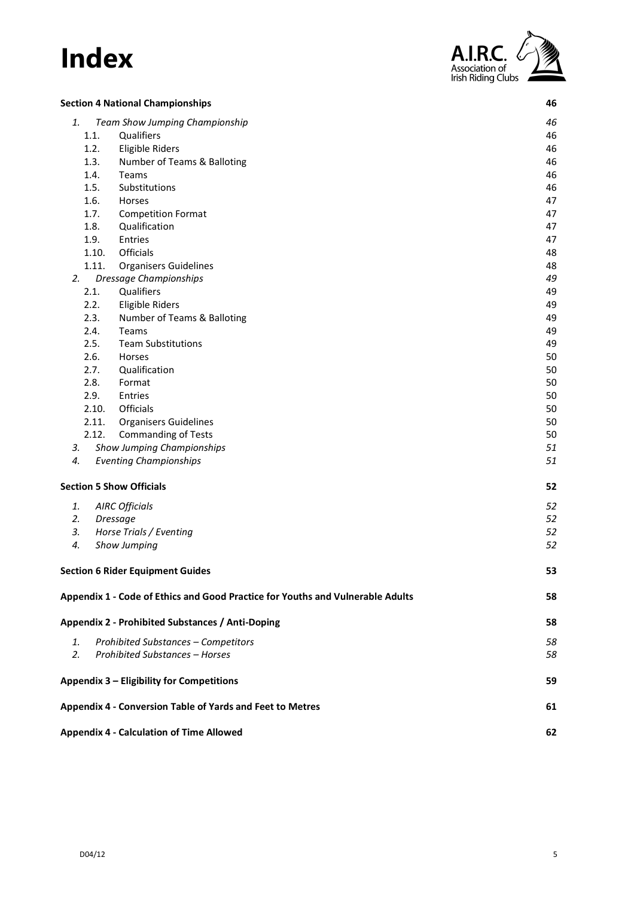# Index

| | |
|---|---|
| **Section 4 National Championships** | **46** |
| *1. Team Show Jumping Championship* | *46* |
| 1.1. Qualifiers | 46 |
| 1.2. Eligible Riders | 46 |
| 1.3. Number of Teams & Balloting | 46 |
| 1.4. Teams | 46 |
| 1.5. Substitutions | 46 |
| 1.6. Horses | 47 |
| 1.7. Competition Format | 47 |
| 1.8. Qualification | 47 |
| 1.9. Entries | 47 |
| 1.10. Officials | 48 |
| 1.11. Organisers Guidelines | 48 |
| *2. Dressage Championships* | *49* |
| 2.1. Qualifiers | 49 |
| 2.2. Eligible Riders | 49 |
| 2.3. Number of Teams & Balloting | 49 |
| 2.4. Teams | 49 |
| 2.5. Team Substitutions | 49 |
| 2.6. Horses | 50 |
| 2.7. Qualification | 50 |
| 2.8. Format | 50 |
| 2.9. Entries | 50 |
| 2.10. Officials | 50 |
| 2.11. Organisers Guidelines | 50 |
| 2.12. Commanding of Tests | 50 |
| *3. Show Jumping Championships* | *51* |
| *4. Eventing Championships* | *51* |
| **Section 5 Show Officials** | **52** |
| *1. AIRC Officials* | *52* |
| *2. Dressage* | *52* |
| *3. Horse Trials / Eventing* | *52* |
| *4. Show Jumping* | *52* |
| **Section 6 Rider Equipment Guides** | **53** |
| **Appendix 1 - Code of Ethics and Good Practice for Youths and Vulnerable Adults** | **58** |
| **Appendix 2 - Prohibited Substances / Anti-Doping** | **58** |
| *1. Prohibited Substances – Competitors* | *58* |
| *2. Prohibited Substances – Horses* | *58* |
| **Appendix 3 – Eligibility for Competitions** | **59** |
| **Appendix 4 - Conversion Table of Yards and Feet to Metres** | **61** |
| **Appendix 4 - Calculation of Time Allowed** | **62** |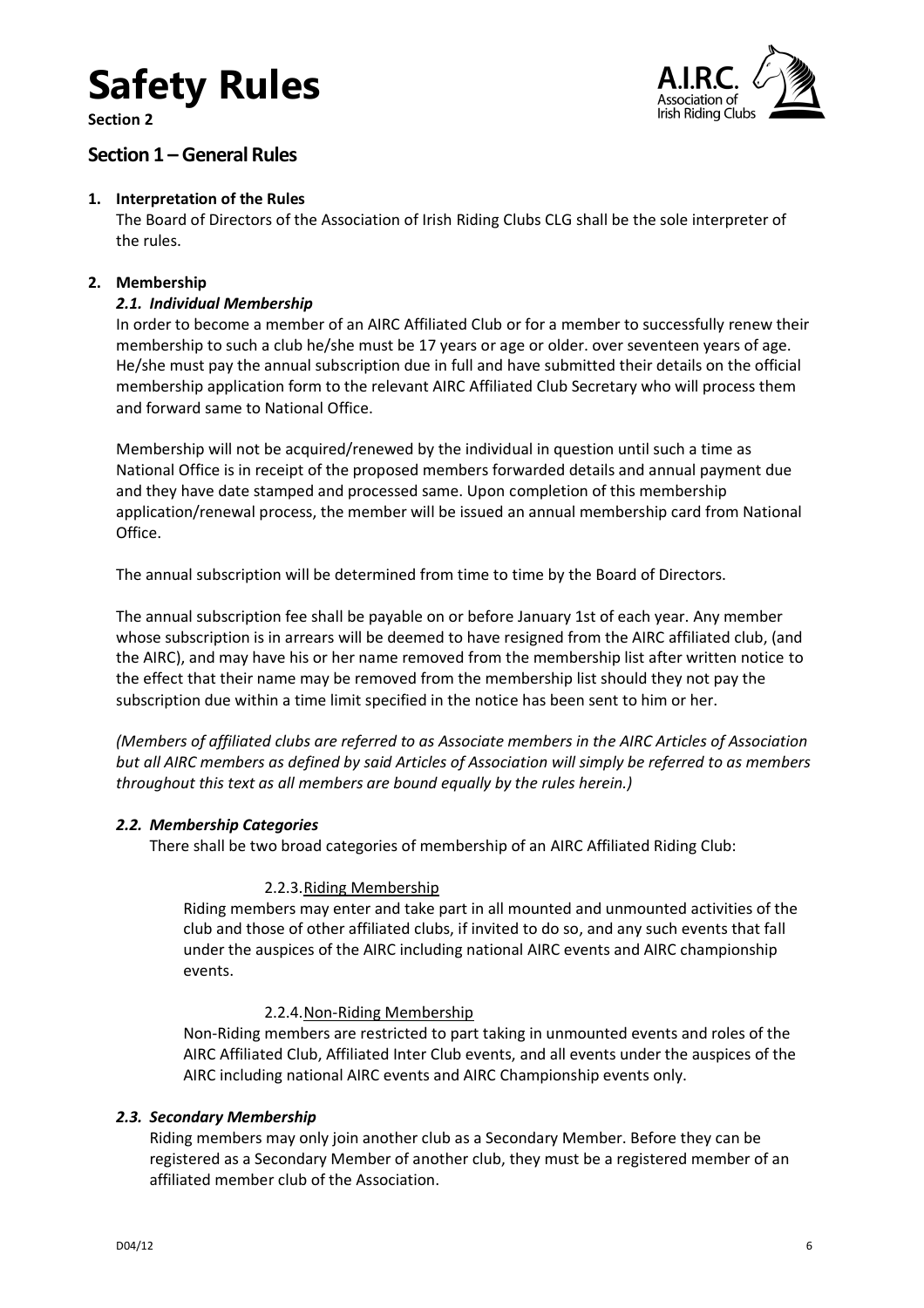# Safety Rules

**Section 2**

## Section 1 – General Rules

**1. Interpretation of the Rules**

The Board of Directors of the Association of Irish Riding Clubs CLG shall be the sole interpreter of the rules.

**2. Membership**

### *2.1. Individual Membership*

In order to become a member of an AIRC Affiliated Club or for a member to successfully renew their membership to such a club he/she must be 17 years or age or older. over seventeen years of age. He/she must pay the annual subscription due in full and have submitted their details on the official membership application form to the relevant AIRC Affiliated Club Secretary who will process them and forward same to National Office.

Membership will not be acquired/renewed by the individual in question until such a time as National Office is in receipt of the proposed members forwarded details and annual payment due and they have date stamped and processed same. Upon completion of this membership application/renewal process, the member will be issued an annual membership card from National Office.

The annual subscription will be determined from time to time by the Board of Directors.

The annual subscription fee shall be payable on or before January 1st of each year. Any member whose subscription is in arrears will be deemed to have resigned from the AIRC affiliated club, (and the AIRC), and may have his or her name removed from the membership list after written notice to the effect that their name may be removed from the membership list should they not pay the subscription due within a time limit specified in the notice has been sent to him or her.

*(Members of affiliated clubs are referred to as Associate members in the AIRC Articles of Association but all AIRC members as defined by said Articles of Association will simply be referred to as members throughout this text as all members are bound equally by the rules herein.)*

### *2.2. Membership Categories*

There shall be two broad categories of membership of an AIRC Affiliated Riding Club:

2.2.3. Riding Membership

Riding members may enter and take part in all mounted and unmounted activities of the club and those of other affiliated clubs, if invited to do so, and any such events that fall under the auspices of the AIRC including national AIRC events and AIRC championship events.

2.2.4. Non-Riding Membership

Non-Riding members are restricted to part taking in unmounted events and roles of the AIRC Affiliated Club, Affiliated Inter Club events, and all events under the auspices of the AIRC including national AIRC events and AIRC Championship events only.

### *2.3. Secondary Membership*

Riding members may only join another club as a Secondary Member. Before they can be registered as a Secondary Member of another club, they must be a registered member of an affiliated member club of the Association.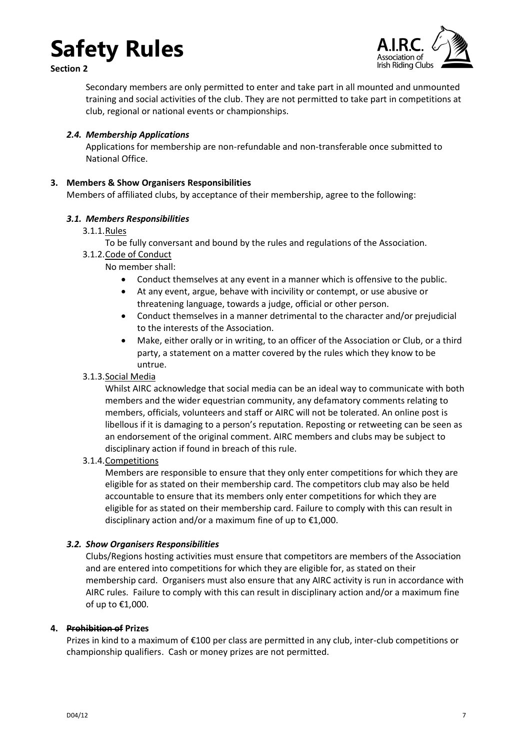Secondary members are only permitted to enter and take part in all mounted and unmounted training and social activities of the club. They are not permitted to take part in competitions at club, regional or national events or championships.

### *2.4. Membership Applications*

Applications for membership are non-refundable and non-transferable once submitted to National Office.

## 3. Members & Show Organisers Responsibilities

Members of affiliated clubs, by acceptance of their membership, agree to the following:

### *3.1. Members Responsibilities*

3.1.1. Rules

To be fully conversant and bound by the rules and regulations of the Association.

3.1.2. Code of Conduct

No member shall:

- Conduct themselves at any event in a manner which is offensive to the public.
- At any event, argue, behave with incivility or contempt, or use abusive or threatening language, towards a judge, official or other person.
- Conduct themselves in a manner detrimental to the character and/or prejudicial to the interests of the Association.
- Make, either orally or in writing, to an officer of the Association or Club, or a third party, a statement on a matter covered by the rules which they know to be untrue.

3.1.3. Social Media

Whilst AIRC acknowledge that social media can be an ideal way to communicate with both members and the wider equestrian community, any defamatory comments relating to members, officials, volunteers and staff or AIRC will not be tolerated. An online post is libellous if it is damaging to a person's reputation. Reposting or retweeting can be seen as an endorsement of the original comment. AIRC members and clubs may be subject to disciplinary action if found in breach of this rule.

3.1.4. Competitions

Members are responsible to ensure that they only enter competitions for which they are eligible for as stated on their membership card. The competitors club may also be held accountable to ensure that its members only enter competitions for which they are eligible for as stated on their membership card. Failure to comply with this can result in disciplinary action and/or a maximum fine of up to €1,000.

### *3.2. Show Organisers Responsibilities*

Clubs/Regions hosting activities must ensure that competitors are members of the Association and are entered into competitions for which they are eligible for, as stated on their membership card. Organisers must also ensure that any AIRC activity is run in accordance with AIRC rules. Failure to comply with this can result in disciplinary action and/or a maximum fine of up to €1,000.

## 4. ~~Prohibition of~~ Prizes

Prizes in kind to a maximum of €100 per class are permitted in any club, inter-club competitions or championship qualifiers. Cash or money prizes are not permitted.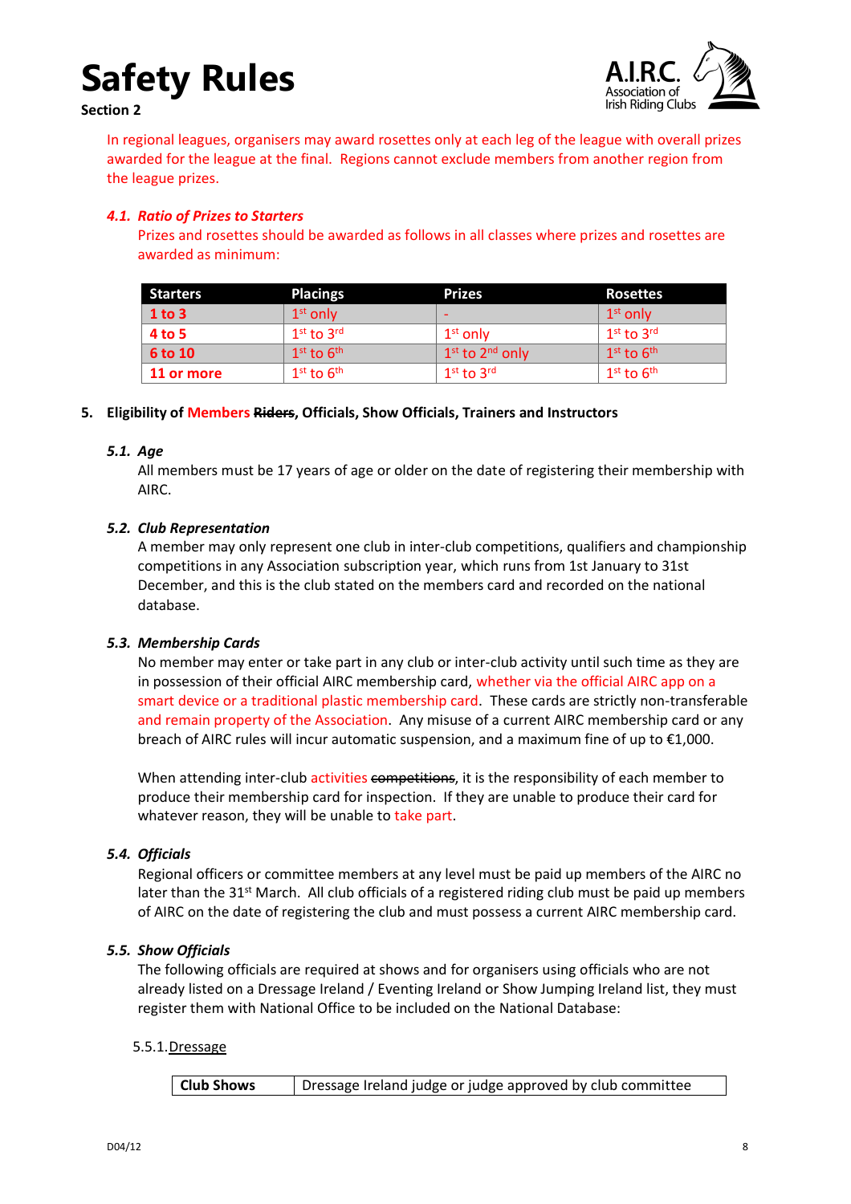# Safety Rules

**Section 2**

In regional leagues, organisers may award rosettes only at each leg of the league with overall prizes awarded for the league at the final. Regions cannot exclude members from another region from the league prizes.

### *4.1. Ratio of Prizes to Starters*

Prizes and rosettes should be awarded as follows in all classes where prizes and rosettes are awarded as minimum:

| Starters | Placings | Prizes | Rosettes |
|---|---|---|---|
| 1 to 3 | 1st only | - | 1st only |
| 4 to 5 | 1st to 3rd | 1st only | 1st to 3rd |
| 6 to 10 | 1st to 6th | 1st to 2nd only | 1st to 6th |
| 11 or more | 1st to 6th | 1st to 3rd | 1st to 6th |

## 5. Eligibility of Members ~~Riders~~, Officials, Show Officials, Trainers and Instructors

### *5.1. Age*

All members must be 17 years of age or older on the date of registering their membership with AIRC.

### *5.2. Club Representation*

A member may only represent one club in inter-club competitions, qualifiers and championship competitions in any Association subscription year, which runs from 1st January to 31st December, and this is the club stated on the members card and recorded on the national database.

### *5.3. Membership Cards*

No member may enter or take part in any club or inter-club activity until such time as they are in possession of their official AIRC membership card, whether via the official AIRC app on a smart device or a traditional plastic membership card. These cards are strictly non-transferable and remain property of the Association. Any misuse of a current AIRC membership card or any breach of AIRC rules will incur automatic suspension, and a maximum fine of up to €1,000.

When attending inter-club activities ~~competitions~~, it is the responsibility of each member to produce their membership card for inspection. If they are unable to produce their card for whatever reason, they will be unable to take part.

### *5.4. Officials*

Regional officers or committee members at any level must be paid up members of the AIRC no later than the 31st March. All club officials of a registered riding club must be paid up members of AIRC on the date of registering the club and must possess a current AIRC membership card.

### *5.5. Show Officials*

The following officials are required at shows and for organisers using officials who are not already listed on a Dressage Ireland / Eventing Ireland or Show Jumping Ireland list, they must register them with National Office to be included on the National Database:

5.5.1. Dressage

| Club Shows | Dressage Ireland judge or judge approved by club committee |
|---|---|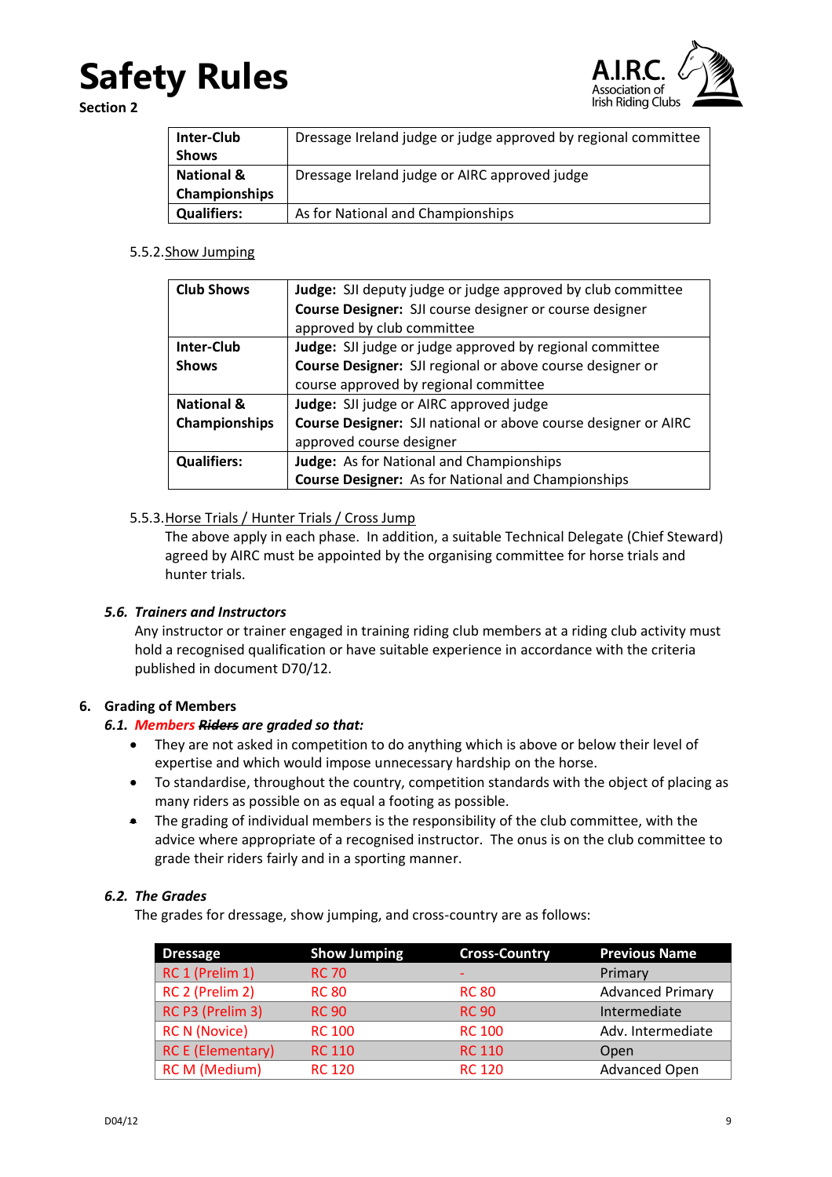| Inter-Club Shows | Dressage Ireland judge or judge approved by regional committee |
|---|---|
| National & Championships | Dressage Ireland judge or AIRC approved judge |
| Qualifiers: | As for National and Championships |

5.5.2. Show Jumping

| Club Shows | **Judge:** SJI deputy judge or judge approved by club committee **Course Designer:** SJI course designer or course designer approved by club committee |
|---|---|
| Inter-Club Shows | **Judge:** SJI judge or judge approved by regional committee **Course Designer:** SJI regional or above course designer or course approved by regional committee |
| National & Championships | **Judge:** SJI judge or AIRC approved judge **Course Designer:** SJI national or above course designer or AIRC approved course designer |
| Qualifiers: | **Judge:** As for National and Championships **Course Designer:** As for National and Championships |

5.5.3. Horse Trials / Hunter Trials / Cross Jump

The above apply in each phase. In addition, a suitable Technical Delegate (Chief Steward) agreed by AIRC must be appointed by the organising committee for horse trials and hunter trials.

### *5.6. Trainers and Instructors*

Any instructor or trainer engaged in training riding club members at a riding club activity must hold a recognised qualification or have suitable experience in accordance with the criteria published in document D70/12.

## 6. Grading of Members

### *6.1. Members ~~Riders~~ are graded so that:*

- They are not asked in competition to do anything which is above or below their level of expertise and which would impose unnecessary hardship on the horse.
- To standardise, throughout the country, competition standards with the object of placing as many riders as possible on as equal a footing as possible.
- The grading of individual members is the responsibility of the club committee, with the advice where appropriate of a recognised instructor. The onus is on the club committee to grade their riders fairly and in a sporting manner.

### *6.2. The Grades*

The grades for dressage, show jumping, and cross-country are as follows:

| Dressage | Show Jumping | Cross-Country | Previous Name |
|---|---|---|---|
| RC 1 (Prelim 1) | RC 70 | - | Primary |
| RC 2 (Prelim 2) | RC 80 | RC 80 | Advanced Primary |
| RC P3 (Prelim 3) | RC 90 | RC 90 | Intermediate |
| RC N (Novice) | RC 100 | RC 100 | Adv. Intermediate |
| RC E (Elementary) | RC 110 | RC 110 | Open |
| RC M (Medium) | RC 120 | RC 120 | Advanced Open |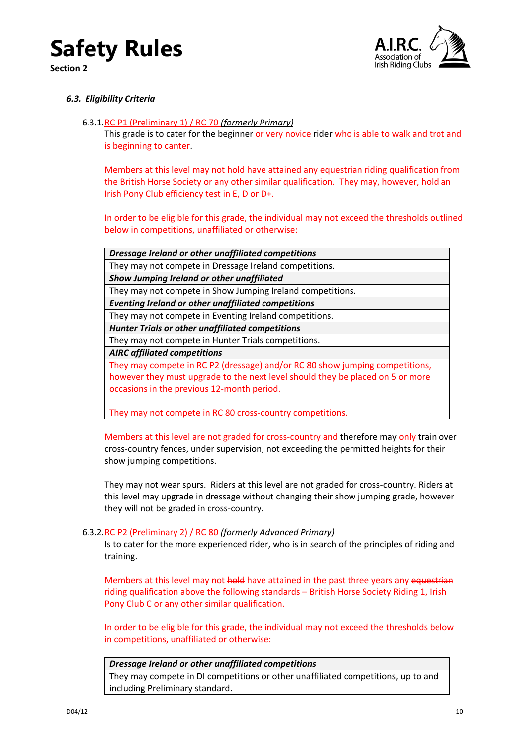### *6.3. Eligibility Criteria*

6.3.1. RC P1 (Preliminary 1) / RC 70 *(formerly Primary)*

This grade is to cater for the beginner or very novice rider who is able to walk and trot and is beginning to canter.

Members at this level may not ~~hold~~ have attained any ~~equestrian~~ riding qualification from the British Horse Society or any other similar qualification. They may, however, hold an Irish Pony Club efficiency test in E, D or D+.

In order to be eligible for this grade, the individual may not exceed the thresholds outlined below in competitions, unaffiliated or otherwise:

| ***Dressage Ireland or other unaffiliated competitions*** |
|---|
| They may not compete in Dressage Ireland competitions. |
| ***Show Jumping Ireland or other unaffiliated*** |
| They may not compete in Show Jumping Ireland competitions. |
| ***Eventing Ireland or other unaffiliated competitions*** |
| They may not compete in Eventing Ireland competitions. |
| ***Hunter Trials or other unaffiliated competitions*** |
| They may not compete in Hunter Trials competitions. |
| ***AIRC affiliated competitions*** |
| They may compete in RC P2 (dressage) and/or RC 80 show jumping competitions, however they must upgrade to the next level should they be placed on 5 or more occasions in the previous 12-month period. <br><br> They may not compete in RC 80 cross-country competitions. |

Members at this level are not graded for cross-country and therefore may only train over cross-country fences, under supervision, not exceeding the permitted heights for their show jumping competitions.

They may not wear spurs. Riders at this level are not graded for cross-country. Riders at this level may upgrade in dressage without changing their show jumping grade, however they will not be graded in cross-country.

6.3.2. RC P2 (Preliminary 2) / RC 80 *(formerly Advanced Primary)*

Is to cater for the more experienced rider, who is in search of the principles of riding and training.

Members at this level may not ~~hold~~ have attained in the past three years any ~~equestrian~~ riding qualification above the following standards – British Horse Society Riding 1, Irish Pony Club C or any other similar qualification.

In order to be eligible for this grade, the individual may not exceed the thresholds below in competitions, unaffiliated or otherwise:

| ***Dressage Ireland or other unaffiliated competitions*** |
|---|
| They may compete in DI competitions or other unaffiliated competitions, up to and including Preliminary standard. |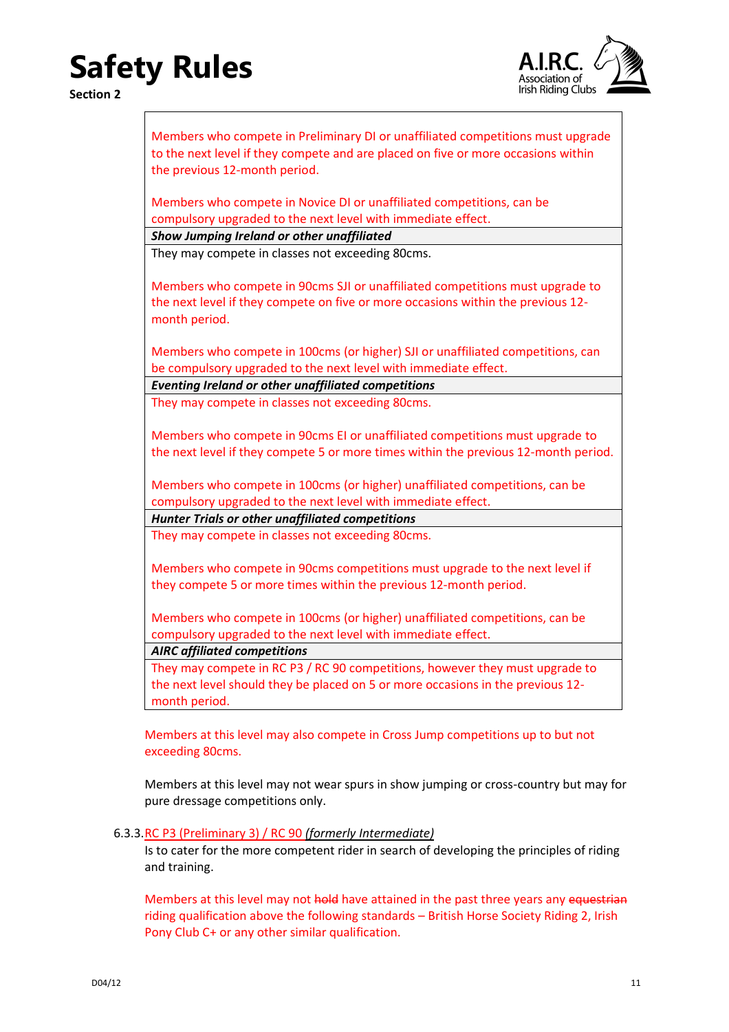| |
|---|
| Members who compete in Preliminary DI or unaffiliated competitions must upgrade to the next level if they compete and are placed on five or more occasions within the previous 12-month period.<br><br>Members who compete in Novice DI or unaffiliated competitions, can be compulsory upgraded to the next level with immediate effect. |
| ***Show Jumping Ireland or other unaffiliated*** |
| They may compete in classes not exceeding 80cms.<br><br>Members who compete in 90cms SJI or unaffiliated competitions must upgrade to the next level if they compete on five or more occasions within the previous 12-month period.<br><br>Members who compete in 100cms (or higher) SJI or unaffiliated competitions, can be compulsory upgraded to the next level with immediate effect. |
| ***Eventing Ireland or other unaffiliated competitions*** |
| They may compete in classes not exceeding 80cms.<br><br>Members who compete in 90cms EI or unaffiliated competitions must upgrade to the next level if they compete 5 or more times within the previous 12-month period.<br><br>Members who compete in 100cms (or higher) unaffiliated competitions, can be compulsory upgraded to the next level with immediate effect. |
| ***Hunter Trials or other unaffiliated competitions*** |
| They may compete in classes not exceeding 80cms.<br><br>Members who compete in 90cms competitions must upgrade to the next level if they compete 5 or more times within the previous 12-month period.<br><br>Members who compete in 100cms (or higher) unaffiliated competitions, can be compulsory upgraded to the next level with immediate effect. |
| ***AIRC affiliated competitions*** |
| They may compete in RC P3 / RC 90 competitions, however they must upgrade to the next level should they be placed on 5 or more occasions in the previous 12-month period. |

Members at this level may also compete in Cross Jump competitions up to but not exceeding 80cms.

Members at this level may not wear spurs in show jumping or cross-country but may for pure dressage competitions only.

6.3.3. RC P3 (Preliminary 3) / RC 90 *(formerly Intermediate)*

Is to cater for the more competent rider in search of developing the principles of riding and training.

Members at this level may not ~~hold~~ have attained in the past three years any ~~equestrian~~ riding qualification above the following standards – British Horse Society Riding 2, Irish Pony Club C+ or any other similar qualification.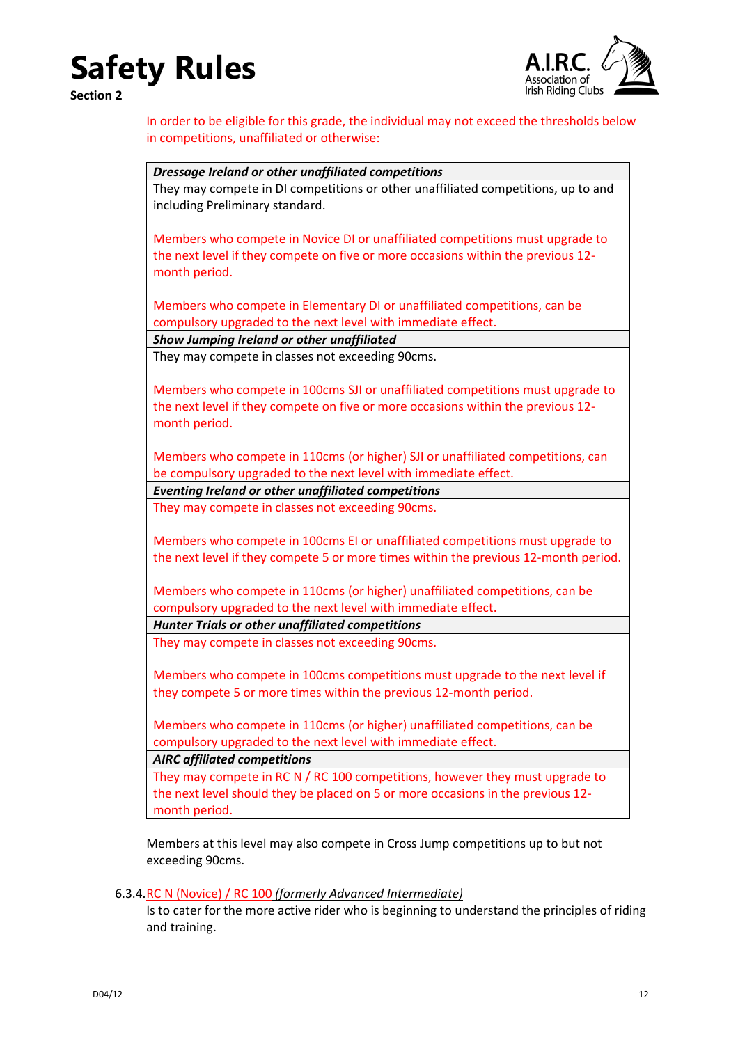In order to be eligible for this grade, the individual may not exceed the thresholds below in competitions, unaffiliated or otherwise:

| ***Dressage Ireland or other unaffiliated competitions*** |
|---|
| They may compete in DI competitions or other unaffiliated competitions, up to and including Preliminary standard.<br><br>Members who compete in Novice DI or unaffiliated competitions must upgrade to the next level if they compete on five or more occasions within the previous 12-month period.<br><br>Members who compete in Elementary DI or unaffiliated competitions, can be compulsory upgraded to the next level with immediate effect. |
| ***Show Jumping Ireland or other unaffiliated*** |
| They may compete in classes not exceeding 90cms.<br><br>Members who compete in 100cms SJI or unaffiliated competitions must upgrade to the next level if they compete on five or more occasions within the previous 12-month period.<br><br>Members who compete in 110cms (or higher) SJI or unaffiliated competitions, can be compulsory upgraded to the next level with immediate effect. |
| ***Eventing Ireland or other unaffiliated competitions*** |
| They may compete in classes not exceeding 90cms.<br><br>Members who compete in 100cms EI or unaffiliated competitions must upgrade to the next level if they compete 5 or more times within the previous 12-month period.<br><br>Members who compete in 110cms (or higher) unaffiliated competitions, can be compulsory upgraded to the next level with immediate effect. |
| ***Hunter Trials or other unaffiliated competitions*** |
| They may compete in classes not exceeding 90cms.<br><br>Members who compete in 100cms competitions must upgrade to the next level if they compete 5 or more times within the previous 12-month period.<br><br>Members who compete in 110cms (or higher) unaffiliated competitions, can be compulsory upgraded to the next level with immediate effect. |
| ***AIRC affiliated competitions*** |
| They may compete in RC N / RC 100 competitions, however they must upgrade to the next level should they be placed on 5 or more occasions in the previous 12-month period. |

Members at this level may also compete in Cross Jump competitions up to but not exceeding 90cms.

6.3.4. RC N (Novice) / RC 100 *(formerly Advanced Intermediate)*

Is to cater for the more active rider who is beginning to understand the principles of riding and training.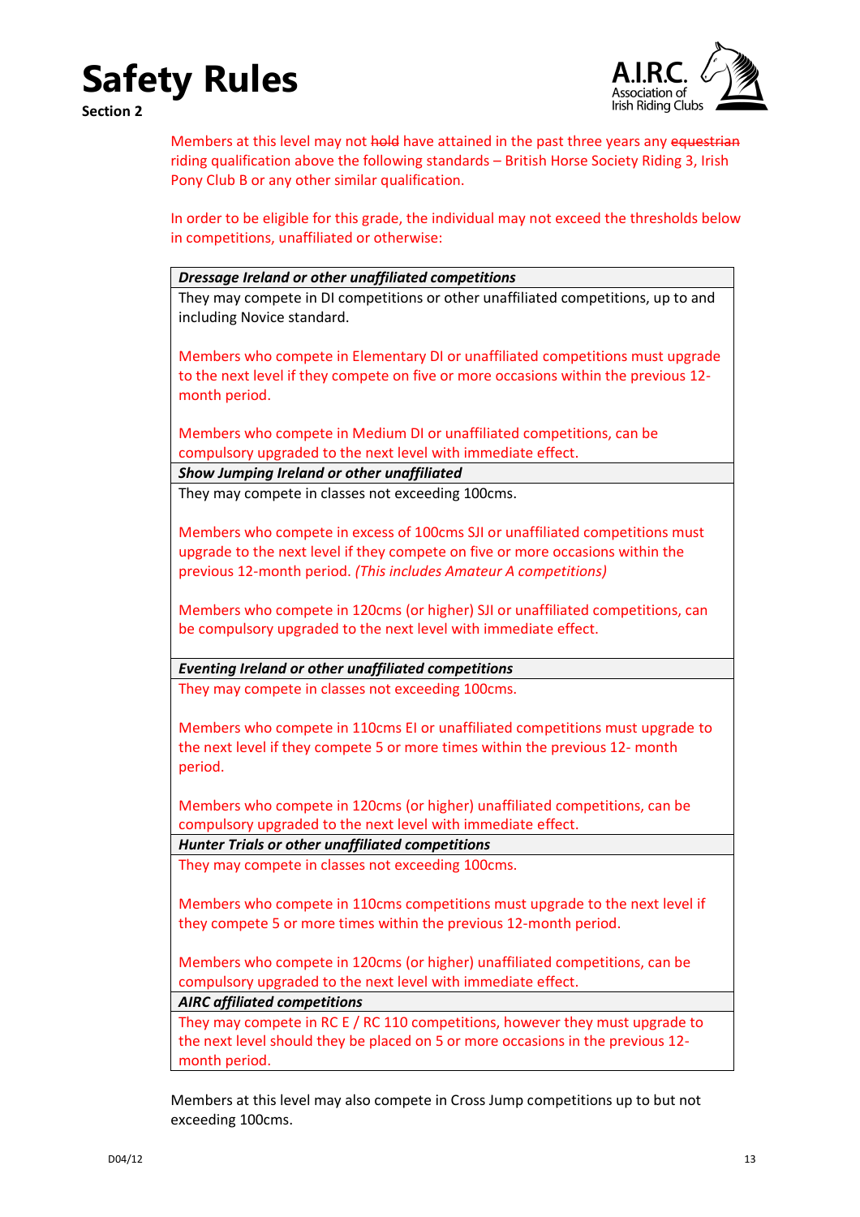# Safety Rules

**Section 2**

Members at this level may not ~~hold~~ have attained in the past three years any ~~equestrian~~ riding qualification above the following standards – British Horse Society Riding 3, Irish Pony Club B or any other similar qualification.

In order to be eligible for this grade, the individual may not exceed the thresholds below in competitions, unaffiliated or otherwise:

| ***Dressage Ireland or other unaffiliated competitions*** |
|---|
| They may compete in DI competitions or other unaffiliated competitions, up to and including Novice standard.<br><br>Members who compete in Elementary DI or unaffiliated competitions must upgrade to the next level if they compete on five or more occasions within the previous 12-month period.<br><br>Members who compete in Medium DI or unaffiliated competitions, can be compulsory upgraded to the next level with immediate effect. |
| ***Show Jumping Ireland or other unaffiliated*** |
| They may compete in classes not exceeding 100cms.<br><br>Members who compete in excess of 100cms SJI or unaffiliated competitions must upgrade to the next level if they compete on five or more occasions within the previous 12-month period. *(This includes Amateur A competitions)*<br><br>Members who compete in 120cms (or higher) SJI or unaffiliated competitions, can be compulsory upgraded to the next level with immediate effect. |
| ***Eventing Ireland or other unaffiliated competitions*** |
| They may compete in classes not exceeding 100cms.<br><br>Members who compete in 110cms EI or unaffiliated competitions must upgrade to the next level if they compete 5 or more times within the previous 12- month period.<br><br>Members who compete in 120cms (or higher) unaffiliated competitions, can be compulsory upgraded to the next level with immediate effect. |
| ***Hunter Trials or other unaffiliated competitions*** |
| They may compete in classes not exceeding 100cms.<br><br>Members who compete in 110cms competitions must upgrade to the next level if they compete 5 or more times within the previous 12-month period.<br><br>Members who compete in 120cms (or higher) unaffiliated competitions, can be compulsory upgraded to the next level with immediate effect. |
| ***AIRC affiliated competitions*** |
| They may compete in RC E / RC 110 competitions, however they must upgrade to the next level should they be placed on 5 or more occasions in the previous 12-month period. |

Members at this level may also compete in Cross Jump competitions up to but not exceeding 100cms.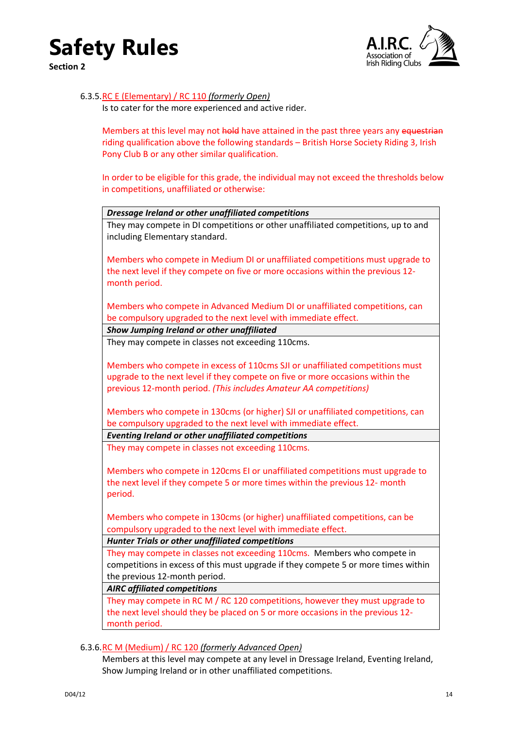6.3.5. RC E (Elementary) / RC 110 *(formerly Open)*

Is to cater for the more experienced and active rider.

Members at this level may not ~~hold~~ have attained in the past three years any ~~equestrian~~ riding qualification above the following standards – British Horse Society Riding 3, Irish Pony Club B or any other similar qualification.

In order to be eligible for this grade, the individual may not exceed the thresholds below in competitions, unaffiliated or otherwise:

| ***Dressage Ireland or other unaffiliated competitions*** |
|---|
| They may compete in DI competitions or other unaffiliated competitions, up to and including Elementary standard.<br><br>Members who compete in Medium DI or unaffiliated competitions must upgrade to the next level if they compete on five or more occasions within the previous 12-month period.<br><br>Members who compete in Advanced Medium DI or unaffiliated competitions, can be compulsory upgraded to the next level with immediate effect. |
| ***Show Jumping Ireland or other unaffiliated*** |
| They may compete in classes not exceeding 110cms.<br><br>Members who compete in excess of 110cms SJI or unaffiliated competitions must upgrade to the next level if they compete on five or more occasions within the previous 12-month period. *(This includes Amateur AA competitions)*<br><br>Members who compete in 130cms (or higher) SJI or unaffiliated competitions, can be compulsory upgraded to the next level with immediate effect. |
| ***Eventing Ireland or other unaffiliated competitions*** |
| They may compete in classes not exceeding 110cms.<br><br>Members who compete in 120cms EI or unaffiliated competitions must upgrade to the next level if they compete 5 or more times within the previous 12- month period.<br><br>Members who compete in 130cms (or higher) unaffiliated competitions, can be compulsory upgraded to the next level with immediate effect. |
| ***Hunter Trials or other unaffiliated competitions*** |
| They may compete in classes not exceeding 110cms. Members who compete in competitions in excess of this must upgrade if they compete 5 or more times within the previous 12-month period. |
| ***AIRC affiliated competitions*** |
| They may compete in RC M / RC 120 competitions, however they must upgrade to the next level should they be placed on 5 or more occasions in the previous 12-month period. |

6.3.6. RC M (Medium) / RC 120 *(formerly Advanced Open)*

Members at this level may compete at any level in Dressage Ireland, Eventing Ireland, Show Jumping Ireland or in other unaffiliated competitions.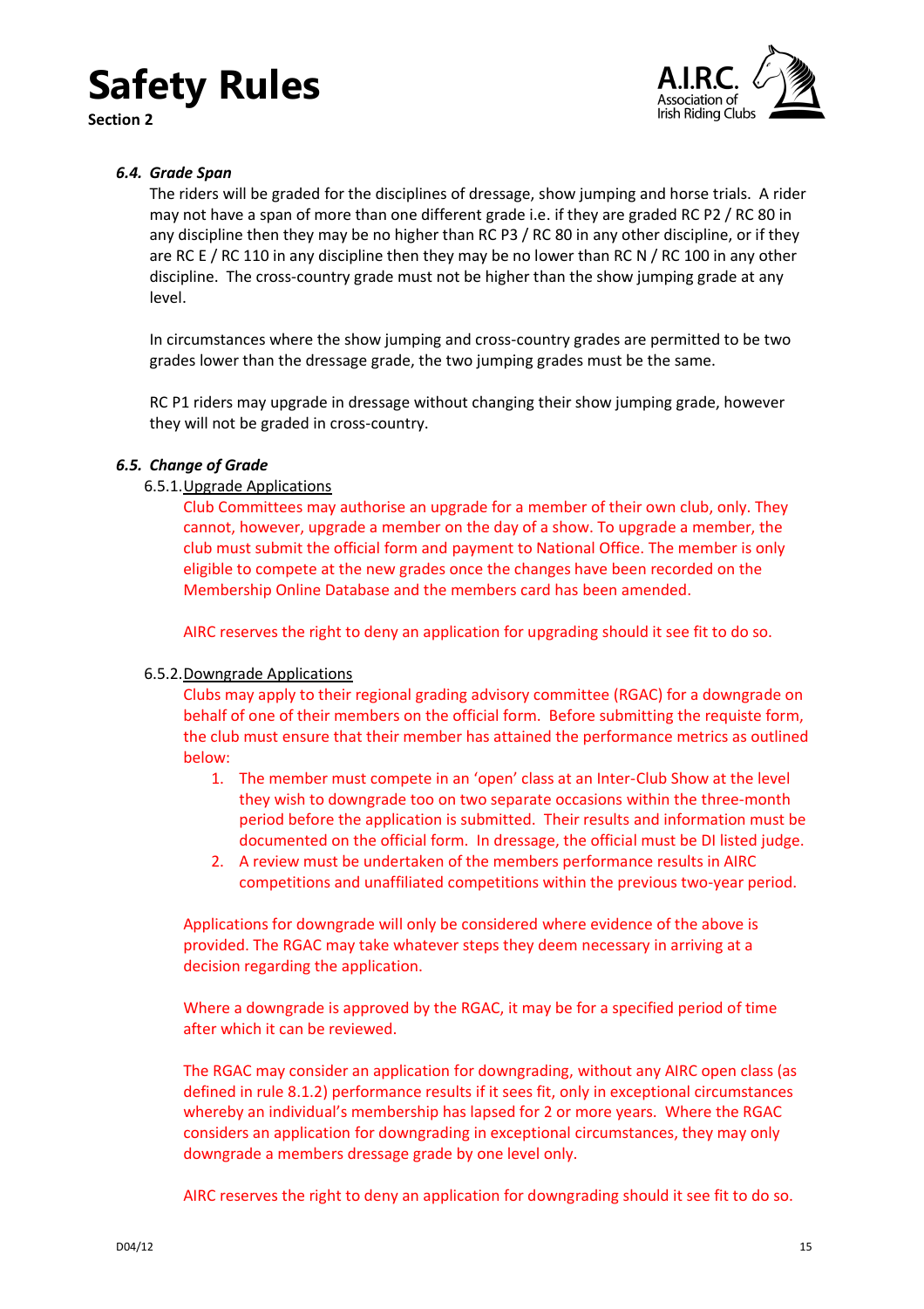### 6.4. *Grade Span*

The riders will be graded for the disciplines of dressage, show jumping and horse trials. A rider may not have a span of more than one different grade i.e. if they are graded RC P2 / RC 80 in any discipline then they may be no higher than RC P3 / RC 80 in any other discipline, or if they are RC E / RC 110 in any discipline then they may be no lower than RC N / RC 100 in any other discipline. The cross-country grade must not be higher than the show jumping grade at any level.

In circumstances where the show jumping and cross-country grades are permitted to be two grades lower than the dressage grade, the two jumping grades must be the same.

RC P1 riders may upgrade in dressage without changing their show jumping grade, however they will not be graded in cross-country.

### 6.5. *Change of Grade*

6.5.1. Upgrade Applications

Club Committees may authorise an upgrade for a member of their own club, only. They cannot, however, upgrade a member on the day of a show. To upgrade a member, the club must submit the official form and payment to National Office. The member is only eligible to compete at the new grades once the changes have been recorded on the Membership Online Database and the members card has been amended.

AIRC reserves the right to deny an application for upgrading should it see fit to do so.

6.5.2. Downgrade Applications

Clubs may apply to their regional grading advisory committee (RGAC) for a downgrade on behalf of one of their members on the official form. Before submitting the requiste form, the club must ensure that their member has attained the performance metrics as outlined below:

1. The member must compete in an ‘open’ class at an Inter-Club Show at the level they wish to downgrade too on two separate occasions within the three-month period before the application is submitted. Their results and information must be documented on the official form. In dressage, the official must be DI listed judge.
2. A review must be undertaken of the members performance results in AIRC competitions and unaffiliated competitions within the previous two-year period.

Applications for downgrade will only be considered where evidence of the above is provided. The RGAC may take whatever steps they deem necessary in arriving at a decision regarding the application.

Where a downgrade is approved by the RGAC, it may be for a specified period of time after which it can be reviewed.

The RGAC may consider an application for downgrading, without any AIRC open class (as defined in rule 8.1.2) performance results if it sees fit, only in exceptional circumstances whereby an individual’s membership has lapsed for 2 or more years. Where the RGAC considers an application for downgrading in exceptional circumstances, they may only downgrade a members dressage grade by one level only.

AIRC reserves the right to deny an application for downgrading should it see fit to do so.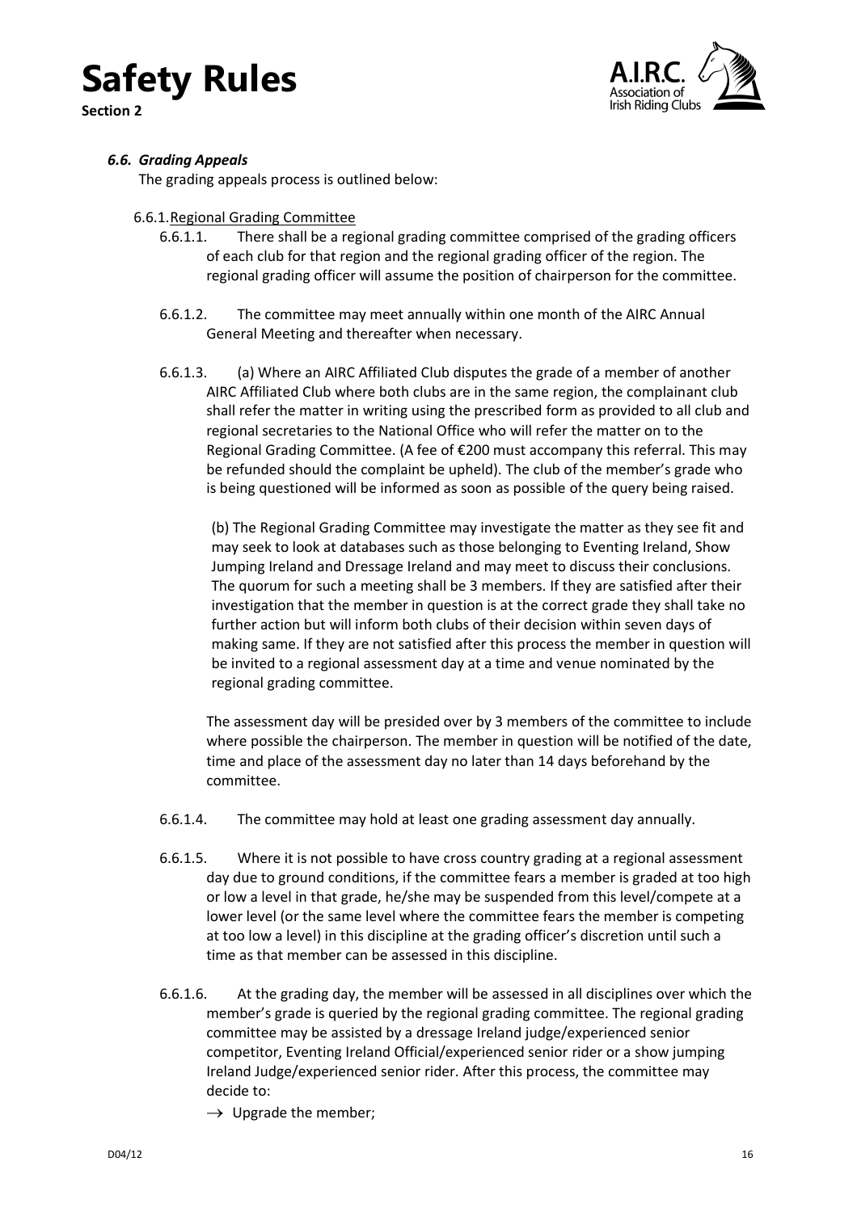### *6.6. Grading Appeals*

The grading appeals process is outlined below:

6.6.1. Regional Grading Committee

6.6.1.1. There shall be a regional grading committee comprised of the grading officers of each club for that region and the regional grading officer of the region. The regional grading officer will assume the position of chairperson for the committee.

6.6.1.2. The committee may meet annually within one month of the AIRC Annual General Meeting and thereafter when necessary.

6.6.1.3. (a) Where an AIRC Affiliated Club disputes the grade of a member of another AIRC Affiliated Club where both clubs are in the same region, the complainant club shall refer the matter in writing using the prescribed form as provided to all club and regional secretaries to the National Office who will refer the matter on to the Regional Grading Committee. (A fee of €200 must accompany this referral. This may be refunded should the complaint be upheld). The club of the member's grade who is being questioned will be informed as soon as possible of the query being raised.

(b) The Regional Grading Committee may investigate the matter as they see fit and may seek to look at databases such as those belonging to Eventing Ireland, Show Jumping Ireland and Dressage Ireland and may meet to discuss their conclusions. The quorum for such a meeting shall be 3 members. If they are satisfied after their investigation that the member in question is at the correct grade they shall take no further action but will inform both clubs of their decision within seven days of making same. If they are not satisfied after this process the member in question will be invited to a regional assessment day at a time and venue nominated by the regional grading committee.

The assessment day will be presided over by 3 members of the committee to include where possible the chairperson. The member in question will be notified of the date, time and place of the assessment day no later than 14 days beforehand by the committee.

6.6.1.4. The committee may hold at least one grading assessment day annually.

6.6.1.5. Where it is not possible to have cross country grading at a regional assessment day due to ground conditions, if the committee fears a member is graded at too high or low a level in that grade, he/she may be suspended from this level/compete at a lower level (or the same level where the committee fears the member is competing at too low a level) in this discipline at the grading officer's discretion until such a time as that member can be assessed in this discipline.

6.6.1.6. At the grading day, the member will be assessed in all disciplines over which the member's grade is queried by the regional grading committee. The regional grading committee may be assisted by a dressage Ireland judge/experienced senior competitor, Eventing Ireland Official/experienced senior rider or a show jumping Ireland Judge/experienced senior rider. After this process, the committee may decide to:

- → Upgrade the member;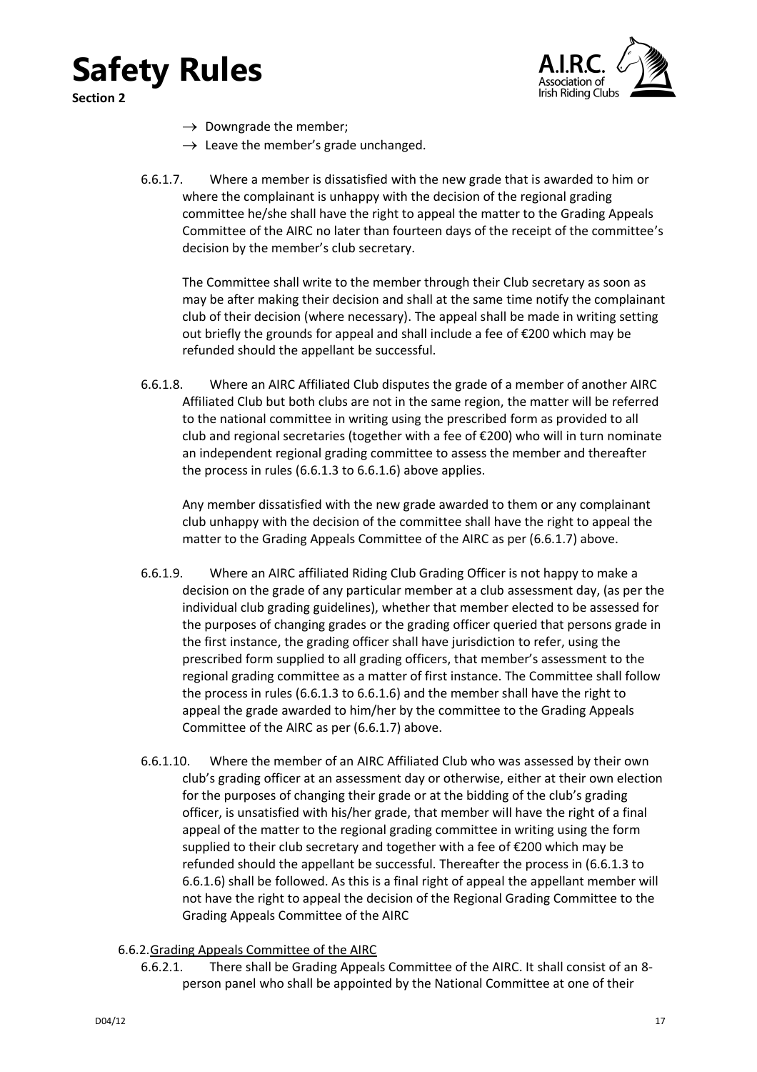- → Downgrade the member;
- → Leave the member's grade unchanged.

6.6.1.7. Where a member is dissatisfied with the new grade that is awarded to him or where the complainant is unhappy with the decision of the regional grading committee he/she shall have the right to appeal the matter to the Grading Appeals Committee of the AIRC no later than fourteen days of the receipt of the committee's decision by the member's club secretary.

The Committee shall write to the member through their Club secretary as soon as may be after making their decision and shall at the same time notify the complainant club of their decision (where necessary). The appeal shall be made in writing setting out briefly the grounds for appeal and shall include a fee of €200 which may be refunded should the appellant be successful.

6.6.1.8. Where an AIRC Affiliated Club disputes the grade of a member of another AIRC Affiliated Club but both clubs are not in the same region, the matter will be referred to the national committee in writing using the prescribed form as provided to all club and regional secretaries (together with a fee of €200) who will in turn nominate an independent regional grading committee to assess the member and thereafter the process in rules (6.6.1.3 to 6.6.1.6) above applies.

Any member dissatisfied with the new grade awarded to them or any complainant club unhappy with the decision of the committee shall have the right to appeal the matter to the Grading Appeals Committee of the AIRC as per (6.6.1.7) above.

6.6.1.9. Where an AIRC affiliated Riding Club Grading Officer is not happy to make a decision on the grade of any particular member at a club assessment day, (as per the individual club grading guidelines), whether that member elected to be assessed for the purposes of changing grades or the grading officer queried that persons grade in the first instance, the grading officer shall have jurisdiction to refer, using the prescribed form supplied to all grading officers, that member's assessment to the regional grading committee as a matter of first instance. The Committee shall follow the process in rules (6.6.1.3 to 6.6.1.6) and the member shall have the right to appeal the grade awarded to him/her by the committee to the Grading Appeals Committee of the AIRC as per (6.6.1.7) above.

6.6.1.10. Where the member of an AIRC Affiliated Club who was assessed by their own club's grading officer at an assessment day or otherwise, either at their own election for the purposes of changing their grade or at the bidding of the club's grading officer, is unsatisfied with his/her grade, that member will have the right of a final appeal of the matter to the regional grading committee in writing using the form supplied to their club secretary and together with a fee of €200 which may be refunded should the appellant be successful. Thereafter the process in (6.6.1.3 to 6.6.1.6) shall be followed. As this is a final right of appeal the appellant member will not have the right to appeal the decision of the Regional Grading Committee to the Grading Appeals Committee of the AIRC

6.6.2. Grading Appeals Committee of the AIRC

6.6.2.1. There shall be Grading Appeals Committee of the AIRC. It shall consist of an 8-person panel who shall be appointed by the National Committee at one of their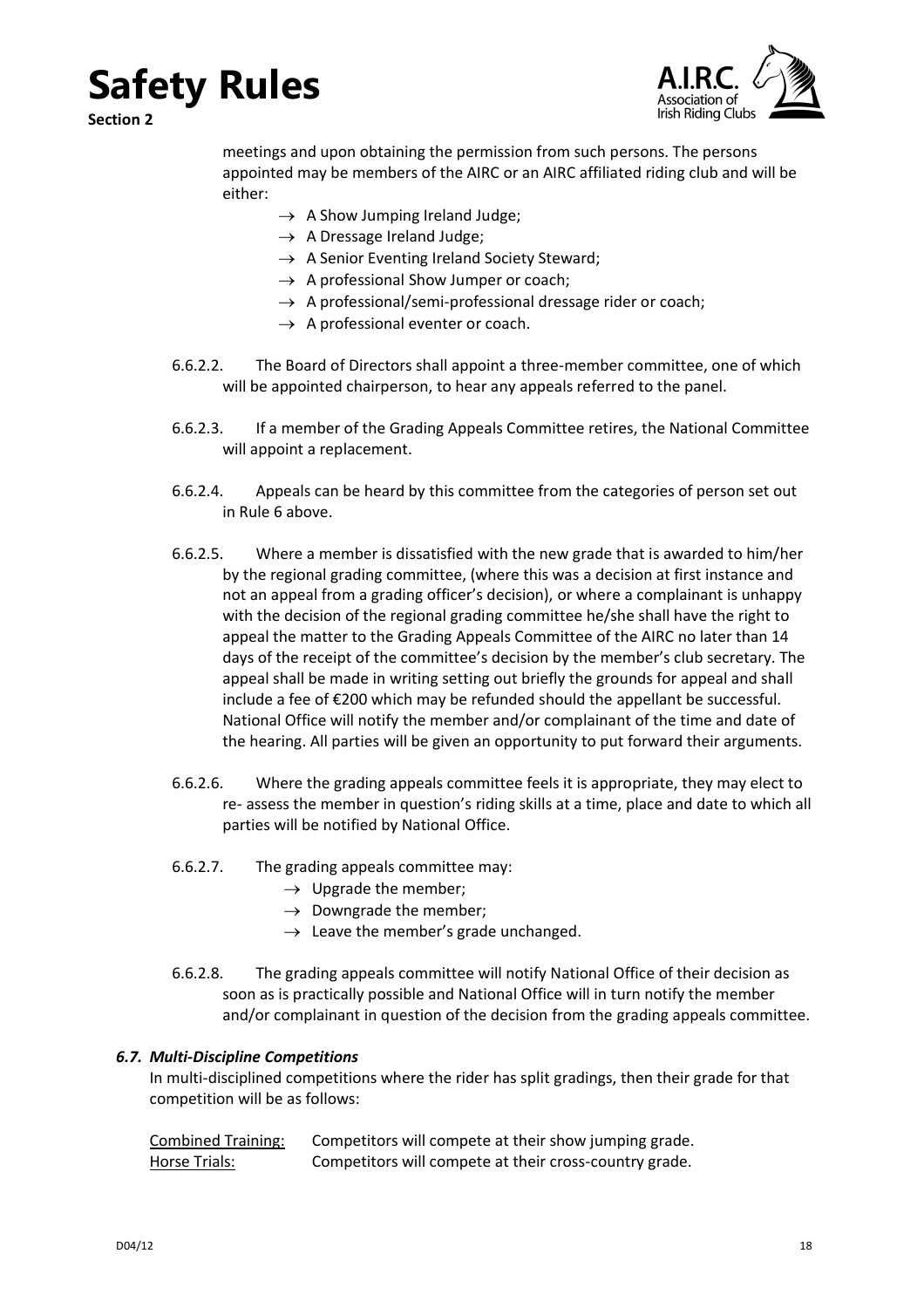meetings and upon obtaining the permission from such persons. The persons appointed may be members of the AIRC or an AIRC affiliated riding club and will be either:

- → A Show Jumping Ireland Judge;
- → A Dressage Ireland Judge;
- → A Senior Eventing Ireland Society Steward;
- → A professional Show Jumper or coach;
- → A professional/semi-professional dressage rider or coach;
- → A professional eventer or coach.

6.6.2.2. The Board of Directors shall appoint a three-member committee, one of which will be appointed chairperson, to hear any appeals referred to the panel.

6.6.2.3. If a member of the Grading Appeals Committee retires, the National Committee will appoint a replacement.

6.6.2.4. Appeals can be heard by this committee from the categories of person set out in Rule 6 above.

6.6.2.5. Where a member is dissatisfied with the new grade that is awarded to him/her by the regional grading committee, (where this was a decision at first instance and not an appeal from a grading officer's decision), or where a complainant is unhappy with the decision of the regional grading committee he/she shall have the right to appeal the matter to the Grading Appeals Committee of the AIRC no later than 14 days of the receipt of the committee's decision by the member's club secretary. The appeal shall be made in writing setting out briefly the grounds for appeal and shall include a fee of €200 which may be refunded should the appellant be successful. National Office will notify the member and/or complainant of the time and date of the hearing. All parties will be given an opportunity to put forward their arguments.

6.6.2.6. Where the grading appeals committee feels it is appropriate, they may elect to re- assess the member in question's riding skills at a time, place and date to which all parties will be notified by National Office.

6.6.2.7. The grading appeals committee may:

- → Upgrade the member;
- → Downgrade the member;
- → Leave the member's grade unchanged.

6.6.2.8. The grading appeals committee will notify National Office of their decision as soon as is practically possible and National Office will in turn notify the member and/or complainant in question of the decision from the grading appeals committee.

### *6.7. Multi-Discipline Competitions*

In multi-disciplined competitions where the rider has split gradings, then their grade for that competition will be as follows:

| | |
|---|---|
| Combined Training: | Competitors will compete at their show jumping grade. |
| Horse Trials: | Competitors will compete at their cross-country grade. |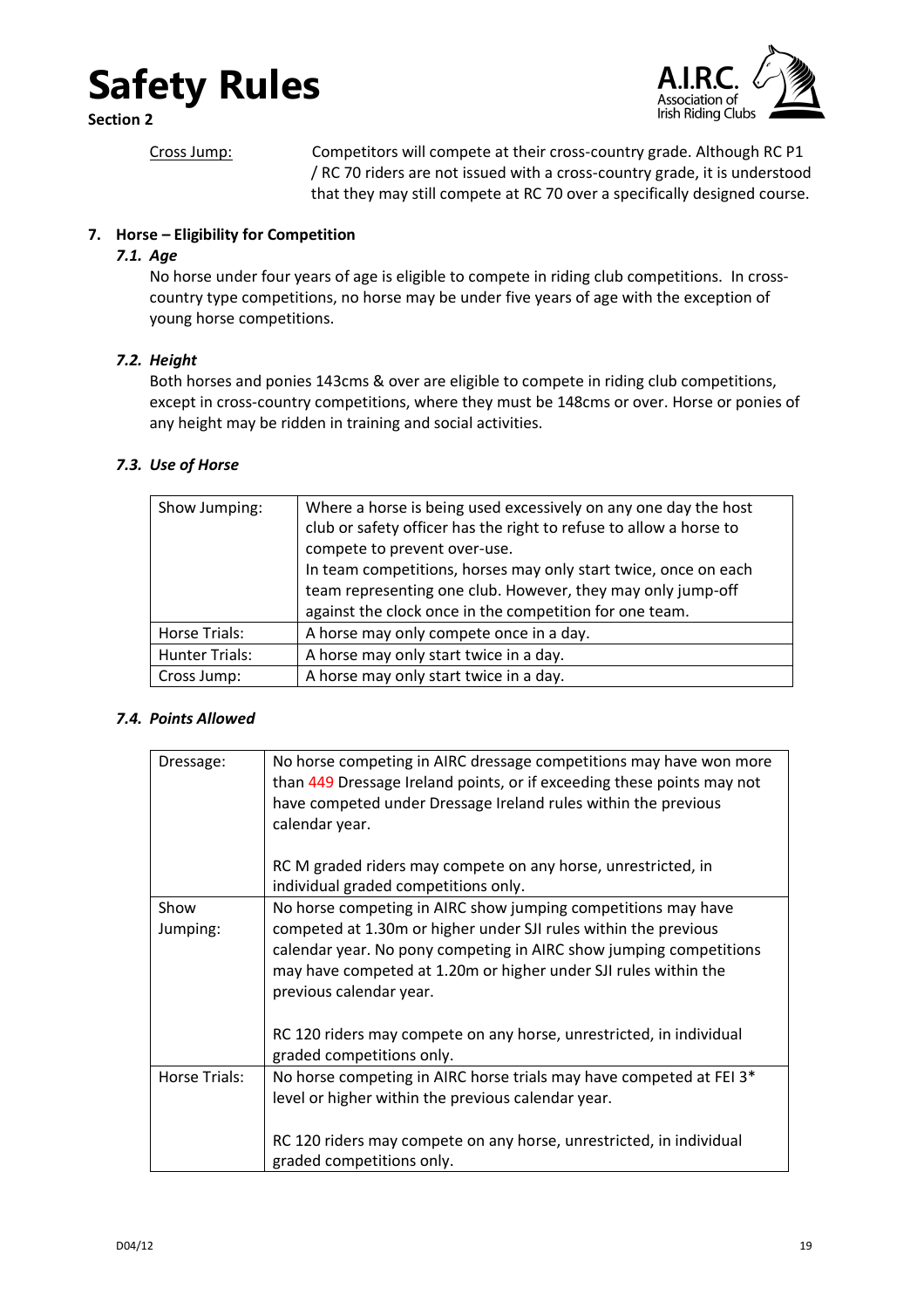Cross Jump: Competitors will compete at their cross-country grade. Although RC P1 / RC 70 riders are not issued with a cross-country grade, it is understood that they may still compete at RC 70 over a specifically designed course.

## 7. Horse – Eligibility for Competition

### *7.1. Age*

No horse under four years of age is eligible to compete in riding club competitions. In cross-country type competitions, no horse may be under five years of age with the exception of young horse competitions.

### *7.2. Height*

Both horses and ponies 143cms & over are eligible to compete in riding club competitions, except in cross-country competitions, where they must be 148cms or over. Horse or ponies of any height may be ridden in training and social activities.

### *7.3. Use of Horse*

| | |
|---|---|
| Show Jumping: | Where a horse is being used excessively on any one day the host club or safety officer has the right to refuse to allow a horse to compete to prevent over-use.<br>In team competitions, horses may only start twice, once on each team representing one club. However, they may only jump-off against the clock once in the competition for one team. |
| Horse Trials: | A horse may only compete once in a day. |
| Hunter Trials: | A horse may only start twice in a day. |
| Cross Jump: | A horse may only start twice in a day. |

### *7.4. Points Allowed*

| | |
|---|---|
| Dressage: | No horse competing in AIRC dressage competitions may have won more than 449 Dressage Ireland points, or if exceeding these points may not have competed under Dressage Ireland rules within the previous calendar year.<br><br>RC M graded riders may compete on any horse, unrestricted, in individual graded competitions only. |
| Show Jumping: | No horse competing in AIRC show jumping competitions may have competed at 1.30m or higher under SJI rules within the previous calendar year. No pony competing in AIRC show jumping competitions may have competed at 1.20m or higher under SJI rules within the previous calendar year.<br><br>RC 120 riders may compete on any horse, unrestricted, in individual graded competitions only. |
| Horse Trials: | No horse competing in AIRC horse trials may have competed at FEI 3* level or higher within the previous calendar year.<br><br>RC 120 riders may compete on any horse, unrestricted, in individual graded competitions only. |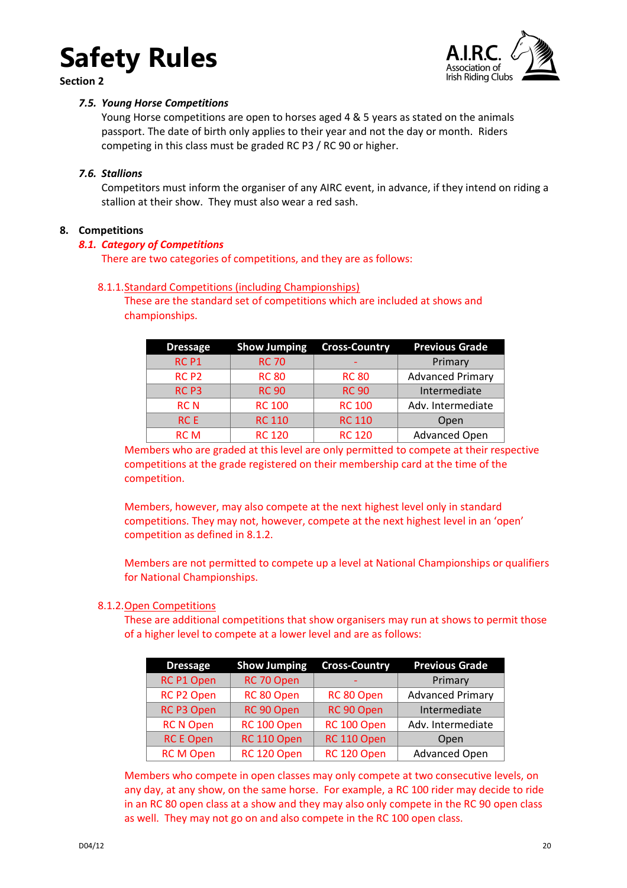#### 7.5. *Young Horse Competitions*

Young Horse competitions are open to horses aged 4 & 5 years as stated on the animals passport. The date of birth only applies to their year and not the day or month. Riders competing in this class must be graded RC P3 / RC 90 or higher.

#### 7.6. *Stallions*

Competitors must inform the organiser of any AIRC event, in advance, if they intend on riding a stallion at their show. They must also wear a red sash.

### 8. Competitions

#### 8.1. *Category of Competitions*

There are two categories of competitions, and they are as follows:

##### 8.1.1. Standard Competitions (including Championships)

These are the standard set of competitions which are included at shows and championships.

| Dressage | Show Jumping | Cross-Country | Previous Grade |
|---|---|---|---|
| RC P1 | RC 70 | - | Primary |
| RC P2 | RC 80 | RC 80 | Advanced Primary |
| RC P3 | RC 90 | RC 90 | Intermediate |
| RC N | RC 100 | RC 100 | Adv. Intermediate |
| RC E | RC 110 | RC 110 | Open |
| RC M | RC 120 | RC 120 | Advanced Open |

Members who are graded at this level are only permitted to compete at their respective competitions at the grade registered on their membership card at the time of the competition.

Members, however, may also compete at the next highest level only in standard competitions. They may not, however, compete at the next highest level in an 'open' competition as defined in 8.1.2.

Members are not permitted to compete up a level at National Championships or qualifiers for National Championships.

##### 8.1.2. Open Competitions

These are additional competitions that show organisers may run at shows to permit those of a higher level to compete at a lower level and are as follows:

| Dressage | Show Jumping | Cross-Country | Previous Grade |
|---|---|---|---|
| RC P1 Open | RC 70 Open | - | Primary |
| RC P2 Open | RC 80 Open | RC 80 Open | Advanced Primary |
| RC P3 Open | RC 90 Open | RC 90 Open | Intermediate |
| RC N Open | RC 100 Open | RC 100 Open | Adv. Intermediate |
| RC E Open | RC 110 Open | RC 110 Open | Open |
| RC M Open | RC 120 Open | RC 120 Open | Advanced Open |

Members who compete in open classes may only compete at two consecutive levels, on any day, at any show, on the same horse. For example, a RC 100 rider may decide to ride in an RC 80 open class at a show and they may also only compete in the RC 90 open class as well. They may not go on and also compete in the RC 100 open class.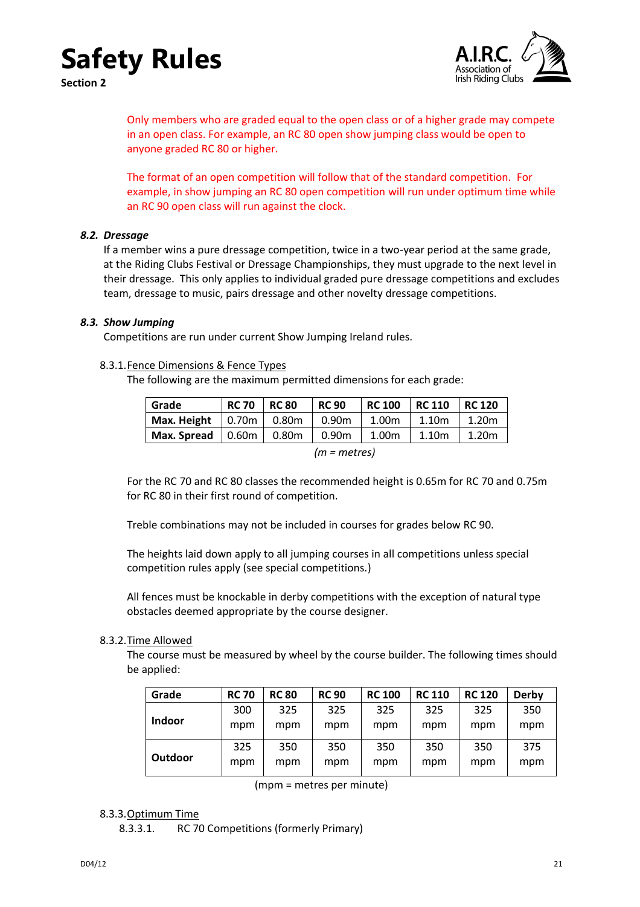Only members who are graded equal to the open class or of a higher grade may compete in an open class. For example, an RC 80 open show jumping class would be open to anyone graded RC 80 or higher.

The format of an open competition will follow that of the standard competition. For example, in show jumping an RC 80 open competition will run under optimum time while an RC 90 open class will run against the clock.

### *8.2. Dressage*

If a member wins a pure dressage competition, twice in a two-year period at the same grade, at the Riding Clubs Festival or Dressage Championships, they must upgrade to the next level in their dressage. This only applies to individual graded pure dressage competitions and excludes team, dressage to music, pairs dressage and other novelty dressage competitions.

### *8.3. Show Jumping*

Competitions are run under current Show Jumping Ireland rules.

#### 8.3.1. Fence Dimensions & Fence Types

The following are the maximum permitted dimensions for each grade:

| Grade | RC 70 | RC 80 | RC 90 | RC 100 | RC 110 | RC 120 |
|---|---|---|---|---|---|---|
| Max. Height | 0.70m | 0.80m | 0.90m | 1.00m | 1.10m | 1.20m |
| Max. Spread | 0.60m | 0.80m | 0.90m | 1.00m | 1.10m | 1.20m |

*(m = metres)*

For the RC 70 and RC 80 classes the recommended height is 0.65m for RC 70 and 0.75m for RC 80 in their first round of competition.

Treble combinations may not be included in courses for grades below RC 90.

The heights laid down apply to all jumping courses in all competitions unless special competition rules apply (see special competitions.)

All fences must be knockable in derby competitions with the exception of natural type obstacles deemed appropriate by the course designer.

#### 8.3.2. Time Allowed

The course must be measured by wheel by the course builder. The following times should be applied:

| Grade | RC 70 | RC 80 | RC 90 | RC 100 | RC 110 | RC 120 | Derby |
|---|---|---|---|---|---|---|---|
| Indoor | 300 mpm | 325 mpm | 325 mpm | 325 mpm | 325 mpm | 325 mpm | 350 mpm |
| Outdoor | 325 mpm | 350 mpm | 350 mpm | 350 mpm | 350 mpm | 350 mpm | 375 mpm |

(mpm = metres per minute)

#### 8.3.3. Optimum Time

8.3.3.1. RC 70 Competitions (formerly Primary)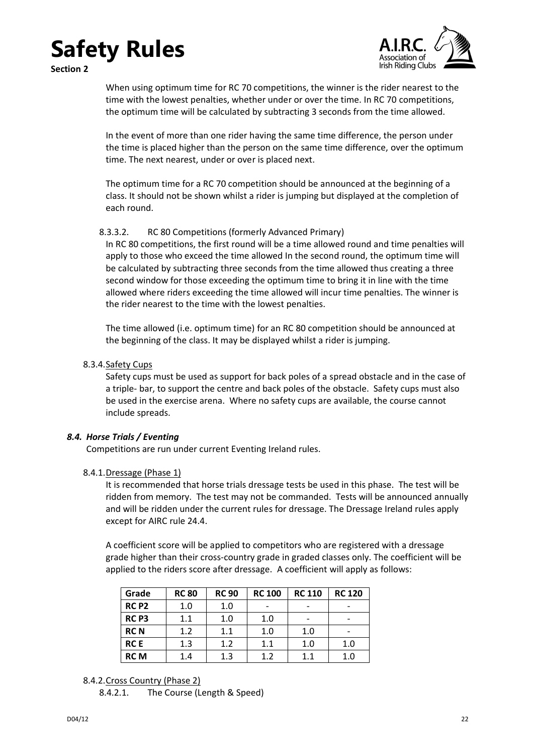When using optimum time for RC 70 competitions, the winner is the rider nearest to the time with the lowest penalties, whether under or over the time. In RC 70 competitions, the optimum time will be calculated by subtracting 3 seconds from the time allowed.

In the event of more than one rider having the same time difference, the person under the time is placed higher than the person on the same time difference, over the optimum time. The next nearest, under or over is placed next.

The optimum time for a RC 70 competition should be announced at the beginning of a class. It should not be shown whilst a rider is jumping but displayed at the completion of each round.

8.3.3.2. RC 80 Competitions (formerly Advanced Primary)

In RC 80 competitions, the first round will be a time allowed round and time penalties will apply to those who exceed the time allowed In the second round, the optimum time will be calculated by subtracting three seconds from the time allowed thus creating a three second window for those exceeding the optimum time to bring it in line with the time allowed where riders exceeding the time allowed will incur time penalties. The winner is the rider nearest to the time with the lowest penalties.

The time allowed (i.e. optimum time) for an RC 80 competition should be announced at the beginning of the class. It may be displayed whilst a rider is jumping.

8.3.4. Safety Cups

Safety cups must be used as support for back poles of a spread obstacle and in the case of a triple- bar, to support the centre and back poles of the obstacle. Safety cups must also be used in the exercise arena. Where no safety cups are available, the course cannot include spreads.

### *8.4. Horse Trials / Eventing*

Competitions are run under current Eventing Ireland rules.

8.4.1. Dressage (Phase 1)

It is recommended that horse trials dressage tests be used in this phase. The test will be ridden from memory. The test may not be commanded. Tests will be announced annually and will be ridden under the current rules for dressage. The Dressage Ireland rules apply except for AIRC rule 24.4.

A coefficient score will be applied to competitors who are registered with a dressage grade higher than their cross-country grade in graded classes only. The coefficient will be applied to the riders score after dressage. A coefficient will apply as follows:

| Grade | RC 80 | RC 90 | RC 100 | RC 110 | RC 120 |
|---|---|---|---|---|---|
| RC P2 | 1.0 | 1.0 | - | - | - |
| RC P3 | 1.1 | 1.0 | 1.0 | - | - |
| RC N | 1.2 | 1.1 | 1.0 | 1.0 | - |
| RC E | 1.3 | 1.2 | 1.1 | 1.0 | 1.0 |
| RC M | 1.4 | 1.3 | 1.2 | 1.1 | 1.0 |

8.4.2. Cross Country (Phase 2)

8.4.2.1. The Course (Length & Speed)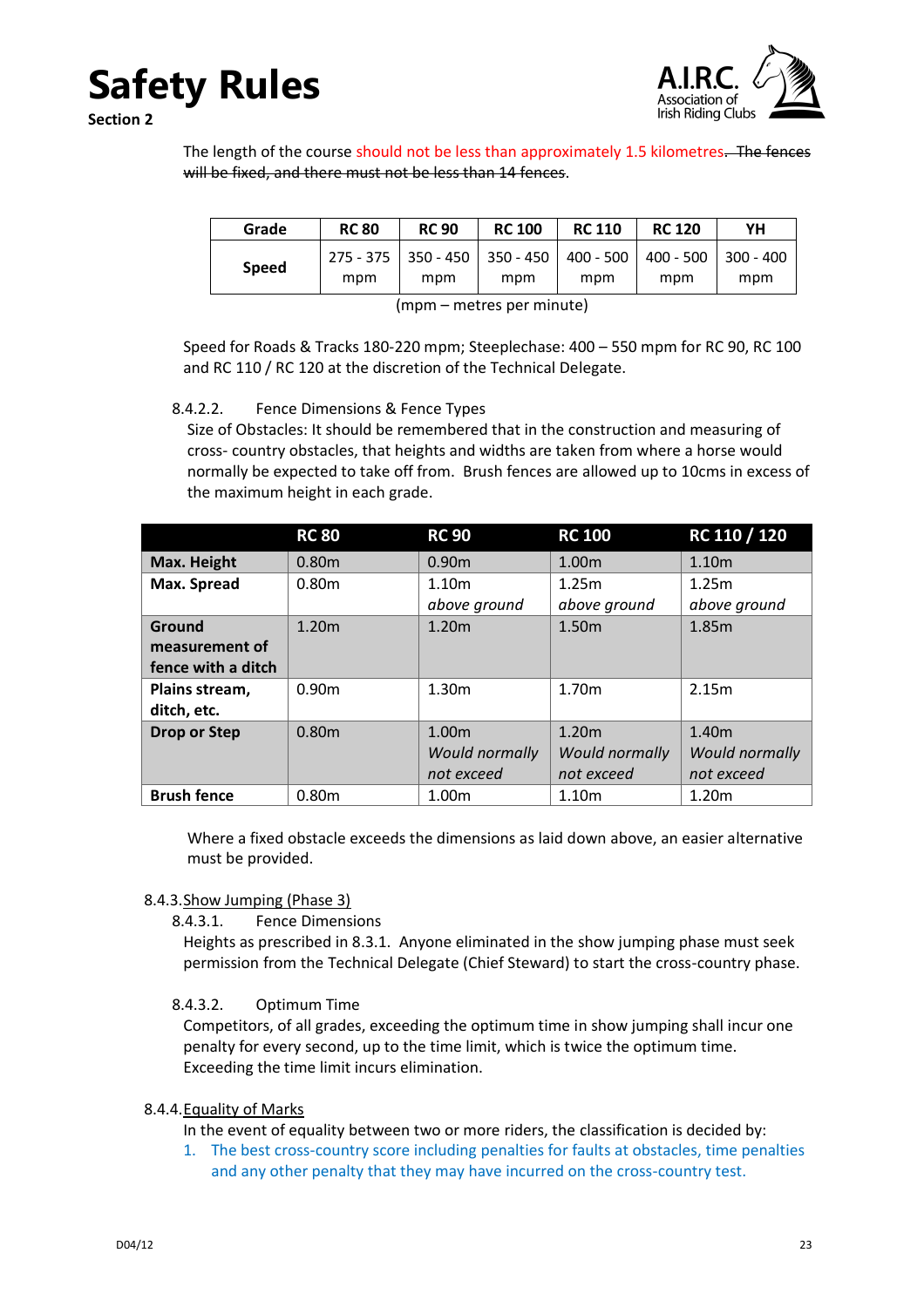The length of the course should not be less than approximately 1.5 kilometres. ~~The fences will be fixed, and there must not be less than 14 fences.~~

| Grade | RC 80 | RC 90 | RC 100 | RC 110 | RC 120 | YH |
|---|---|---|---|---|---|---|
| Speed | 275 - 375 mpm | 350 - 450 mpm | 350 - 450 mpm | 400 - 500 mpm | 400 - 500 mpm | 300 - 400 mpm |

(mpm – metres per minute)

Speed for Roads & Tracks 180-220 mpm; Steeplechase: 400 – 550 mpm for RC 90, RC 100 and RC 110 / RC 120 at the discretion of the Technical Delegate.

8.4.2.2. Fence Dimensions & Fence Types

Size of Obstacles: It should be remembered that in the construction and measuring of cross- country obstacles, that heights and widths are taken from where a horse would normally be expected to take off from. Brush fences are allowed up to 10cms in excess of the maximum height in each grade.

| | RC 80 | RC 90 | RC 100 | RC 110 / 120 |
|---|---|---|---|---|
| **Max. Height** | 0.80m | 0.90m | 1.00m | 1.10m |
| **Max. Spread** | 0.80m | 1.10m *above ground* | 1.25m *above ground* | 1.25m *above ground* |
| **Ground measurement of fence with a ditch** | 1.20m | 1.20m | 1.50m | 1.85m |
| **Plains stream, ditch, etc.** | 0.90m | 1.30m | 1.70m | 2.15m |
| **Drop or Step** | 0.80m | 1.00m *Would normally not exceed* | 1.20m *Would normally not exceed* | 1.40m *Would normally not exceed* |
| **Brush fence** | 0.80m | 1.00m | 1.10m | 1.20m |

Where a fixed obstacle exceeds the dimensions as laid down above, an easier alternative must be provided.

8.4.3. Show Jumping (Phase 3)

8.4.3.1. Fence Dimensions

Heights as prescribed in 8.3.1. Anyone eliminated in the show jumping phase must seek permission from the Technical Delegate (Chief Steward) to start the cross-country phase.

8.4.3.2. Optimum Time

Competitors, of all grades, exceeding the optimum time in show jumping shall incur one penalty for every second, up to the time limit, which is twice the optimum time. Exceeding the time limit incurs elimination.

8.4.4. Equality of Marks

In the event of equality between two or more riders, the classification is decided by:

1. The best cross-country score including penalties for faults at obstacles, time penalties and any other penalty that they may have incurred on the cross-country test.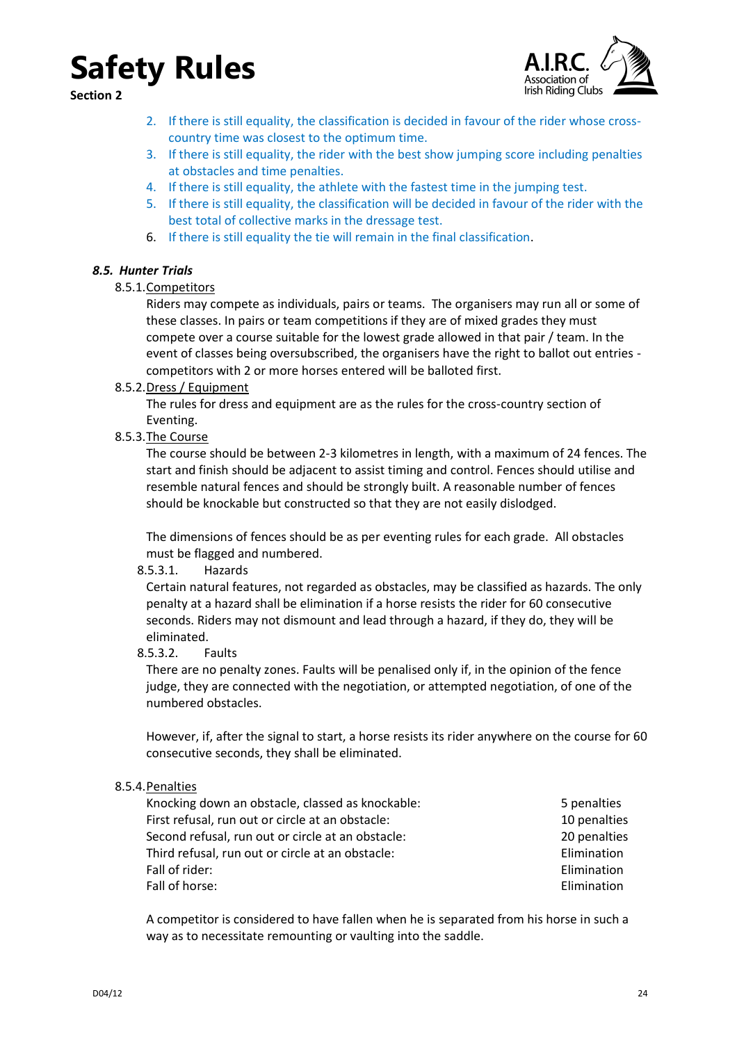2. If there is still equality, the classification is decided in favour of the rider whose cross-country time was closest to the optimum time.
3. If there is still equality, the rider with the best show jumping score including penalties at obstacles and time penalties.
4. If there is still equality, the athlete with the fastest time in the jumping test.
5. If there is still equality, the classification will be decided in favour of the rider with the best total of collective marks in the dressage test.
6. If there is still equality the tie will remain in the final classification.

### *8.5. Hunter Trials*

8.5.1. Competitors

Riders may compete as individuals, pairs or teams. The organisers may run all or some of these classes. In pairs or team competitions if they are of mixed grades they must compete over a course suitable for the lowest grade allowed in that pair / team. In the event of classes being oversubscribed, the organisers have the right to ballot out entries - competitors with 2 or more horses entered will be balloted first.

8.5.2. Dress / Equipment

The rules for dress and equipment are as the rules for the cross-country section of Eventing.

8.5.3. The Course

The course should be between 2-3 kilometres in length, with a maximum of 24 fences. The start and finish should be adjacent to assist timing and control. Fences should utilise and resemble natural fences and should be strongly built. A reasonable number of fences should be knockable but constructed so that they are not easily dislodged.

The dimensions of fences should be as per eventing rules for each grade. All obstacles must be flagged and numbered.

8.5.3.1. Hazards

Certain natural features, not regarded as obstacles, may be classified as hazards. The only penalty at a hazard shall be elimination if a horse resists the rider for 60 consecutive seconds. Riders may not dismount and lead through a hazard, if they do, they will be eliminated.

8.5.3.2. Faults

There are no penalty zones. Faults will be penalised only if, in the opinion of the fence judge, they are connected with the negotiation, or attempted negotiation, of one of the numbered obstacles.

However, if, after the signal to start, a horse resists its rider anywhere on the course for 60 consecutive seconds, they shall be eliminated.

8.5.4. Penalties

| | |
|---|---|
| Knocking down an obstacle, classed as knockable: | 5 penalties |
| First refusal, run out or circle at an obstacle: | 10 penalties |
| Second refusal, run out or circle at an obstacle: | 20 penalties |
| Third refusal, run out or circle at an obstacle: | Elimination |
| Fall of rider: | Elimination |
| Fall of horse: | Elimination |

A competitor is considered to have fallen when he is separated from his horse in such a way as to necessitate remounting or vaulting into the saddle.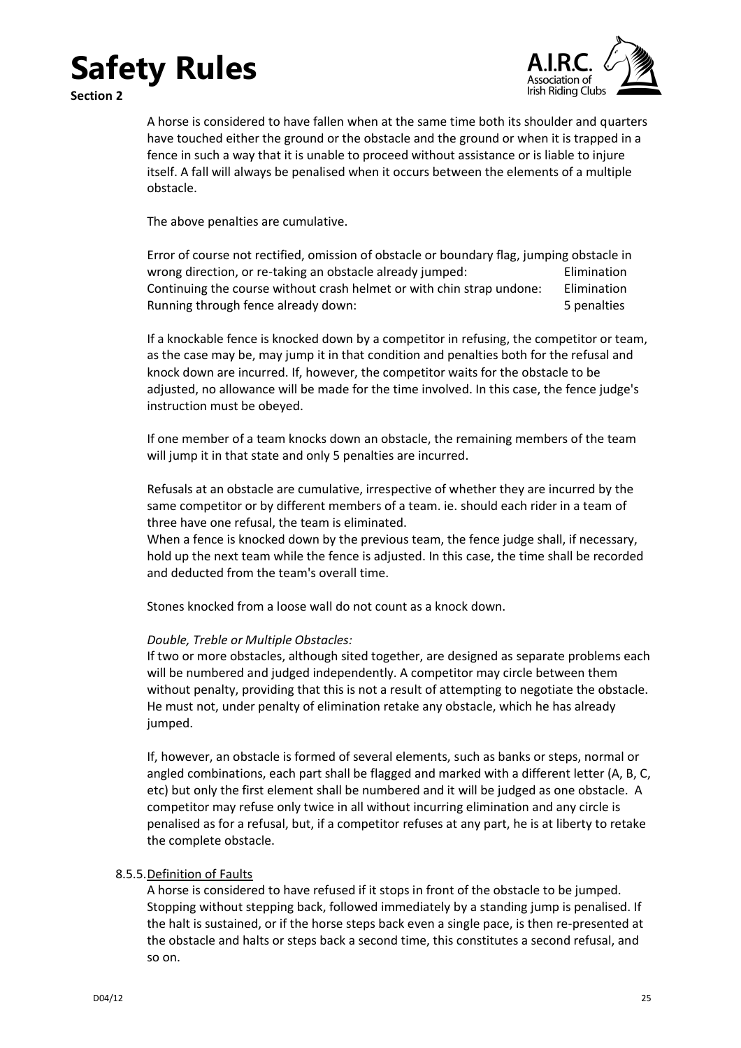A horse is considered to have fallen when at the same time both its shoulder and quarters have touched either the ground or the obstacle and the ground or when it is trapped in a fence in such a way that it is unable to proceed without assistance or is liable to injure itself. A fall will always be penalised when it occurs between the elements of a multiple obstacle.

The above penalties are cumulative.

| | |
|---|---|
| Error of course not rectified, omission of obstacle or boundary flag, jumping obstacle in wrong direction, or re-taking an obstacle already jumped: | Elimination |
| Continuing the course without crash helmet or with chin strap undone: | Elimination |
| Running through fence already down: | 5 penalties |

If a knockable fence is knocked down by a competitor in refusing, the competitor or team, as the case may be, may jump it in that condition and penalties both for the refusal and knock down are incurred. If, however, the competitor waits for the obstacle to be adjusted, no allowance will be made for the time involved. In this case, the fence judge's instruction must be obeyed.

If one member of a team knocks down an obstacle, the remaining members of the team will jump it in that state and only 5 penalties are incurred.

Refusals at an obstacle are cumulative, irrespective of whether they are incurred by the same competitor or by different members of a team. ie. should each rider in a team of three have one refusal, the team is eliminated.
When a fence is knocked down by the previous team, the fence judge shall, if necessary, hold up the next team while the fence is adjusted. In this case, the time shall be recorded and deducted from the team's overall time.

Stones knocked from a loose wall do not count as a knock down.

*Double, Treble or Multiple Obstacles:*
If two or more obstacles, although sited together, are designed as separate problems each will be numbered and judged independently. A competitor may circle between them without penalty, providing that this is not a result of attempting to negotiate the obstacle. He must not, under penalty of elimination retake any obstacle, which he has already jumped.

If, however, an obstacle is formed of several elements, such as banks or steps, normal or angled combinations, each part shall be flagged and marked with a different letter (A, B, C, etc) but only the first element shall be numbered and it will be judged as one obstacle. A competitor may refuse only twice in all without incurring elimination and any circle is penalised as for a refusal, but, if a competitor refuses at any part, he is at liberty to retake the complete obstacle.

8.5.5. <u>Definition of Faults</u>

A horse is considered to have refused if it stops in front of the obstacle to be jumped. Stopping without stepping back, followed immediately by a standing jump is penalised. If the halt is sustained, or if the horse steps back even a single pace, is then re-presented at the obstacle and halts or steps back a second time, this constitutes a second refusal, and so on.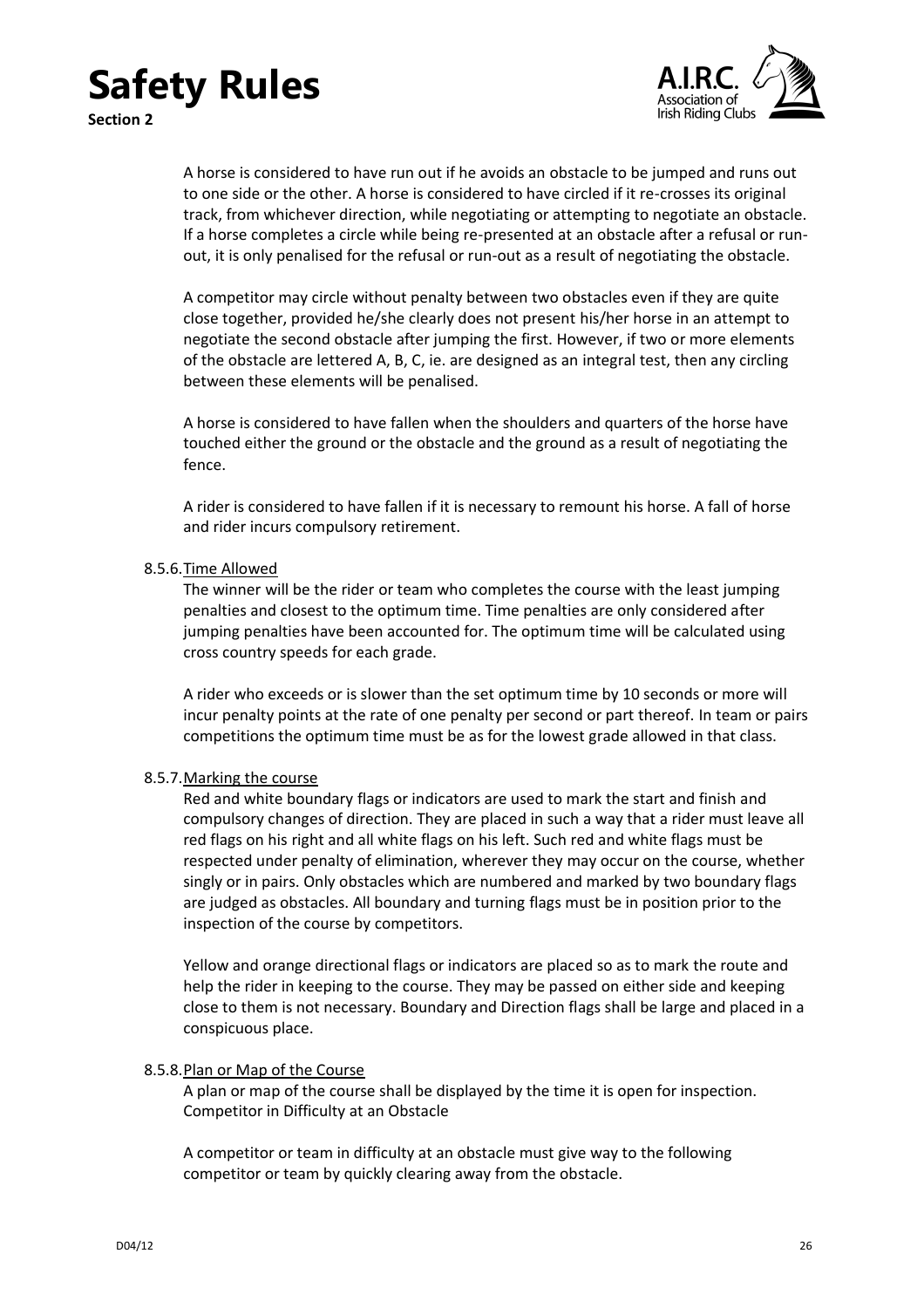A horse is considered to have run out if he avoids an obstacle to be jumped and runs out to one side or the other. A horse is considered to have circled if it re-crosses its original track, from whichever direction, while negotiating or attempting to negotiate an obstacle. If a horse completes a circle while being re-presented at an obstacle after a refusal or run-out, it is only penalised for the refusal or run-out as a result of negotiating the obstacle.

A competitor may circle without penalty between two obstacles even if they are quite close together, provided he/she clearly does not present his/her horse in an attempt to negotiate the second obstacle after jumping the first. However, if two or more elements of the obstacle are lettered A, B, C, ie. are designed as an integral test, then any circling between these elements will be penalised.

A horse is considered to have fallen when the shoulders and quarters of the horse have touched either the ground or the obstacle and the ground as a result of negotiating the fence.

A rider is considered to have fallen if it is necessary to remount his horse. A fall of horse and rider incurs compulsory retirement.

### 8.5.6. Time Allowed

The winner will be the rider or team who completes the course with the least jumping penalties and closest to the optimum time. Time penalties are only considered after jumping penalties have been accounted for. The optimum time will be calculated using cross country speeds for each grade.

A rider who exceeds or is slower than the set optimum time by 10 seconds or more will incur penalty points at the rate of one penalty per second or part thereof. In team or pairs competitions the optimum time must be as for the lowest grade allowed in that class.

### 8.5.7. Marking the course

Red and white boundary flags or indicators are used to mark the start and finish and compulsory changes of direction. They are placed in such a way that a rider must leave all red flags on his right and all white flags on his left. Such red and white flags must be respected under penalty of elimination, wherever they may occur on the course, whether singly or in pairs. Only obstacles which are numbered and marked by two boundary flags are judged as obstacles. All boundary and turning flags must be in position prior to the inspection of the course by competitors.

Yellow and orange directional flags or indicators are placed so as to mark the route and help the rider in keeping to the course. They may be passed on either side and keeping close to them is not necessary. Boundary and Direction flags shall be large and placed in a conspicuous place.

### 8.5.8. Plan or Map of the Course

A plan or map of the course shall be displayed by the time it is open for inspection.
Competitor in Difficulty at an Obstacle

A competitor or team in difficulty at an obstacle must give way to the following competitor or team by quickly clearing away from the obstacle.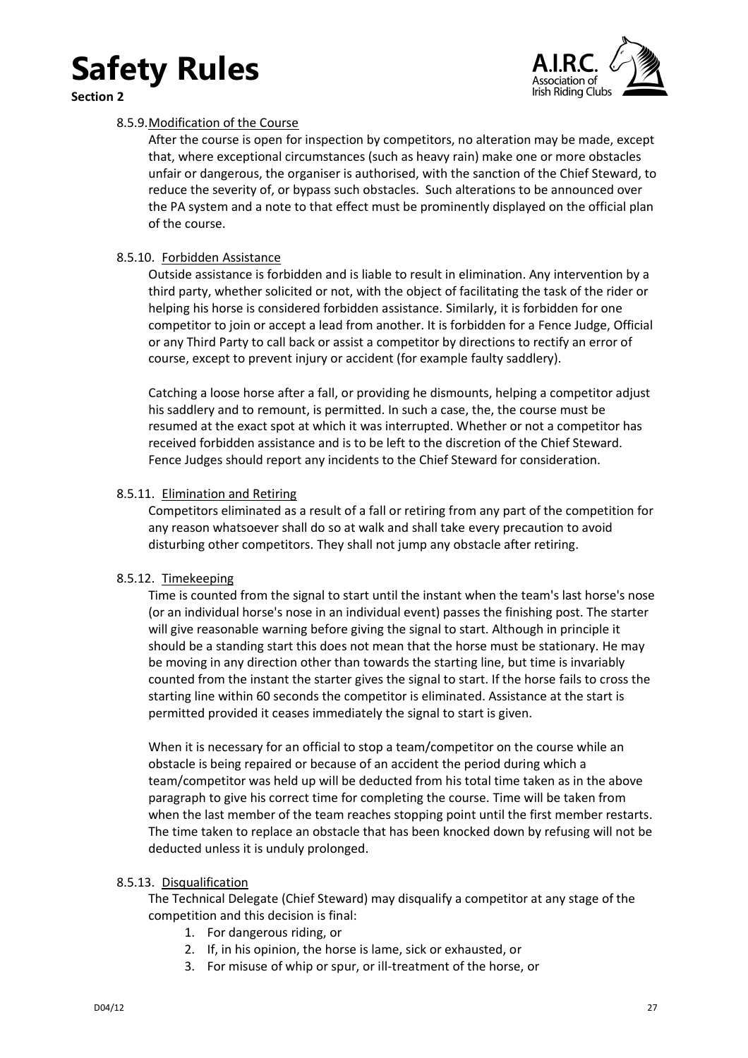# Safety Rules

**Section 2**

8.5.9. Modification of the Course

After the course is open for inspection by competitors, no alteration may be made, except that, where exceptional circumstances (such as heavy rain) make one or more obstacles unfair or dangerous, the organiser is authorised, with the sanction of the Chief Steward, to reduce the severity of, or bypass such obstacles. Such alterations to be announced over the PA system and a note to that effect must be prominently displayed on the official plan of the course.

8.5.10. Forbidden Assistance

Outside assistance is forbidden and is liable to result in elimination. Any intervention by a third party, whether solicited or not, with the object of facilitating the task of the rider or helping his horse is considered forbidden assistance. Similarly, it is forbidden for one competitor to join or accept a lead from another. It is forbidden for a Fence Judge, Official or any Third Party to call back or assist a competitor by directions to rectify an error of course, except to prevent injury or accident (for example faulty saddlery).

Catching a loose horse after a fall, or providing he dismounts, helping a competitor adjust his saddlery and to remount, is permitted. In such a case, the, the course must be resumed at the exact spot at which it was interrupted. Whether or not a competitor has received forbidden assistance and is to be left to the discretion of the Chief Steward. Fence Judges should report any incidents to the Chief Steward for consideration.

8.5.11. Elimination and Retiring

Competitors eliminated as a result of a fall or retiring from any part of the competition for any reason whatsoever shall do so at walk and shall take every precaution to avoid disturbing other competitors. They shall not jump any obstacle after retiring.

8.5.12. Timekeeping

Time is counted from the signal to start until the instant when the team's last horse's nose (or an individual horse's nose in an individual event) passes the finishing post. The starter will give reasonable warning before giving the signal to start. Although in principle it should be a standing start this does not mean that the horse must be stationary. He may be moving in any direction other than towards the starting line, but time is invariably counted from the instant the starter gives the signal to start. If the horse fails to cross the starting line within 60 seconds the competitor is eliminated. Assistance at the start is permitted provided it ceases immediately the signal to start is given.

When it is necessary for an official to stop a team/competitor on the course while an obstacle is being repaired or because of an accident the period during which a team/competitor was held up will be deducted from his total time taken as in the above paragraph to give his correct time for completing the course. Time will be taken from when the last member of the team reaches stopping point until the first member restarts. The time taken to replace an obstacle that has been knocked down by refusing will not be deducted unless it is unduly prolonged.

8.5.13. Disqualification

The Technical Delegate (Chief Steward) may disqualify a competitor at any stage of the competition and this decision is final:

1. For dangerous riding, or
2. If, in his opinion, the horse is lame, sick or exhausted, or
3. For misuse of whip or spur, or ill-treatment of the horse, or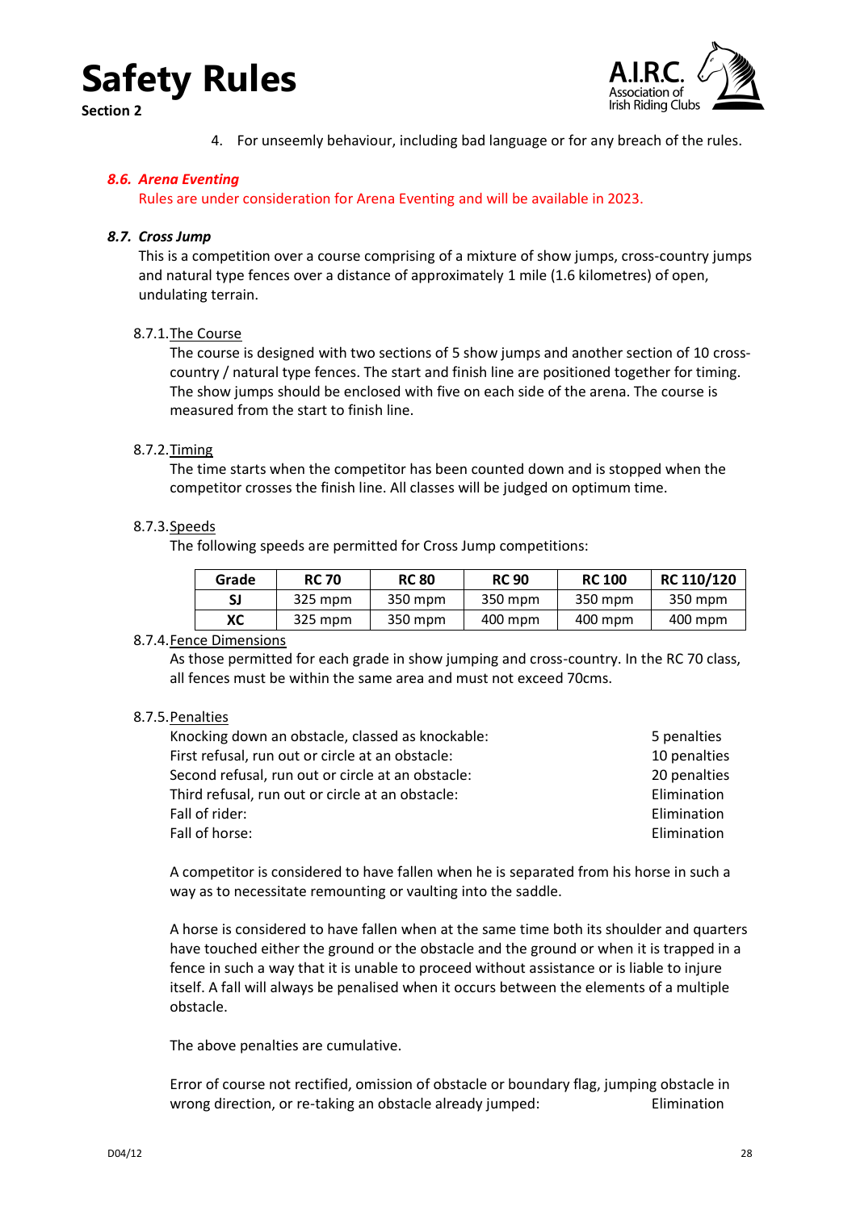4. For unseemly behaviour, including bad language or for any breach of the rules.

### *8.6. Arena Eventing*

Rules are under consideration for Arena Eventing and will be available in 2023.

### *8.7. Cross Jump*

This is a competition over a course comprising of a mixture of show jumps, cross-country jumps and natural type fences over a distance of approximately 1 mile (1.6 kilometres) of open, undulating terrain.

#### 8.7.1. The Course

The course is designed with two sections of 5 show jumps and another section of 10 cross-country / natural type fences. The start and finish line are positioned together for timing. The show jumps should be enclosed with five on each side of the arena. The course is measured from the start to finish line.

#### 8.7.2. Timing

The time starts when the competitor has been counted down and is stopped when the competitor crosses the finish line. All classes will be judged on optimum time.

#### 8.7.3. Speeds

The following speeds are permitted for Cross Jump competitions:

| Grade | RC 70 | RC 80 | RC 90 | RC 100 | RC 110/120 |
|---|---|---|---|---|---|
| **SJ** | 325 mpm | 350 mpm | 350 mpm | 350 mpm | 350 mpm |
| **XC** | 325 mpm | 350 mpm | 400 mpm | 400 mpm | 400 mpm |

#### 8.7.4. Fence Dimensions

As those permitted for each grade in show jumping and cross-country. In the RC 70 class, all fences must be within the same area and must not exceed 70cms.

#### 8.7.5. Penalties

| | |
|---|---|
| Knocking down an obstacle, classed as knockable: | 5 penalties |
| First refusal, run out or circle at an obstacle: | 10 penalties |
| Second refusal, run out or circle at an obstacle: | 20 penalties |
| Third refusal, run out or circle at an obstacle: | Elimination |
| Fall of rider: | Elimination |
| Fall of horse: | Elimination |

A competitor is considered to have fallen when he is separated from his horse in such a way as to necessitate remounting or vaulting into the saddle.

A horse is considered to have fallen when at the same time both its shoulder and quarters have touched either the ground or the obstacle and the ground or when it is trapped in a fence in such a way that it is unable to proceed without assistance or is liable to injure itself. A fall will always be penalised when it occurs between the elements of a multiple obstacle.

The above penalties are cumulative.

Error of course not rectified, omission of obstacle or boundary flag, jumping obstacle in wrong direction, or re-taking an obstacle already jumped: Elimination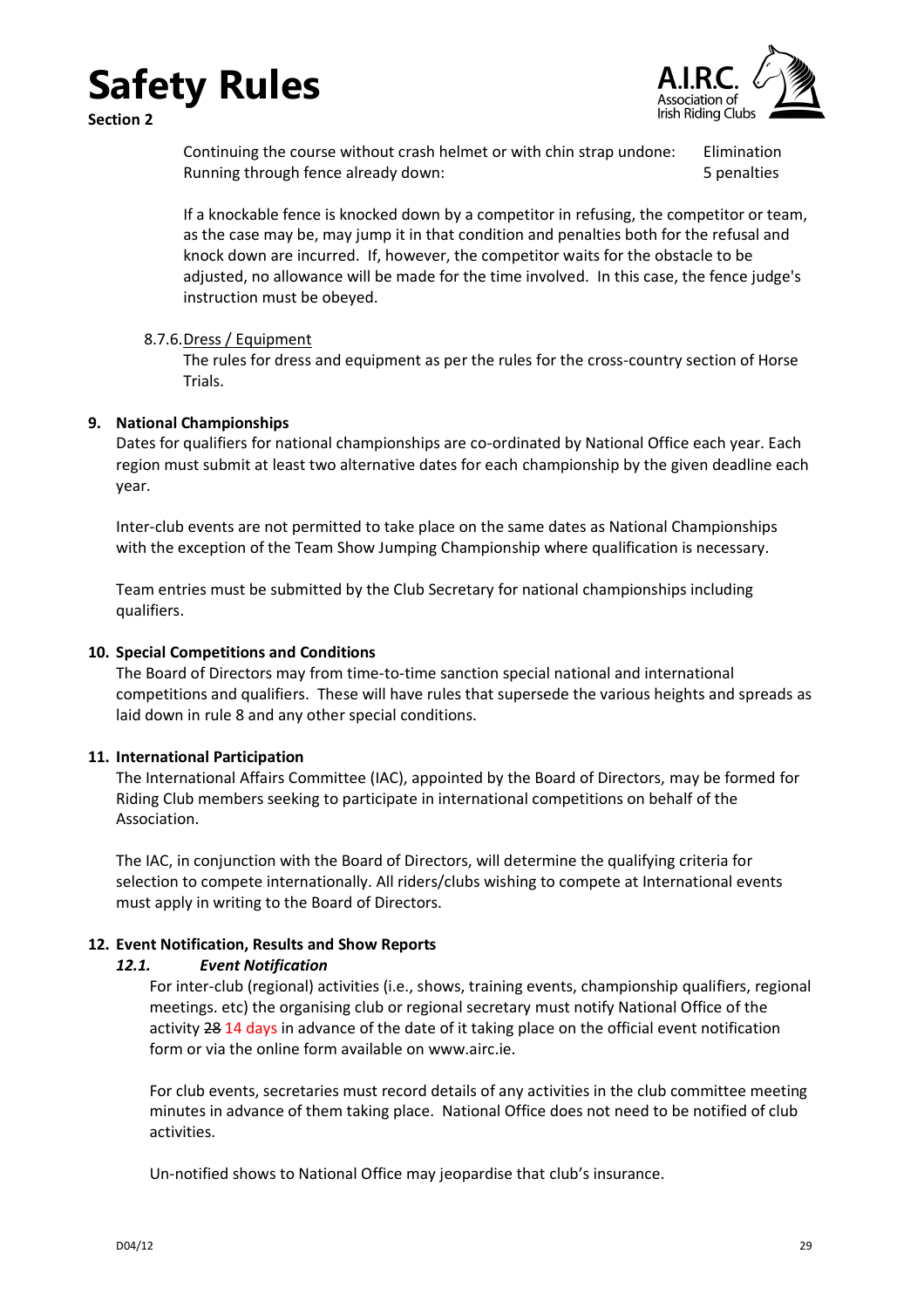Continuing the course without crash helmet or with chin strap undone: Elimination
Running through fence already down: 5 penalties

If a knockable fence is knocked down by a competitor in refusing, the competitor or team, as the case may be, may jump it in that condition and penalties both for the refusal and knock down are incurred. If, however, the competitor waits for the obstacle to be adjusted, no allowance will be made for the time involved. In this case, the fence judge's instruction must be obeyed.

8.7.6. Dress / Equipment

The rules for dress and equipment as per the rules for the cross-country section of Horse Trials.

## 9. National Championships

Dates for qualifiers for national championships are co-ordinated by National Office each year. Each region must submit at least two alternative dates for each championship by the given deadline each year.

Inter-club events are not permitted to take place on the same dates as National Championships with the exception of the Team Show Jumping Championship where qualification is necessary.

Team entries must be submitted by the Club Secretary for national championships including qualifiers.

## 10. Special Competitions and Conditions

The Board of Directors may from time-to-time sanction special national and international competitions and qualifiers. These will have rules that supersede the various heights and spreads as laid down in rule 8 and any other special conditions.

## 11. International Participation

The International Affairs Committee (IAC), appointed by the Board of Directors, may be formed for Riding Club members seeking to participate in international competitions on behalf of the Association.

The IAC, in conjunction with the Board of Directors, will determine the qualifying criteria for selection to compete internationally. All riders/clubs wishing to compete at International events must apply in writing to the Board of Directors.

## 12. Event Notification, Results and Show Reports

### *12.1. Event Notification*

For inter-club (regional) activities (i.e., shows, training events, championship qualifiers, regional meetings. etc) the organising club or regional secretary must notify National Office of the activity ~~28~~ 14 days in advance of the date of it taking place on the official event notification form or via the online form available on www.airc.ie.

For club events, secretaries must record details of any activities in the club committee meeting minutes in advance of them taking place. National Office does not need to be notified of club activities.

Un-notified shows to National Office may jeopardise that club's insurance.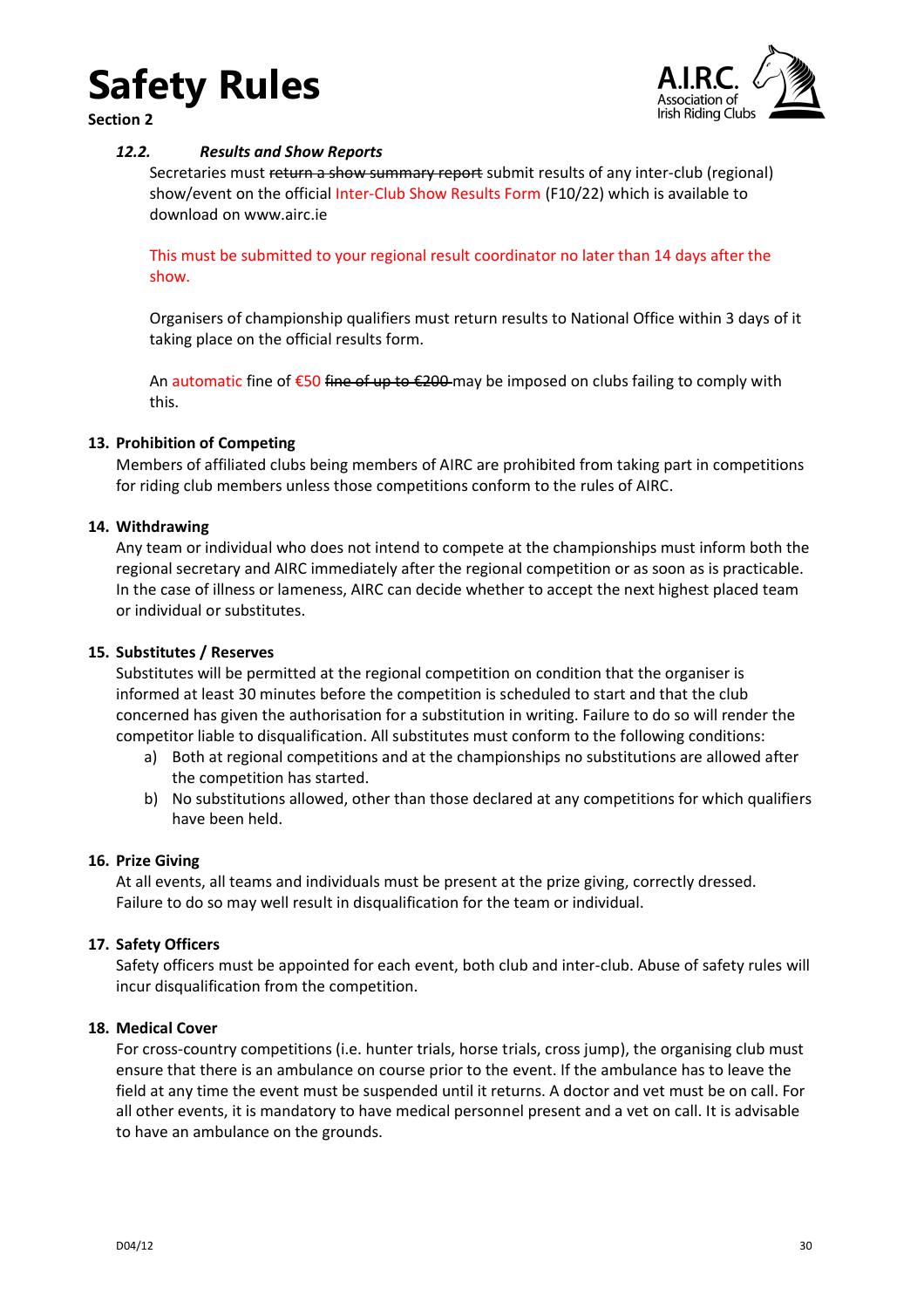# Safety Rules

**Section 2**

### *12.2. Results and Show Reports*

Secretaries must ~~return a show summary report~~ submit results of any inter-club (regional) show/event on the official Inter-Club Show Results Form (F10/22) which is available to download on www.airc.ie

This must be submitted to your regional result coordinator no later than 14 days after the show.

Organisers of championship qualifiers must return results to National Office within 3 days of it taking place on the official results form.

An automatic fine of €50 ~~fine of up to €200~~ may be imposed on clubs failing to comply with this.

### 13. Prohibition of Competing

Members of affiliated clubs being members of AIRC are prohibited from taking part in competitions for riding club members unless those competitions conform to the rules of AIRC.

### 14. Withdrawing

Any team or individual who does not intend to compete at the championships must inform both the regional secretary and AIRC immediately after the regional competition or as soon as is practicable. In the case of illness or lameness, AIRC can decide whether to accept the next highest placed team or individual or substitutes.

### 15. Substitutes / Reserves

Substitutes will be permitted at the regional competition on condition that the organiser is informed at least 30 minutes before the competition is scheduled to start and that the club concerned has given the authorisation for a substitution in writing. Failure to do so will render the competitor liable to disqualification. All substitutes must conform to the following conditions:

a) Both at regional competitions and at the championships no substitutions are allowed after the competition has started.
b) No substitutions allowed, other than those declared at any competitions for which qualifiers have been held.

### 16. Prize Giving

At all events, all teams and individuals must be present at the prize giving, correctly dressed. Failure to do so may well result in disqualification for the team or individual.

### 17. Safety Officers

Safety officers must be appointed for each event, both club and inter-club. Abuse of safety rules will incur disqualification from the competition.

### 18. Medical Cover

For cross-country competitions (i.e. hunter trials, horse trials, cross jump), the organising club must ensure that there is an ambulance on course prior to the event. If the ambulance has to leave the field at any time the event must be suspended until it returns. A doctor and vet must be on call. For all other events, it is mandatory to have medical personnel present and a vet on call. It is advisable to have an ambulance on the grounds.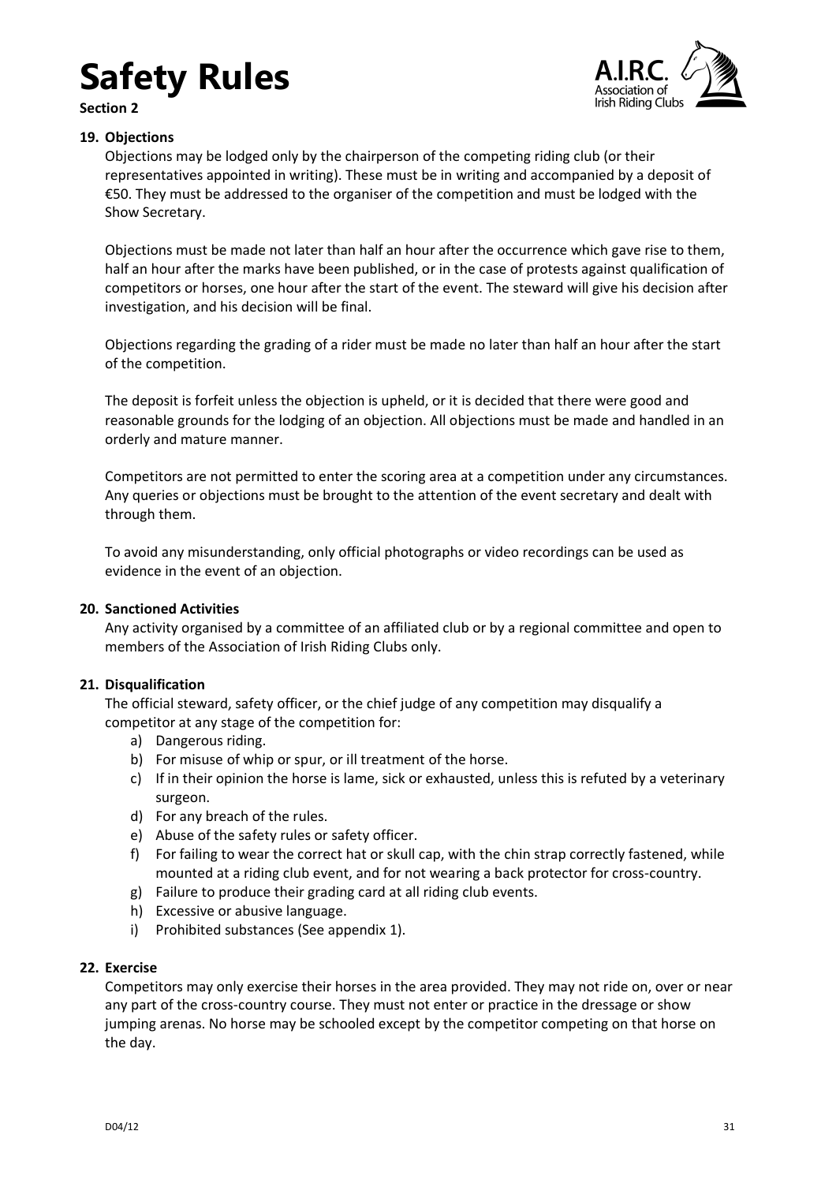# Safety Rules

**Section 2**

**19. Objections**

Objections may be lodged only by the chairperson of the competing riding club (or their representatives appointed in writing). These must be in writing and accompanied by a deposit of €50. They must be addressed to the organiser of the competition and must be lodged with the Show Secretary.

Objections must be made not later than half an hour after the occurrence which gave rise to them, half an hour after the marks have been published, or in the case of protests against qualification of competitors or horses, one hour after the start of the event. The steward will give his decision after investigation, and his decision will be final.

Objections regarding the grading of a rider must be made no later than half an hour after the start of the competition.

The deposit is forfeit unless the objection is upheld, or it is decided that there were good and reasonable grounds for the lodging of an objection. All objections must be made and handled in an orderly and mature manner.

Competitors are not permitted to enter the scoring area at a competition under any circumstances. Any queries or objections must be brought to the attention of the event secretary and dealt with through them.

To avoid any misunderstanding, only official photographs or video recordings can be used as evidence in the event of an objection.

**20. Sanctioned Activities**

Any activity organised by a committee of an affiliated club or by a regional committee and open to members of the Association of Irish Riding Clubs only.

**21. Disqualification**

The official steward, safety officer, or the chief judge of any competition may disqualify a competitor at any stage of the competition for:

a) Dangerous riding.
b) For misuse of whip or spur, or ill treatment of the horse.
c) If in their opinion the horse is lame, sick or exhausted, unless this is refuted by a veterinary surgeon.
d) For any breach of the rules.
e) Abuse of the safety rules or safety officer.
f) For failing to wear the correct hat or skull cap, with the chin strap correctly fastened, while mounted at a riding club event, and for not wearing a back protector for cross-country.
g) Failure to produce their grading card at all riding club events.
h) Excessive or abusive language.
i) Prohibited substances (See appendix 1).

**22. Exercise**

Competitors may only exercise their horses in the area provided. They may not ride on, over or near any part of the cross-country course. They must not enter or practice in the dressage or show jumping arenas. No horse may be schooled except by the competitor competing on that horse on the day.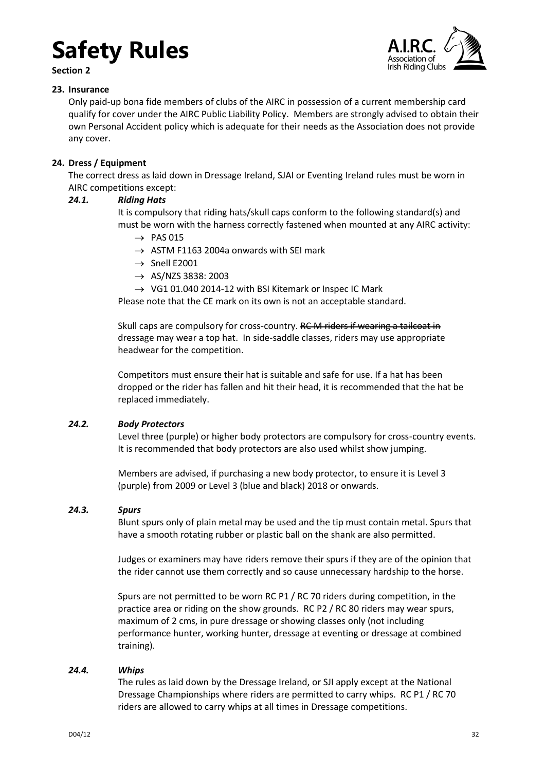# Safety Rules

**Section 2**

**23. Insurance**

Only paid-up bona fide members of clubs of the AIRC in possession of a current membership card qualify for cover under the AIRC Public Liability Policy. Members are strongly advised to obtain their own Personal Accident policy which is adequate for their needs as the Association does not provide any cover.

**24. Dress / Equipment**

The correct dress as laid down in Dressage Ireland, SJAI or Eventing Ireland rules must be worn in AIRC competitions except:

***24.1. Riding Hats***

It is compulsory that riding hats/skull caps conform to the following standard(s) and must be worn with the harness correctly fastened when mounted at any AIRC activity:

- → PAS 015
- → ASTM F1163 2004a onwards with SEI mark
- → Snell E2001
- → AS/NZS 3838: 2003
- → VG1 01.040 2014-12 with BSI Kitemark or Inspec IC Mark

Please note that the CE mark on its own is not an acceptable standard.

Skull caps are compulsory for cross-country. ~~RC M riders if wearing a tailcoat in dressage may wear a top hat.~~ In side-saddle classes, riders may use appropriate headwear for the competition.

Competitors must ensure their hat is suitable and safe for use. If a hat has been dropped or the rider has fallen and hit their head, it is recommended that the hat be replaced immediately.

***24.2. Body Protectors***

Level three (purple) or higher body protectors are compulsory for cross-country events. It is recommended that body protectors are also used whilst show jumping.

Members are advised, if purchasing a new body protector, to ensure it is Level 3 (purple) from 2009 or Level 3 (blue and black) 2018 or onwards.

***24.3. Spurs***

Blunt spurs only of plain metal may be used and the tip must contain metal. Spurs that have a smooth rotating rubber or plastic ball on the shank are also permitted.

Judges or examiners may have riders remove their spurs if they are of the opinion that the rider cannot use them correctly and so cause unnecessary hardship to the horse.

Spurs are not permitted to be worn RC P1 / RC 70 riders during competition, in the practice area or riding on the show grounds. RC P2 / RC 80 riders may wear spurs, maximum of 2 cms, in pure dressage or showing classes only (not including performance hunter, working hunter, dressage at eventing or dressage at combined training).

***24.4. Whips***

The rules as laid down by the Dressage Ireland, or SJI apply except at the National Dressage Championships where riders are permitted to carry whips. RC P1 / RC 70 riders are allowed to carry whips at all times in Dressage competitions.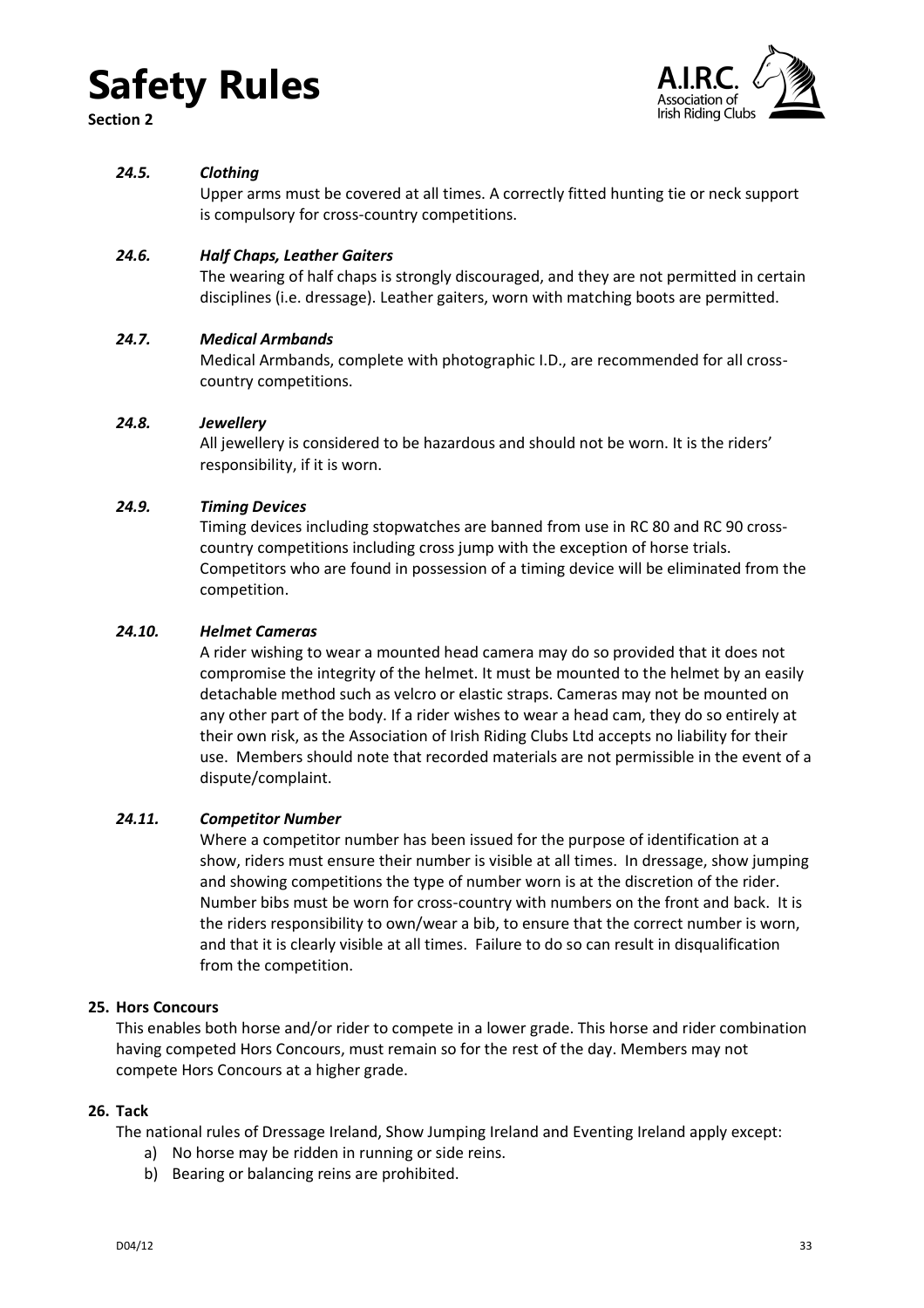# Safety Rules

**Section 2**

### *24.5. Clothing*

Upper arms must be covered at all times. A correctly fitted hunting tie or neck support is compulsory for cross-country competitions.

### *24.6. Half Chaps, Leather Gaiters*

The wearing of half chaps is strongly discouraged, and they are not permitted in certain disciplines (i.e. dressage). Leather gaiters, worn with matching boots are permitted.

### *24.7. Medical Armbands*

Medical Armbands, complete with photographic I.D., are recommended for all cross-country competitions.

### *24.8. Jewellery*

All jewellery is considered to be hazardous and should not be worn. It is the riders' responsibility, if it is worn.

### *24.9. Timing Devices*

Timing devices including stopwatches are banned from use in RC 80 and RC 90 cross-country competitions including cross jump with the exception of horse trials. Competitors who are found in possession of a timing device will be eliminated from the competition.

### *24.10. Helmet Cameras*

A rider wishing to wear a mounted head camera may do so provided that it does not compromise the integrity of the helmet. It must be mounted to the helmet by an easily detachable method such as velcro or elastic straps. Cameras may not be mounted on any other part of the body. If a rider wishes to wear a head cam, they do so entirely at their own risk, as the Association of Irish Riding Clubs Ltd accepts no liability for their use. Members should note that recorded materials are not permissible in the event of a dispute/complaint.

### *24.11. Competitor Number*

Where a competitor number has been issued for the purpose of identification at a show, riders must ensure their number is visible at all times. In dressage, show jumping and showing competitions the type of number worn is at the discretion of the rider. Number bibs must be worn for cross-country with numbers on the front and back. It is the riders responsibility to own/wear a bib, to ensure that the correct number is worn, and that it is clearly visible at all times. Failure to do so can result in disqualification from the competition.

## 25. Hors Concours

This enables both horse and/or rider to compete in a lower grade. This horse and rider combination having competed Hors Concours, must remain so for the rest of the day. Members may not compete Hors Concours at a higher grade.

## 26. Tack

The national rules of Dressage Ireland, Show Jumping Ireland and Eventing Ireland apply except:

a) No horse may be ridden in running or side reins.
b) Bearing or balancing reins are prohibited.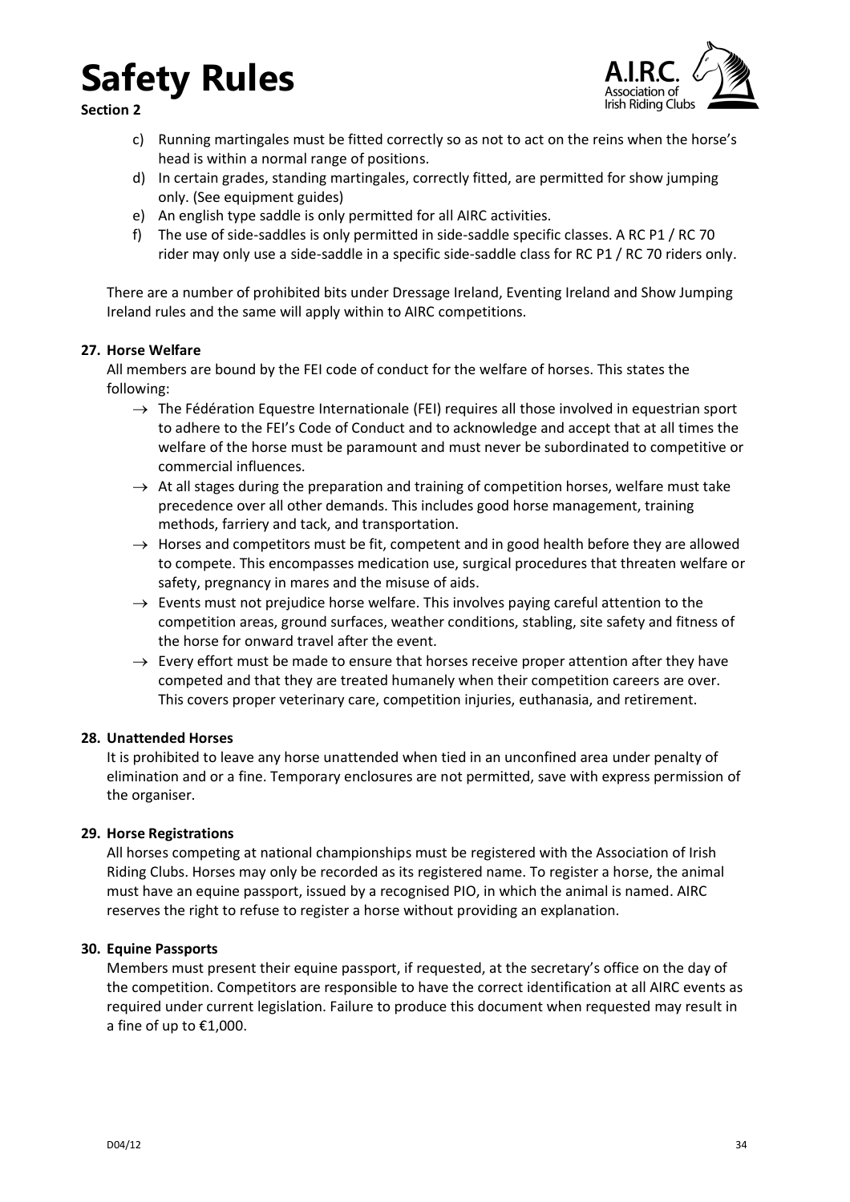# Safety Rules

**Section 2**

c) Running martingales must be fitted correctly so as not to act on the reins when the horse's head is within a normal range of positions.

d) In certain grades, standing martingales, correctly fitted, are permitted for show jumping only. (See equipment guides)

e) An english type saddle is only permitted for all AIRC activities.

f) The use of side-saddles is only permitted in side-saddle specific classes. A RC P1 / RC 70 rider may only use a side-saddle in a specific side-saddle class for RC P1 / RC 70 riders only.

There are a number of prohibited bits under Dressage Ireland, Eventing Ireland and Show Jumping Ireland rules and the same will apply within to AIRC competitions.

**27. Horse Welfare**

All members are bound by the FEI code of conduct for the welfare of horses. This states the following:

- → The Fédération Equestre Internationale (FEI) requires all those involved in equestrian sport to adhere to the FEI's Code of Conduct and to acknowledge and accept that at all times the welfare of the horse must be paramount and must never be subordinated to competitive or commercial influences.
- → At all stages during the preparation and training of competition horses, welfare must take precedence over all other demands. This includes good horse management, training methods, farriery and tack, and transportation.
- → Horses and competitors must be fit, competent and in good health before they are allowed to compete. This encompasses medication use, surgical procedures that threaten welfare or safety, pregnancy in mares and the misuse of aids.
- → Events must not prejudice horse welfare. This involves paying careful attention to the competition areas, ground surfaces, weather conditions, stabling, site safety and fitness of the horse for onward travel after the event.
- → Every effort must be made to ensure that horses receive proper attention after they have competed and that they are treated humanely when their competition careers are over. This covers proper veterinary care, competition injuries, euthanasia, and retirement.

**28. Unattended Horses**

It is prohibited to leave any horse unattended when tied in an unconfined area under penalty of elimination and or a fine. Temporary enclosures are not permitted, save with express permission of the organiser.

**29. Horse Registrations**

All horses competing at national championships must be registered with the Association of Irish Riding Clubs. Horses may only be recorded as its registered name. To register a horse, the animal must have an equine passport, issued by a recognised PIO, in which the animal is named. AIRC reserves the right to refuse to register a horse without providing an explanation.

**30. Equine Passports**

Members must present their equine passport, if requested, at the secretary's office on the day of the competition. Competitors are responsible to have the correct identification at all AIRC events as required under current legislation. Failure to produce this document when requested may result in a fine of up to €1,000.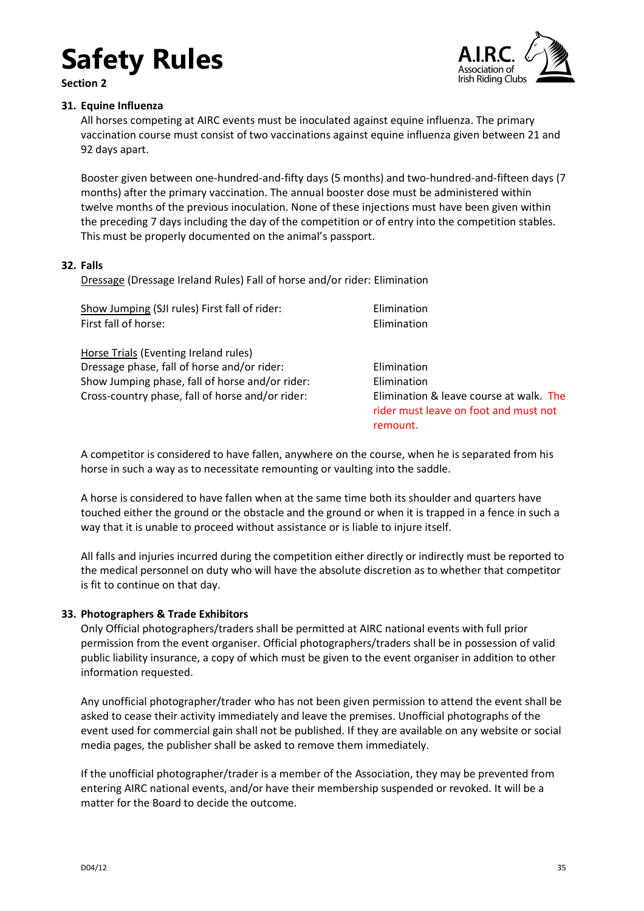# Safety Rules

**Section 2**

### 31. Equine Influenza

All horses competing at AIRC events must be inoculated against equine influenza. The primary vaccination course must consist of two vaccinations against equine influenza given between 21 and 92 days apart.

Booster given between one-hundred-and-fifty days (5 months) and two-hundred-and-fifteen days (7 months) after the primary vaccination. The annual booster dose must be administered within twelve months of the previous inoculation. None of these injections must have been given within the preceding 7 days including the day of the competition or of entry into the competition stables. This must be properly documented on the animal's passport.

### 32. Falls

Dressage (Dressage Ireland Rules) Fall of horse and/or rider: Elimination

| | |
|---|---|
| Show Jumping (SJI rules) First fall of rider: | Elimination |
| First fall of horse: | Elimination |
| **Horse Trials** (Eventing Ireland rules) | |
| Dressage phase, fall of horse and/or rider: | Elimination |
| Show Jumping phase, fall of horse and/or rider: | Elimination |
| Cross-country phase, fall of horse and/or rider: | Elimination & leave course at walk. The rider must leave on foot and must not remount. |

A competitor is considered to have fallen, anywhere on the course, when he is separated from his horse in such a way as to necessitate remounting or vaulting into the saddle.

A horse is considered to have fallen when at the same time both its shoulder and quarters have touched either the ground or the obstacle and the ground or when it is trapped in a fence in such a way that it is unable to proceed without assistance or is liable to injure itself.

All falls and injuries incurred during the competition either directly or indirectly must be reported to the medical personnel on duty who will have the absolute discretion as to whether that competitor is fit to continue on that day.

### 33. Photographers & Trade Exhibitors

Only Official photographers/traders shall be permitted at AIRC national events with full prior permission from the event organiser. Official photographers/traders shall be in possession of valid public liability insurance, a copy of which must be given to the event organiser in addition to other information requested.

Any unofficial photographer/trader who has not been given permission to attend the event shall be asked to cease their activity immediately and leave the premises. Unofficial photographs of the event used for commercial gain shall not be published. If they are available on any website or social media pages, the publisher shall be asked to remove them immediately.

If the unofficial photographer/trader is a member of the Association, they may be prevented from entering AIRC national events, and/or have their membership suspended or revoked. It will be a matter for the Board to decide the outcome.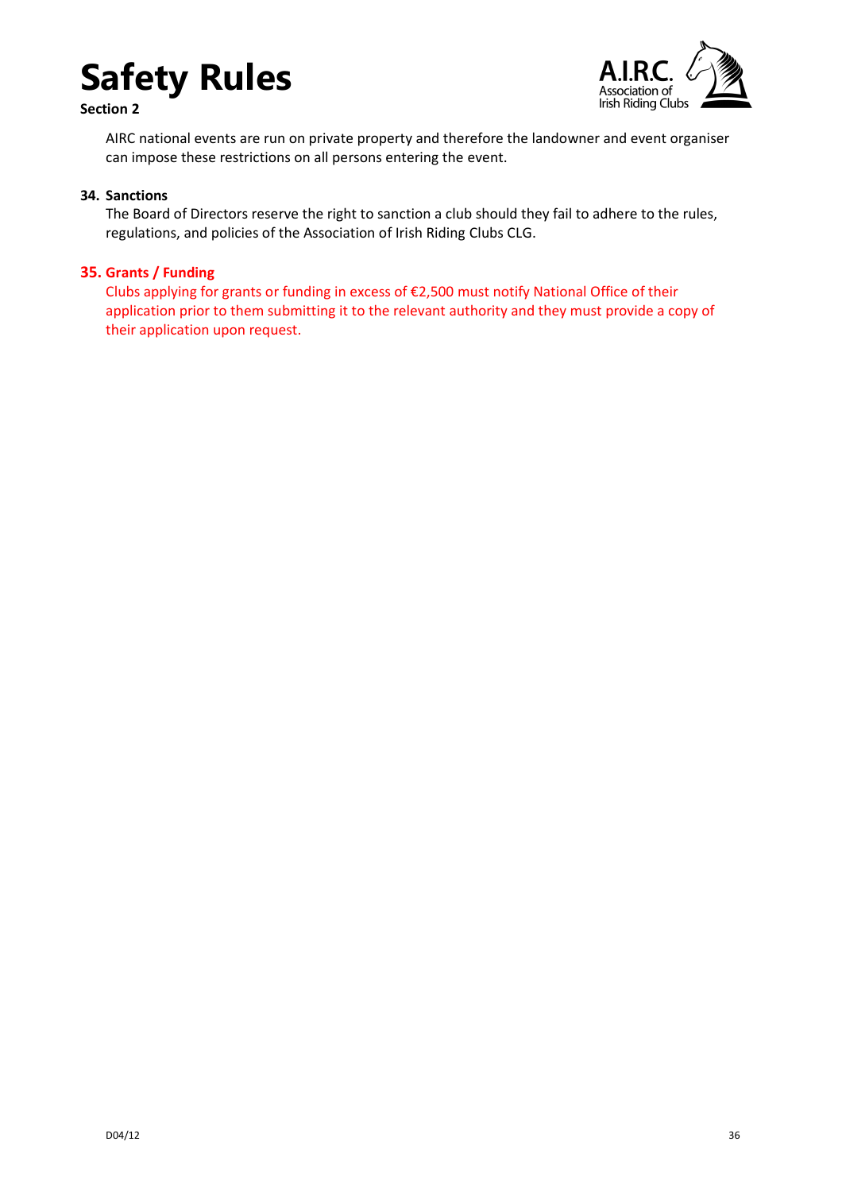AIRC national events are run on private property and therefore the landowner and event organiser can impose these restrictions on all persons entering the event.

**34. Sanctions**

The Board of Directors reserve the right to sanction a club should they fail to adhere to the rules, regulations, and policies of the Association of Irish Riding Clubs CLG.

**35. Grants / Funding**

Clubs applying for grants or funding in excess of €2,500 must notify National Office of their application prior to them submitting it to the relevant authority and they must provide a copy of their application upon request.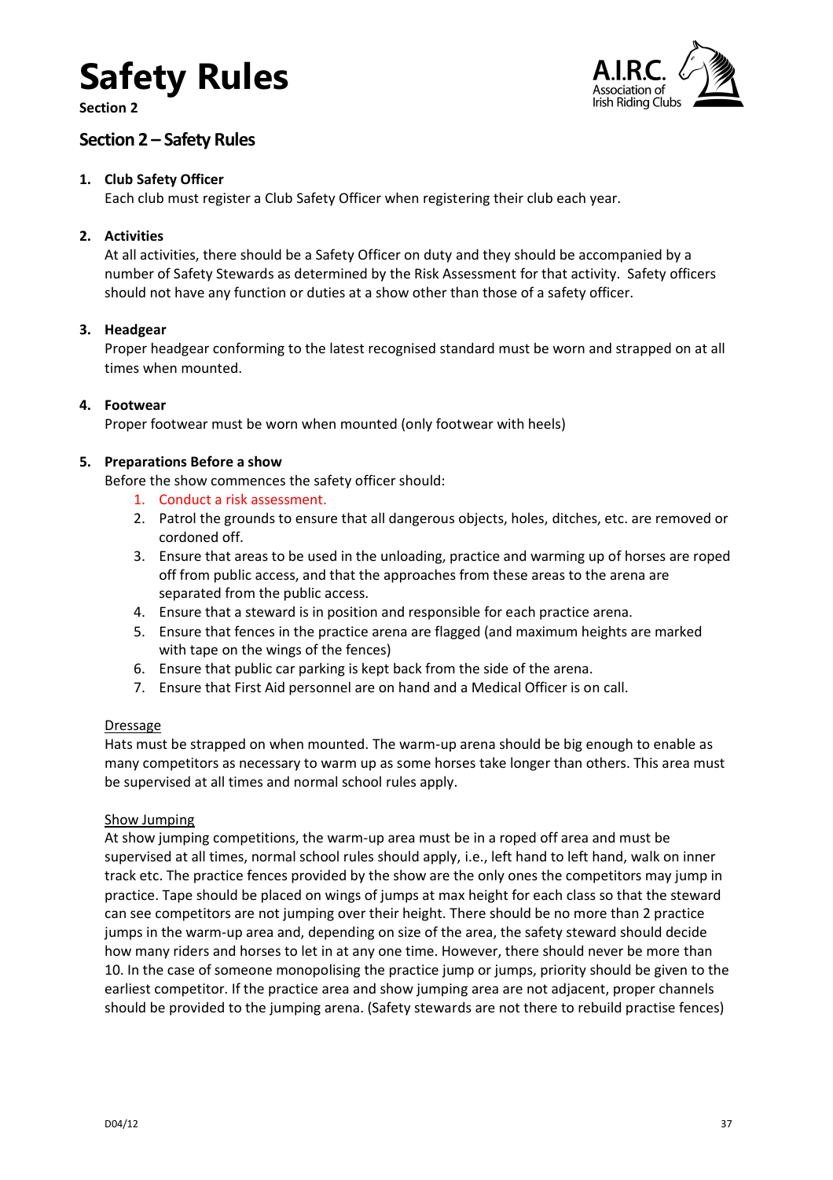# Safety Rules

**Section 2**

## Section 2 – Safety Rules

1. **Club Safety Officer**
   Each club must register a Club Safety Officer when registering their club each year.

2. **Activities**
   At all activities, there should be a Safety Officer on duty and they should be accompanied by a number of Safety Stewards as determined by the Risk Assessment for that activity. Safety officers should not have any function or duties at a show other than those of a safety officer.

3. **Headgear**
   Proper headgear conforming to the latest recognised standard must be worn and strapped on at all times when mounted.

4. **Footwear**
   Proper footwear must be worn when mounted (only footwear with heels)

5. **Preparations Before a show**
   Before the show commences the safety officer should:
   1. Conduct a risk assessment.
   2. Patrol the grounds to ensure that all dangerous objects, holes, ditches, etc. are removed or cordoned off.
   3. Ensure that areas to be used in the unloading, practice and warming up of horses are roped off from public access, and that the approaches from these areas to the arena are separated from the public access.
   4. Ensure that a steward is in position and responsible for each practice arena.
   5. Ensure that fences in the practice arena are flagged (and maximum heights are marked with tape on the wings of the fences)
   6. Ensure that public car parking is kept back from the side of the arena.
   7. Ensure that First Aid personnel are on hand and a Medical Officer is on call.

   Dressage
   Hats must be strapped on when mounted. The warm-up arena should be big enough to enable as many competitors as necessary to warm up as some horses take longer than others. This area must be supervised at all times and normal school rules apply.

   Show Jumping
   At show jumping competitions, the warm-up area must be in a roped off area and must be supervised at all times, normal school rules should apply, i.e., left hand to left hand, walk on inner track etc. The practice fences provided by the show are the only ones the competitors may jump in practice. Tape should be placed on wings of jumps at max height for each class so that the steward can see competitors are not jumping over their height. There should be no more than 2 practice jumps in the warm-up area and, depending on size of the area, the safety steward should decide how many riders and horses to let in at any one time. However, there should never be more than 10. In the case of someone monopolising the practice jump or jumps, priority should be given to the earliest competitor. If the practice area and show jumping area are not adjacent, proper channels should be provided to the jumping arena. (Safety stewards are not there to rebuild practise fences)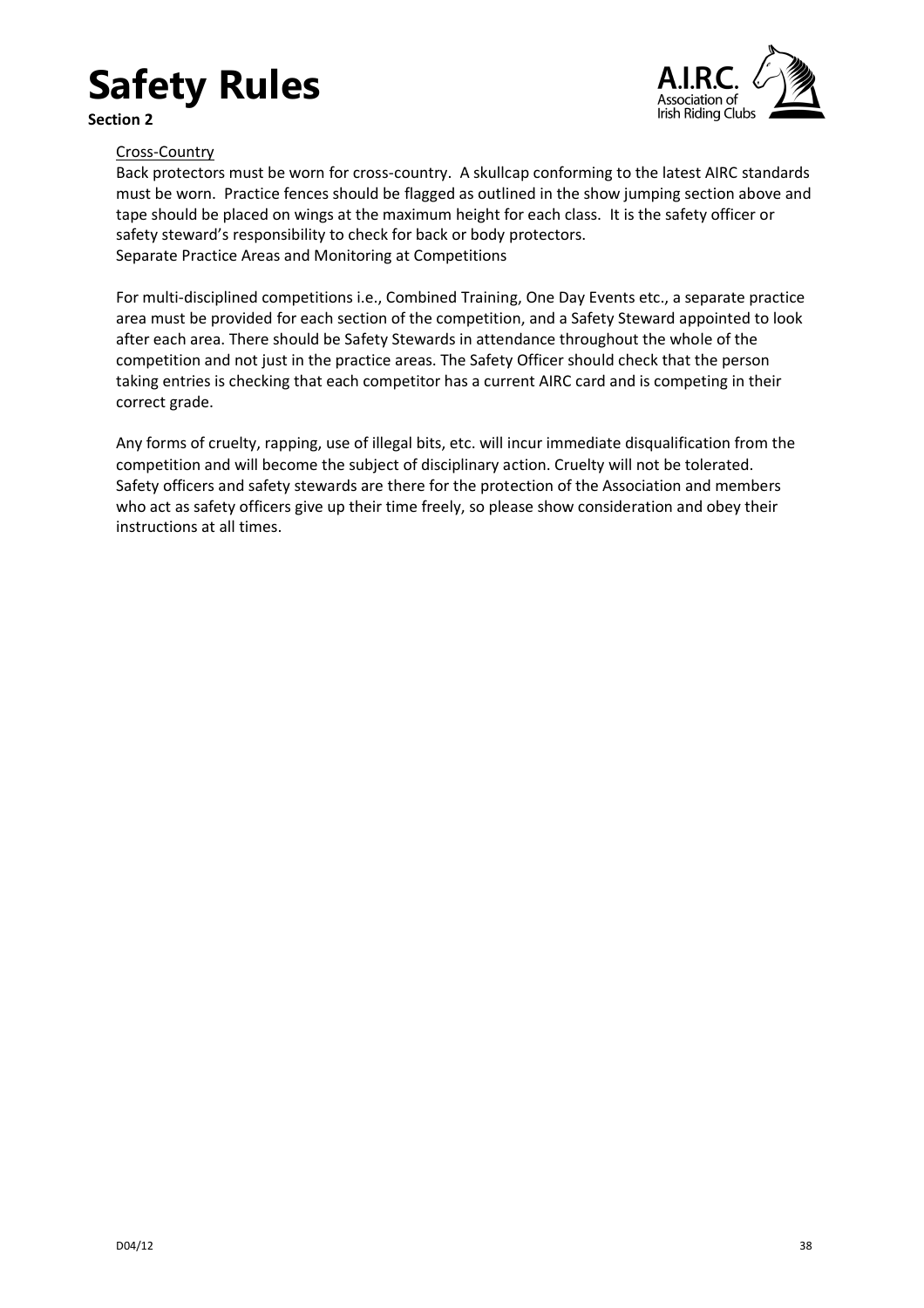# Safety Rules

**Section 2**

Cross-Country

Back protectors must be worn for cross-country. A skullcap conforming to the latest AIRC standards must be worn. Practice fences should be flagged as outlined in the show jumping section above and tape should be placed on wings at the maximum height for each class. It is the safety officer or safety steward's responsibility to check for back or body protectors.
Separate Practice Areas and Monitoring at Competitions

For multi-disciplined competitions i.e., Combined Training, One Day Events etc., a separate practice area must be provided for each section of the competition, and a Safety Steward appointed to look after each area. There should be Safety Stewards in attendance throughout the whole of the competition and not just in the practice areas. The Safety Officer should check that the person taking entries is checking that each competitor has a current AIRC card and is competing in their correct grade.

Any forms of cruelty, rapping, use of illegal bits, etc. will incur immediate disqualification from the competition and will become the subject of disciplinary action. Cruelty will not be tolerated. Safety officers and safety stewards are there for the protection of the Association and members who act as safety officers give up their time freely, so please show consideration and obey their instructions at all times.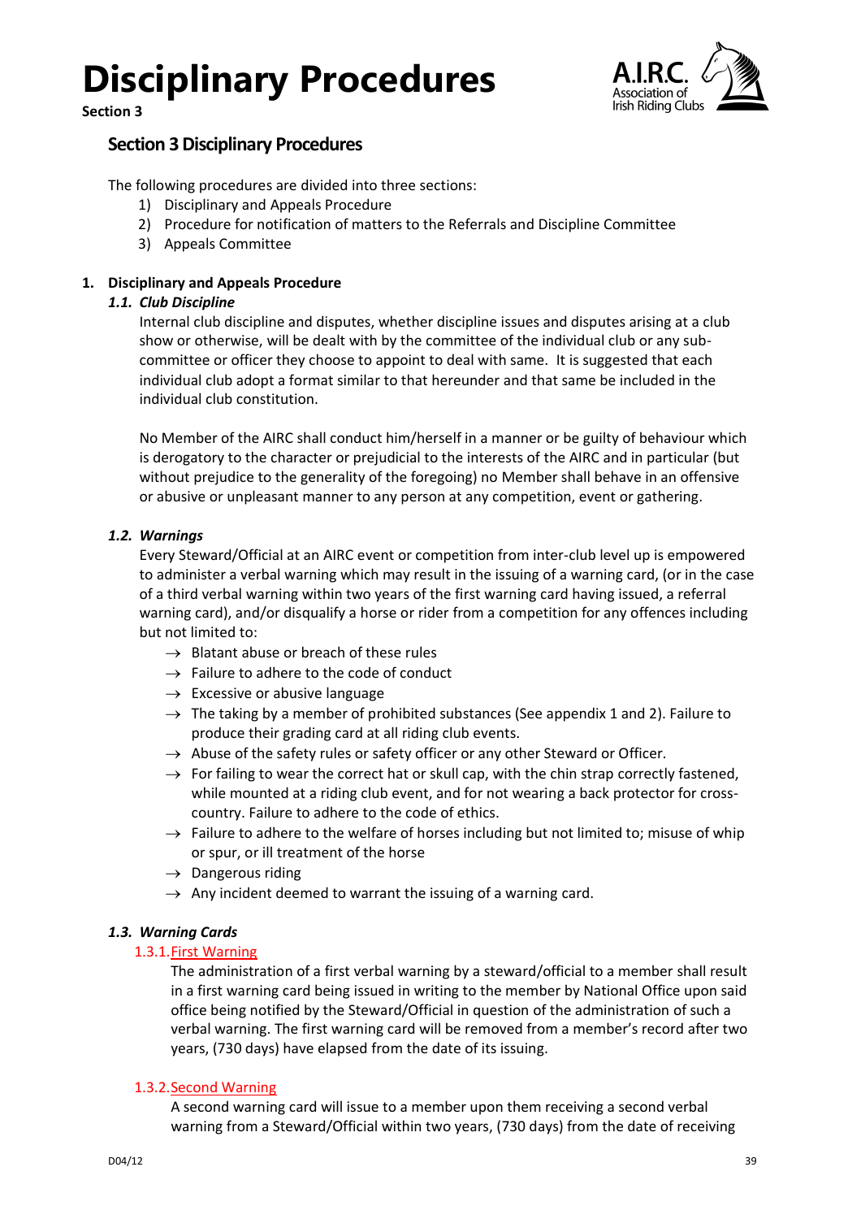# Disciplinary Procedures

**Section 3**

## Section 3 Disciplinary Procedures

The following procedures are divided into three sections:

1) Disciplinary and Appeals Procedure
2) Procedure for notification of matters to the Referrals and Discipline Committee
3) Appeals Committee

### 1. Disciplinary and Appeals Procedure

#### *1.1. Club Discipline*

Internal club discipline and disputes, whether discipline issues and disputes arising at a club show or otherwise, will be dealt with by the committee of the individual club or any sub-committee or officer they choose to appoint to deal with same. It is suggested that each individual club adopt a format similar to that hereunder and that same be included in the individual club constitution.

No Member of the AIRC shall conduct him/herself in a manner or be guilty of behaviour which is derogatory to the character or prejudicial to the interests of the AIRC and in particular (but without prejudice to the generality of the foregoing) no Member shall behave in an offensive or abusive or unpleasant manner to any person at any competition, event or gathering.

#### *1.2. Warnings*

Every Steward/Official at an AIRC event or competition from inter-club level up is empowered to administer a verbal warning which may result in the issuing of a warning card, (or in the case of a third verbal warning within two years of the first warning card having issued, a referral warning card), and/or disqualify a horse or rider from a competition for any offences including but not limited to:

- → Blatant abuse or breach of these rules
- → Failure to adhere to the code of conduct
- → Excessive or abusive language
- → The taking by a member of prohibited substances (See appendix 1 and 2). Failure to produce their grading card at all riding club events.
- → Abuse of the safety rules or safety officer or any other Steward or Officer.
- → For failing to wear the correct hat or skull cap, with the chin strap correctly fastened, while mounted at a riding club event, and for not wearing a back protector for cross-country. Failure to adhere to the code of ethics.
- → Failure to adhere to the welfare of horses including but not limited to; misuse of whip or spur, or ill treatment of the horse
- → Dangerous riding
- → Any incident deemed to warrant the issuing of a warning card.

#### *1.3. Warning Cards*

##### 1.3.1. First Warning

The administration of a first verbal warning by a steward/official to a member shall result in a first warning card being issued in writing to the member by National Office upon said office being notified by the Steward/Official in question of the administration of such a verbal warning. The first warning card will be removed from a member's record after two years, (730 days) have elapsed from the date of its issuing.

##### 1.3.2. Second Warning

A second warning card will issue to a member upon them receiving a second verbal warning from a Steward/Official within two years, (730 days) from the date of receiving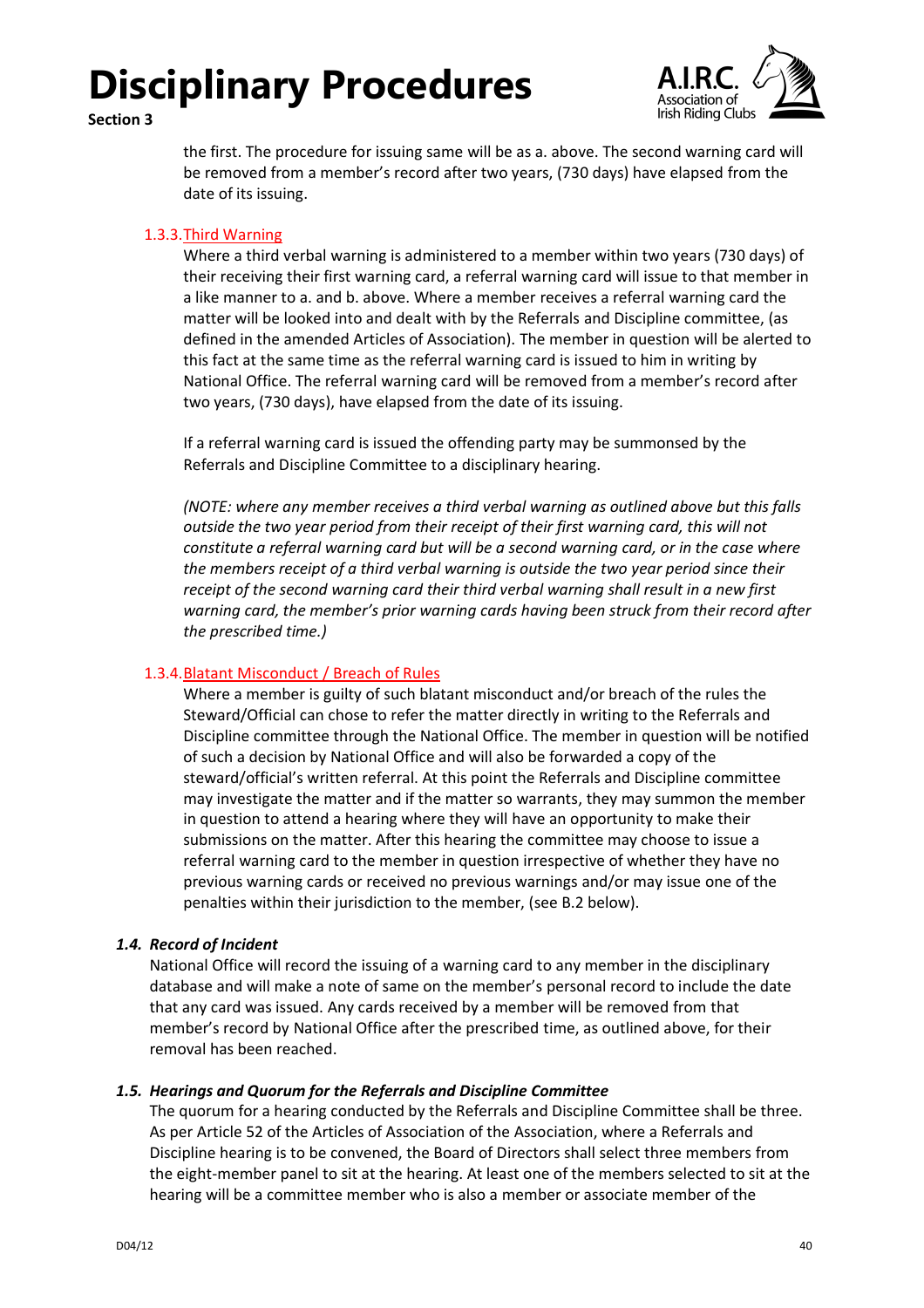the first. The procedure for issuing same will be as a. above. The second warning card will be removed from a member's record after two years, (730 days) have elapsed from the date of its issuing.

#### 1.3.3. Third Warning

Where a third verbal warning is administered to a member within two years (730 days) of their receiving their first warning card, a referral warning card will issue to that member in a like manner to a. and b. above. Where a member receives a referral warning card the matter will be looked into and dealt with by the Referrals and Discipline committee, (as defined in the amended Articles of Association). The member in question will be alerted to this fact at the same time as the referral warning card is issued to him in writing by National Office. The referral warning card will be removed from a member's record after two years, (730 days), have elapsed from the date of its issuing.

If a referral warning card is issued the offending party may be summonsed by the Referrals and Discipline Committee to a disciplinary hearing.

*(NOTE: where any member receives a third verbal warning as outlined above but this falls outside the two year period from their receipt of their first warning card, this will not constitute a referral warning card but will be a second warning card, or in the case where the members receipt of a third verbal warning is outside the two year period since their receipt of the second warning card their third verbal warning shall result in a new first warning card, the member's prior warning cards having been struck from their record after the prescribed time.)*

#### 1.3.4. Blatant Misconduct / Breach of Rules

Where a member is guilty of such blatant misconduct and/or breach of the rules the Steward/Official can chose to refer the matter directly in writing to the Referrals and Discipline committee through the National Office. The member in question will be notified of such a decision by National Office and will also be forwarded a copy of the steward/official's written referral. At this point the Referrals and Discipline committee may investigate the matter and if the matter so warrants, they may summon the member in question to attend a hearing where they will have an opportunity to make their submissions on the matter. After this hearing the committee may choose to issue a referral warning card to the member in question irrespective of whether they have no previous warning cards or received no previous warnings and/or may issue one of the penalties within their jurisdiction to the member, (see B.2 below).

### *1.4. Record of Incident*

National Office will record the issuing of a warning card to any member in the disciplinary database and will make a note of same on the member's personal record to include the date that any card was issued. Any cards received by a member will be removed from that member's record by National Office after the prescribed time, as outlined above, for their removal has been reached.

### *1.5. Hearings and Quorum for the Referrals and Discipline Committee*

The quorum for a hearing conducted by the Referrals and Discipline Committee shall be three. As per Article 52 of the Articles of Association of the Association, where a Referrals and Discipline hearing is to be convened, the Board of Directors shall select three members from the eight-member panel to sit at the hearing. At least one of the members selected to sit at the hearing will be a committee member who is also a member or associate member of the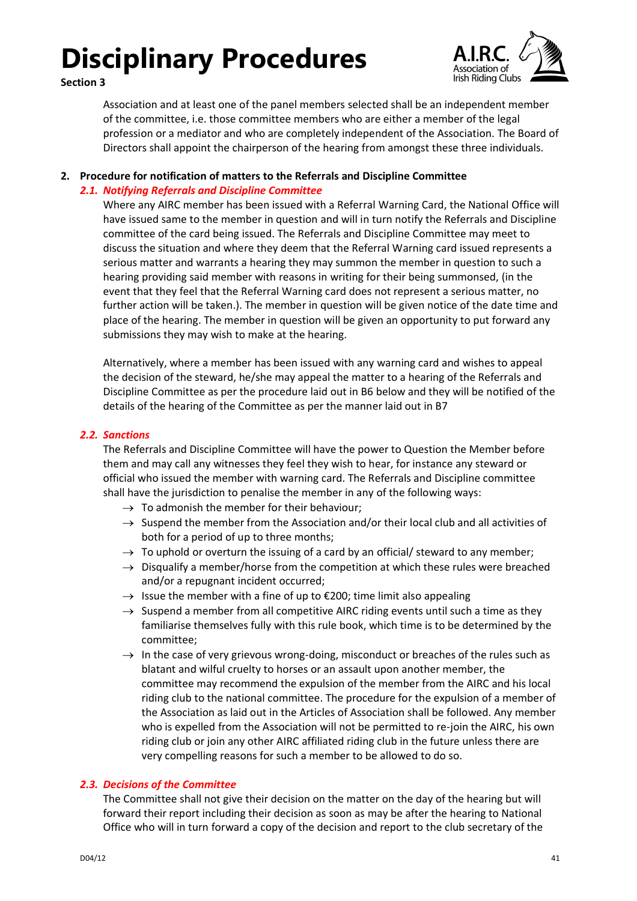Association and at least one of the panel members selected shall be an independent member of the committee, i.e. those committee members who are either a member of the legal profession or a mediator and who are completely independent of the Association. The Board of Directors shall appoint the chairperson of the hearing from amongst these three individuals.

## 2. Procedure for notification of matters to the Referrals and Discipline Committee

### *2.1. Notifying Referrals and Discipline Committee*

Where any AIRC member has been issued with a Referral Warning Card, the National Office will have issued same to the member in question and will in turn notify the Referrals and Discipline committee of the card being issued. The Referrals and Discipline Committee may meet to discuss the situation and where they deem that the Referral Warning card issued represents a serious matter and warrants a hearing they may summon the member in question to such a hearing providing said member with reasons in writing for their being summoned, (in the event that they feel that the Referral Warning card does not represent a serious matter, no further action will be taken.). The member in question will be given notice of the date time and place of the hearing. The member in question will be given an opportunity to put forward any submissions they may wish to make at the hearing.

Alternatively, where a member has been issued with any warning card and wishes to appeal the decision of the steward, he/she may appeal the matter to a hearing of the Referrals and Discipline Committee as per the procedure laid out in B6 below and they will be notified of the details of the hearing of the Committee as per the manner laid out in B7

### *2.2. Sanctions*

The Referrals and Discipline Committee will have the power to Question the Member before them and may call any witnesses they feel they wish to hear, for instance any steward or official who issued the member with warning card. The Referrals and Discipline committee shall have the jurisdiction to penalise the member in any of the following ways:

- → To admonish the member for their behaviour;
- → Suspend the member from the Association and/or their local club and all activities of both for a period of up to three months;
- → To uphold or overturn the issuing of a card by an official/ steward to any member;
- → Disqualify a member/horse from the competition at which these rules were breached and/or a repugnant incident occurred;
- → Issue the member with a fine of up to €200; time limit also appealing
- → Suspend a member from all competitive AIRC riding events until such a time as they familiarise themselves fully with this rule book, which time is to be determined by the committee;
- → In the case of very grievous wrong-doing, misconduct or breaches of the rules such as blatant and wilful cruelty to horses or an assault upon another member, the committee may recommend the expulsion of the member from the AIRC and his local riding club to the national committee. The procedure for the expulsion of a member of the Association as laid out in the Articles of Association shall be followed. Any member who is expelled from the Association will not be permitted to re-join the AIRC, his own riding club or join any other AIRC affiliated riding club in the future unless there are very compelling reasons for such a member to be allowed to do so.

### *2.3. Decisions of the Committee*

The Committee shall not give their decision on the matter on the day of the hearing but will forward their report including their decision as soon as may be after the hearing to National Office who will in turn forward a copy of the decision and report to the club secretary of the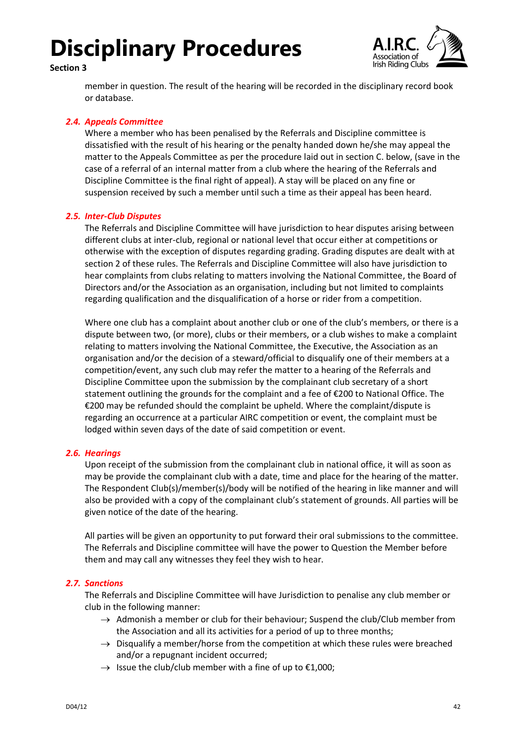member in question. The result of the hearing will be recorded in the disciplinary record book or database.

### 2.4. *Appeals Committee*

Where a member who has been penalised by the Referrals and Discipline committee is dissatisfied with the result of his hearing or the penalty handed down he/she may appeal the matter to the Appeals Committee as per the procedure laid out in section C. below, (save in the case of a referral of an internal matter from a club where the hearing of the Referrals and Discipline Committee is the final right of appeal). A stay will be placed on any fine or suspension received by such a member until such a time as their appeal has been heard.

### 2.5. *Inter-Club Disputes*

The Referrals and Discipline Committee will have jurisdiction to hear disputes arising between different clubs at inter-club, regional or national level that occur either at competitions or otherwise with the exception of disputes regarding grading. Grading disputes are dealt with at section 2 of these rules. The Referrals and Discipline Committee will also have jurisdiction to hear complaints from clubs relating to matters involving the National Committee, the Board of Directors and/or the Association as an organisation, including but not limited to complaints regarding qualification and the disqualification of a horse or rider from a competition.

Where one club has a complaint about another club or one of the club's members, or there is a dispute between two, (or more), clubs or their members, or a club wishes to make a complaint relating to matters involving the National Committee, the Executive, the Association as an organisation and/or the decision of a steward/official to disqualify one of their members at a competition/event, any such club may refer the matter to a hearing of the Referrals and Discipline Committee upon the submission by the complainant club secretary of a short statement outlining the grounds for the complaint and a fee of €200 to National Office. The €200 may be refunded should the complaint be upheld. Where the complaint/dispute is regarding an occurrence at a particular AIRC competition or event, the complaint must be lodged within seven days of the date of said competition or event.

### 2.6. *Hearings*

Upon receipt of the submission from the complainant club in national office, it will as soon as may be provide the complainant club with a date, time and place for the hearing of the matter. The Respondent Club(s)/member(s)/body will be notified of the hearing in like manner and will also be provided with a copy of the complainant club's statement of grounds. All parties will be given notice of the date of the hearing.

All parties will be given an opportunity to put forward their oral submissions to the committee. The Referrals and Discipline committee will have the power to Question the Member before them and may call any witnesses they feel they wish to hear.

### 2.7. *Sanctions*

The Referrals and Discipline Committee will have Jurisdiction to penalise any club member or club in the following manner:

- → Admonish a member or club for their behaviour; Suspend the club/Club member from the Association and all its activities for a period of up to three months;
- → Disqualify a member/horse from the competition at which these rules were breached and/or a repugnant incident occurred;
- → Issue the club/club member with a fine of up to €1,000;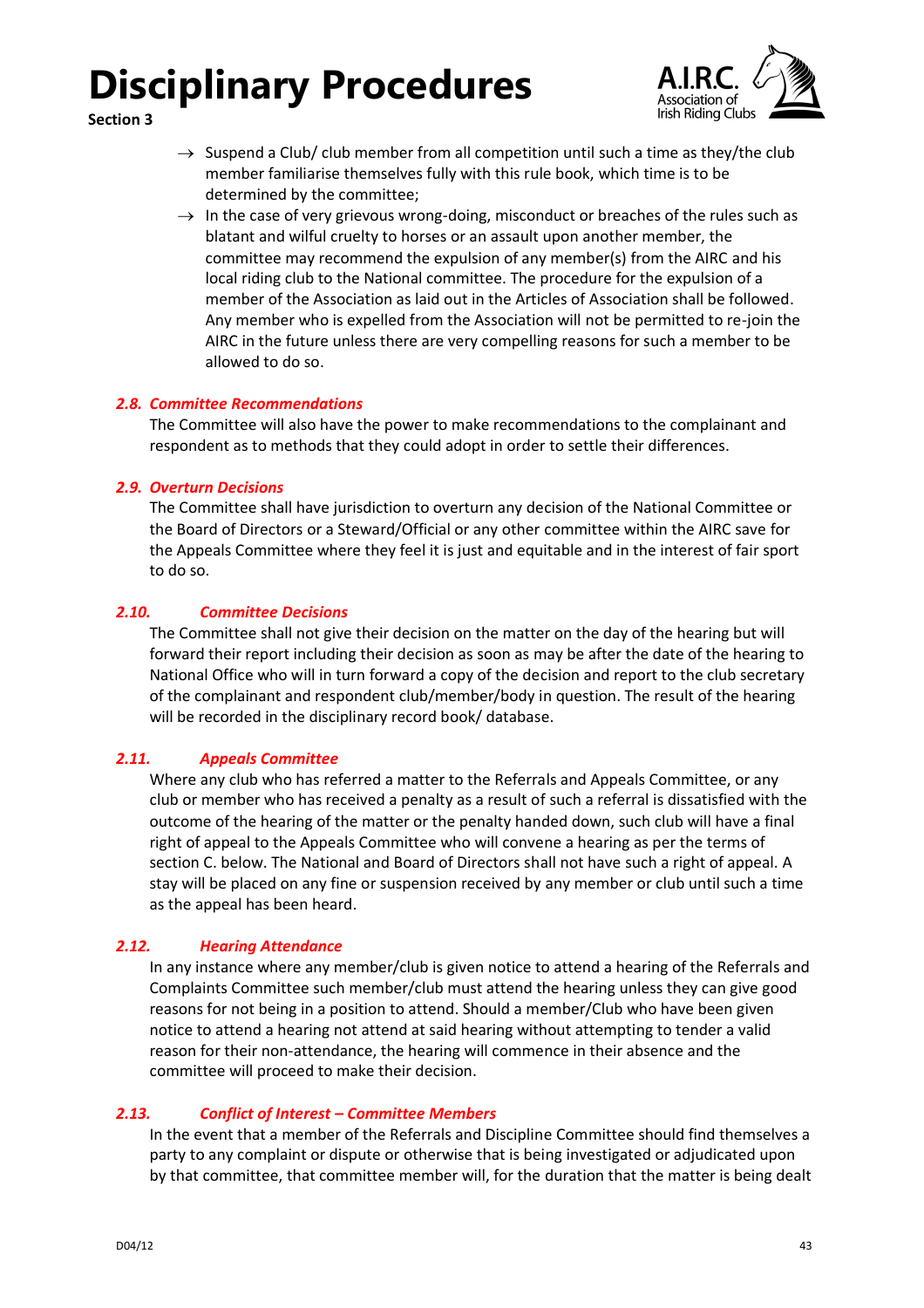- Suspend a Club/ club member from all competition until such a time as they/the club member familiarise themselves fully with this rule book, which time is to be determined by the committee;
- In the case of very grievous wrong-doing, misconduct or breaches of the rules such as blatant and wilful cruelty to horses or an assault upon another member, the committee may recommend the expulsion of any member(s) from the AIRC and his local riding club to the National committee. The procedure for the expulsion of a member of the Association as laid out in the Articles of Association shall be followed. Any member who is expelled from the Association will not be permitted to re-join the AIRC in the future unless there are very compelling reasons for such a member to be allowed to do so.

### *2.8. Committee Recommendations*

The Committee will also have the power to make recommendations to the complainant and respondent as to methods that they could adopt in order to settle their differences.

### *2.9. Overturn Decisions*

The Committee shall have jurisdiction to overturn any decision of the National Committee or the Board of Directors or a Steward/Official or any other committee within the AIRC save for the Appeals Committee where they feel it is just and equitable and in the interest of fair sport to do so.

### *2.10. Committee Decisions*

The Committee shall not give their decision on the matter on the day of the hearing but will forward their report including their decision as soon as may be after the date of the hearing to National Office who will in turn forward a copy of the decision and report to the club secretary of the complainant and respondent club/member/body in question. The result of the hearing will be recorded in the disciplinary record book/ database.

### *2.11. Appeals Committee*

Where any club who has referred a matter to the Referrals and Appeals Committee, or any club or member who has received a penalty as a result of such a referral is dissatisfied with the outcome of the hearing of the matter or the penalty handed down, such club will have a final right of appeal to the Appeals Committee who will convene a hearing as per the terms of section C. below. The National and Board of Directors shall not have such a right of appeal. A stay will be placed on any fine or suspension received by any member or club until such a time as the appeal has been heard.

### *2.12. Hearing Attendance*

In any instance where any member/club is given notice to attend a hearing of the Referrals and Complaints Committee such member/club must attend the hearing unless they can give good reasons for not being in a position to attend. Should a member/Club who have been given notice to attend a hearing not attend at said hearing without attempting to tender a valid reason for their non-attendance, the hearing will commence in their absence and the committee will proceed to make their decision.

### *2.13. Conflict of Interest – Committee Members*

In the event that a member of the Referrals and Discipline Committee should find themselves a party to any complaint or dispute or otherwise that is being investigated or adjudicated upon by that committee, that committee member will, for the duration that the matter is being dealt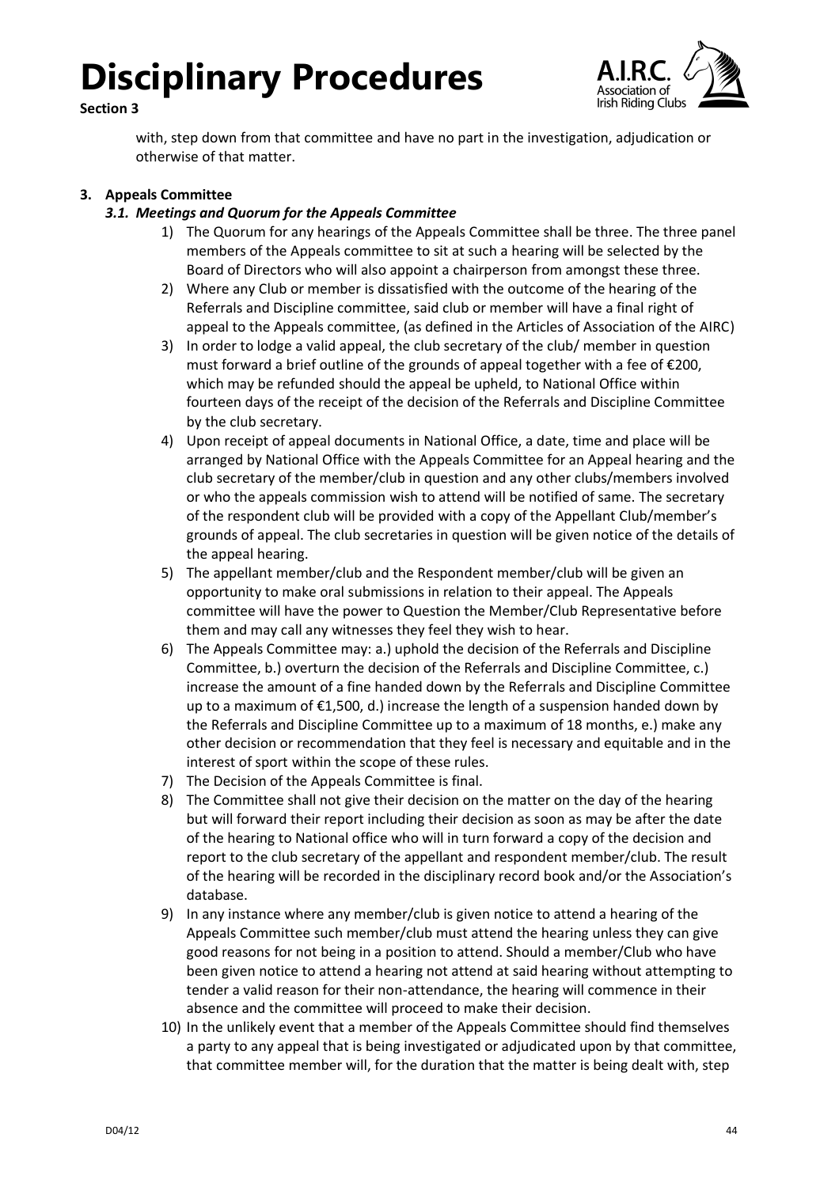with, step down from that committee and have no part in the investigation, adjudication or otherwise of that matter.

## 3. Appeals Committee

### *3.1. Meetings and Quorum for the Appeals Committee*

1) The Quorum for any hearings of the Appeals Committee shall be three. The three panel members of the Appeals committee to sit at such a hearing will be selected by the Board of Directors who will also appoint a chairperson from amongst these three.
2) Where any Club or member is dissatisfied with the outcome of the hearing of the Referrals and Discipline committee, said club or member will have a final right of appeal to the Appeals committee, (as defined in the Articles of Association of the AIRC)
3) In order to lodge a valid appeal, the club secretary of the club/ member in question must forward a brief outline of the grounds of appeal together with a fee of €200, which may be refunded should the appeal be upheld, to National Office within fourteen days of the receipt of the decision of the Referrals and Discipline Committee by the club secretary.
4) Upon receipt of appeal documents in National Office, a date, time and place will be arranged by National Office with the Appeals Committee for an Appeal hearing and the club secretary of the member/club in question and any other clubs/members involved or who the appeals commission wish to attend will be notified of same. The secretary of the respondent club will be provided with a copy of the Appellant Club/member's grounds of appeal. The club secretaries in question will be given notice of the details of the appeal hearing.
5) The appellant member/club and the Respondent member/club will be given an opportunity to make oral submissions in relation to their appeal. The Appeals committee will have the power to Question the Member/Club Representative before them and may call any witnesses they feel they wish to hear.
6) The Appeals Committee may: a.) uphold the decision of the Referrals and Discipline Committee, b.) overturn the decision of the Referrals and Discipline Committee, c.) increase the amount of a fine handed down by the Referrals and Discipline Committee up to a maximum of €1,500, d.) increase the length of a suspension handed down by the Referrals and Discipline Committee up to a maximum of 18 months, e.) make any other decision or recommendation that they feel is necessary and equitable and in the interest of sport within the scope of these rules.
7) The Decision of the Appeals Committee is final.
8) The Committee shall not give their decision on the matter on the day of the hearing but will forward their report including their decision as soon as may be after the date of the hearing to National office who will in turn forward a copy of the decision and report to the club secretary of the appellant and respondent member/club. The result of the hearing will be recorded in the disciplinary record book and/or the Association's database.
9) In any instance where any member/club is given notice to attend a hearing of the Appeals Committee such member/club must attend the hearing unless they can give good reasons for not being in a position to attend. Should a member/Club who have been given notice to attend a hearing not attend at said hearing without attempting to tender a valid reason for their non-attendance, the hearing will commence in their absence and the committee will proceed to make their decision.
10) In the unlikely event that a member of the Appeals Committee should find themselves a party to any appeal that is being investigated or adjudicated upon by that committee, that committee member will, for the duration that the matter is being dealt with, step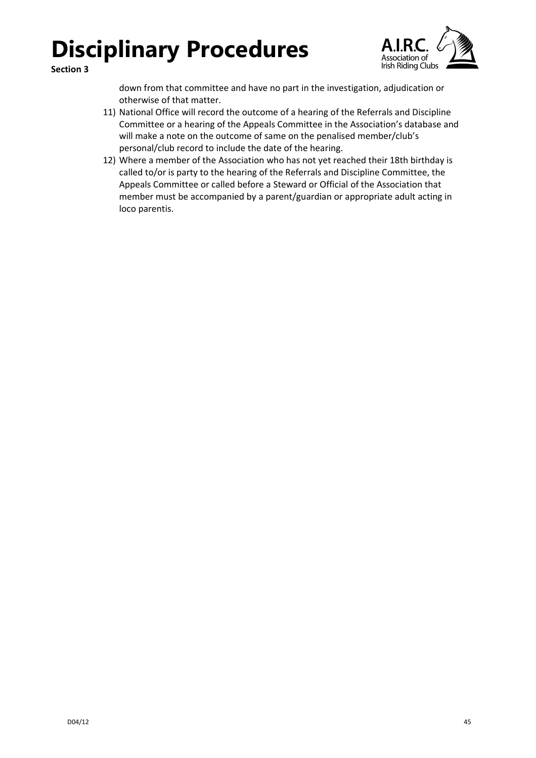down from that committee and have no part in the investigation, adjudication or otherwise of that matter.

11) National Office will record the outcome of a hearing of the Referrals and Discipline Committee or a hearing of the Appeals Committee in the Association's database and will make a note on the outcome of same on the penalised member/club's personal/club record to include the date of the hearing.
12) Where a member of the Association who has not yet reached their 18th birthday is called to/or is party to the hearing of the Referrals and Discipline Committee, the Appeals Committee or called before a Steward or Official of the Association that member must be accompanied by a parent/guardian or appropriate adult acting in loco parentis.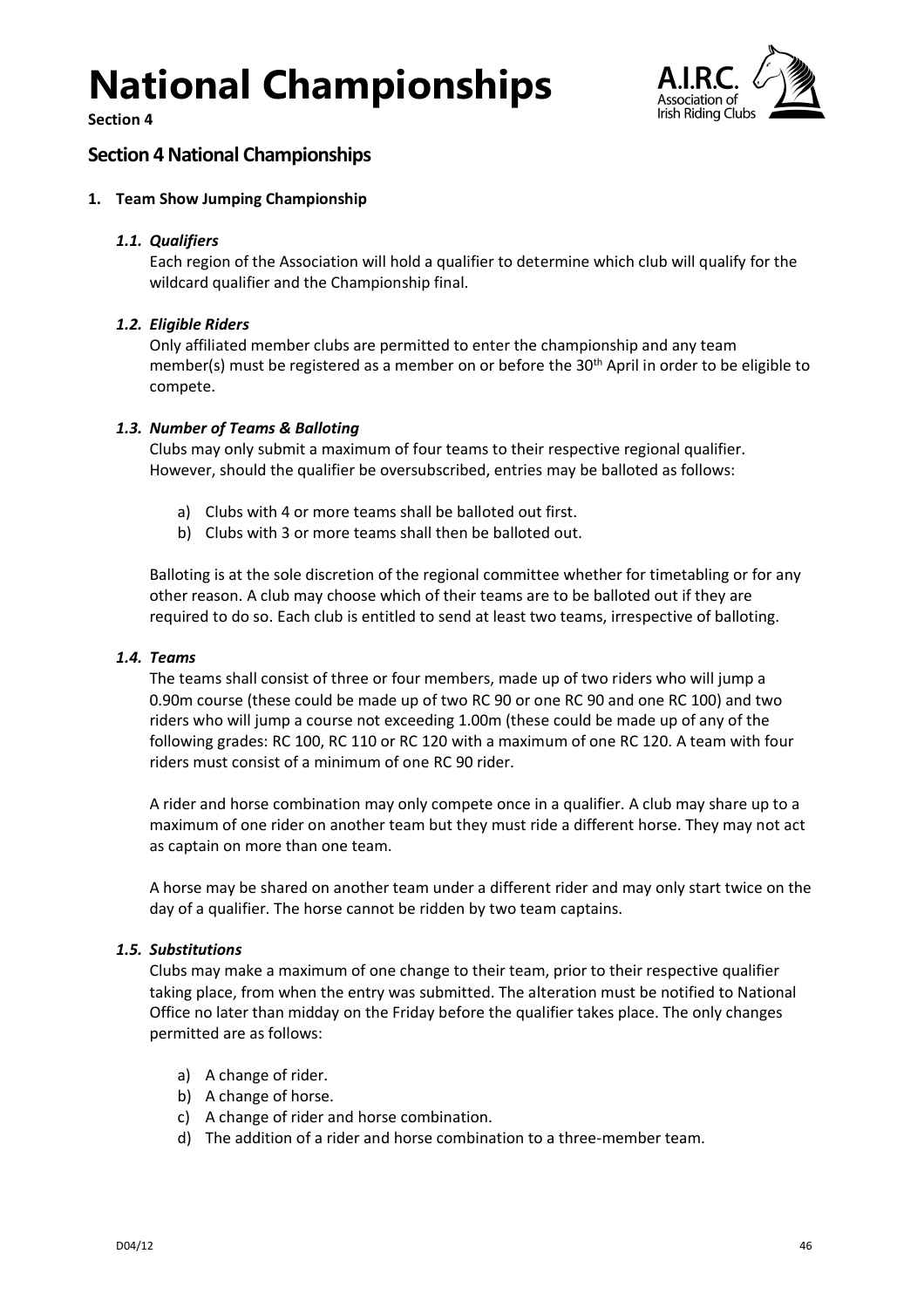# National Championships

**Section 4**

## Section 4 National Championships

### 1. Team Show Jumping Championship

#### *1.1. Qualifiers*

Each region of the Association will hold a qualifier to determine which club will qualify for the wildcard qualifier and the Championship final.

#### *1.2. Eligible Riders*

Only affiliated member clubs are permitted to enter the championship and any team member(s) must be registered as a member on or before the 30th April in order to be eligible to compete.

#### *1.3. Number of Teams & Balloting*

Clubs may only submit a maximum of four teams to their respective regional qualifier. However, should the qualifier be oversubscribed, entries may be balloted as follows:

a) Clubs with 4 or more teams shall be balloted out first.
b) Clubs with 3 or more teams shall then be balloted out.

Balloting is at the sole discretion of the regional committee whether for timetabling or for any other reason. A club may choose which of their teams are to be balloted out if they are required to do so. Each club is entitled to send at least two teams, irrespective of balloting.

#### *1.4. Teams*

The teams shall consist of three or four members, made up of two riders who will jump a 0.90m course (these could be made up of two RC 90 or one RC 90 and one RC 100) and two riders who will jump a course not exceeding 1.00m (these could be made up of any of the following grades: RC 100, RC 110 or RC 120 with a maximum of one RC 120. A team with four riders must consist of a minimum of one RC 90 rider.

A rider and horse combination may only compete once in a qualifier. A club may share up to a maximum of one rider on another team but they must ride a different horse. They may not act as captain on more than one team.

A horse may be shared on another team under a different rider and may only start twice on the day of a qualifier. The horse cannot be ridden by two team captains.

#### *1.5. Substitutions*

Clubs may make a maximum of one change to their team, prior to their respective qualifier taking place, from when the entry was submitted. The alteration must be notified to National Office no later than midday on the Friday before the qualifier takes place. The only changes permitted are as follows:

a) A change of rider.
b) A change of horse.
c) A change of rider and horse combination.
d) The addition of a rider and horse combination to a three-member team.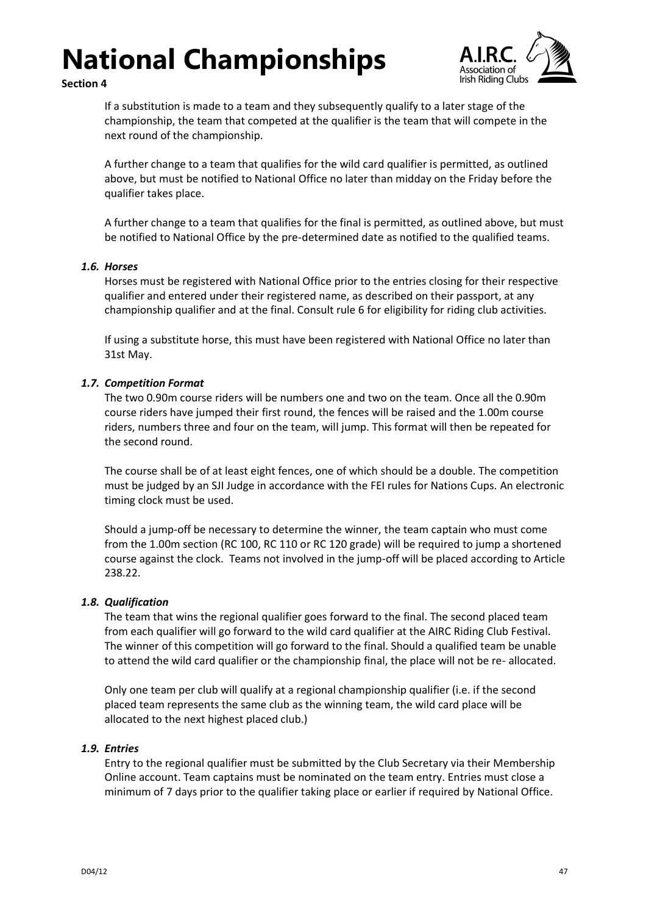If a substitution is made to a team and they subsequently qualify to a later stage of the championship, the team that competed at the qualifier is the team that will compete in the next round of the championship.

A further change to a team that qualifies for the wild card qualifier is permitted, as outlined above, but must be notified to National Office no later than midday on the Friday before the qualifier takes place.

A further change to a team that qualifies for the final is permitted, as outlined above, but must be notified to National Office by the pre-determined date as notified to the qualified teams.

### *1.6. Horses*

Horses must be registered with National Office prior to the entries closing for their respective qualifier and entered under their registered name, as described on their passport, at any championship qualifier and at the final. Consult rule 6 for eligibility for riding club activities.

If using a substitute horse, this must have been registered with National Office no later than 31st May.

### *1.7. Competition Format*

The two 0.90m course riders will be numbers one and two on the team. Once all the 0.90m course riders have jumped their first round, the fences will be raised and the 1.00m course riders, numbers three and four on the team, will jump. This format will then be repeated for the second round.

The course shall be of at least eight fences, one of which should be a double. The competition must be judged by an SJI Judge in accordance with the FEI rules for Nations Cups. An electronic timing clock must be used.

Should a jump-off be necessary to determine the winner, the team captain who must come from the 1.00m section (RC 100, RC 110 or RC 120 grade) will be required to jump a shortened course against the clock. Teams not involved in the jump-off will be placed according to Article 238.22.

### *1.8. Qualification*

The team that wins the regional qualifier goes forward to the final. The second placed team from each qualifier will go forward to the wild card qualifier at the AIRC Riding Club Festival. The winner of this competition will go forward to the final. Should a qualified team be unable to attend the wild card qualifier or the championship final, the place will not be re- allocated.

Only one team per club will qualify at a regional championship qualifier (i.e. if the second placed team represents the same club as the winning team, the wild card place will be allocated to the next highest placed club.)

### *1.9. Entries*

Entry to the regional qualifier must be submitted by the Club Secretary via their Membership Online account. Team captains must be nominated on the team entry. Entries must close a minimum of 7 days prior to the qualifier taking place or earlier if required by National Office.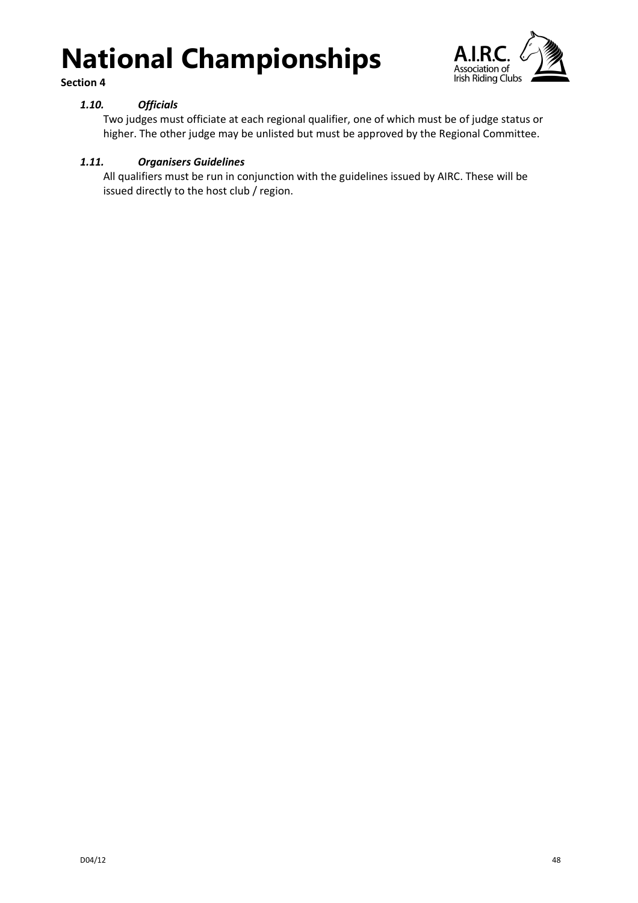### *1.10. Officials*

Two judges must officiate at each regional qualifier, one of which must be of judge status or higher. The other judge may be unlisted but must be approved by the Regional Committee.

### *1.11. Organisers Guidelines*

All qualifiers must be run in conjunction with the guidelines issued by AIRC. These will be issued directly to the host club / region.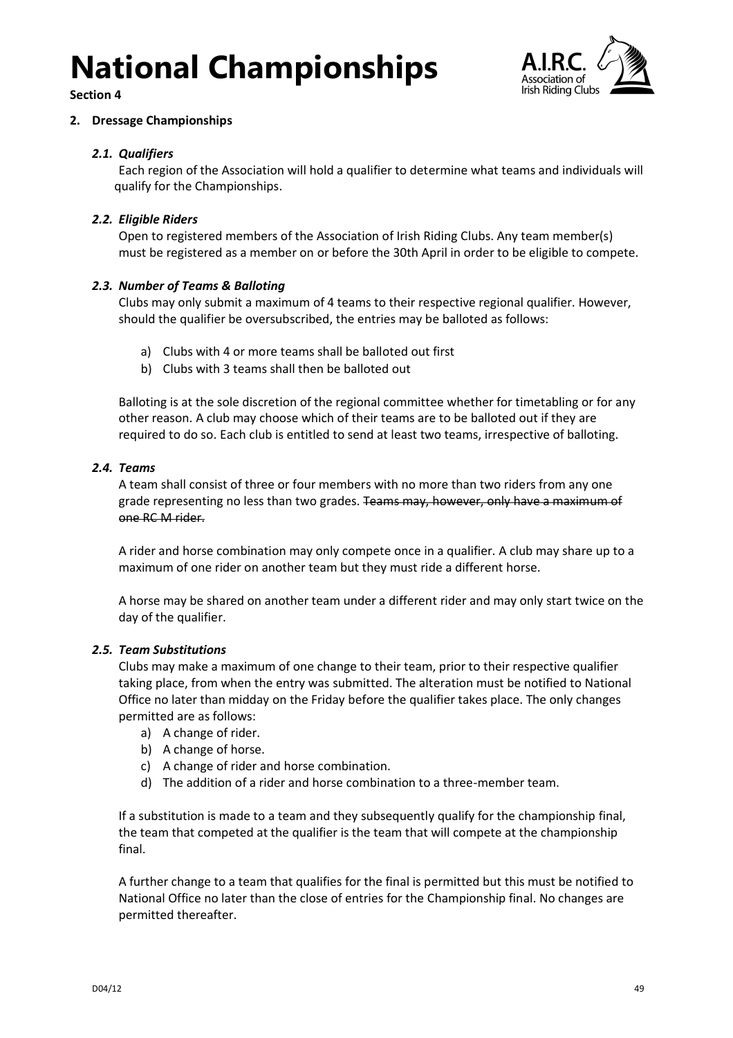# National Championships

**Section 4**

## 2. Dressage Championships

### *2.1. Qualifiers*

Each region of the Association will hold a qualifier to determine what teams and individuals will qualify for the Championships.

### *2.2. Eligible Riders*

Open to registered members of the Association of Irish Riding Clubs. Any team member(s) must be registered as a member on or before the 30th April in order to be eligible to compete.

### *2.3. Number of Teams & Balloting*

Clubs may only submit a maximum of 4 teams to their respective regional qualifier. However, should the qualifier be oversubscribed, the entries may be balloted as follows:

a) Clubs with 4 or more teams shall be balloted out first
b) Clubs with 3 teams shall then be balloted out

Balloting is at the sole discretion of the regional committee whether for timetabling or for any other reason. A club may choose which of their teams are to be balloted out if they are required to do so. Each club is entitled to send at least two teams, irrespective of balloting.

### *2.4. Teams*

A team shall consist of three or four members with no more than two riders from any one grade representing no less than two grades. ~~Teams may, however, only have a maximum of one RC M rider.~~

A rider and horse combination may only compete once in a qualifier. A club may share up to a maximum of one rider on another team but they must ride a different horse.

A horse may be shared on another team under a different rider and may only start twice on the day of the qualifier.

### *2.5. Team Substitutions*

Clubs may make a maximum of one change to their team, prior to their respective qualifier taking place, from when the entry was submitted. The alteration must be notified to National Office no later than midday on the Friday before the qualifier takes place. The only changes permitted are as follows:

a) A change of rider.
b) A change of horse.
c) A change of rider and horse combination.
d) The addition of a rider and horse combination to a three-member team.

If a substitution is made to a team and they subsequently qualify for the championship final, the team that competed at the qualifier is the team that will compete at the championship final.

A further change to a team that qualifies for the final is permitted but this must be notified to National Office no later than the close of entries for the Championship final. No changes are permitted thereafter.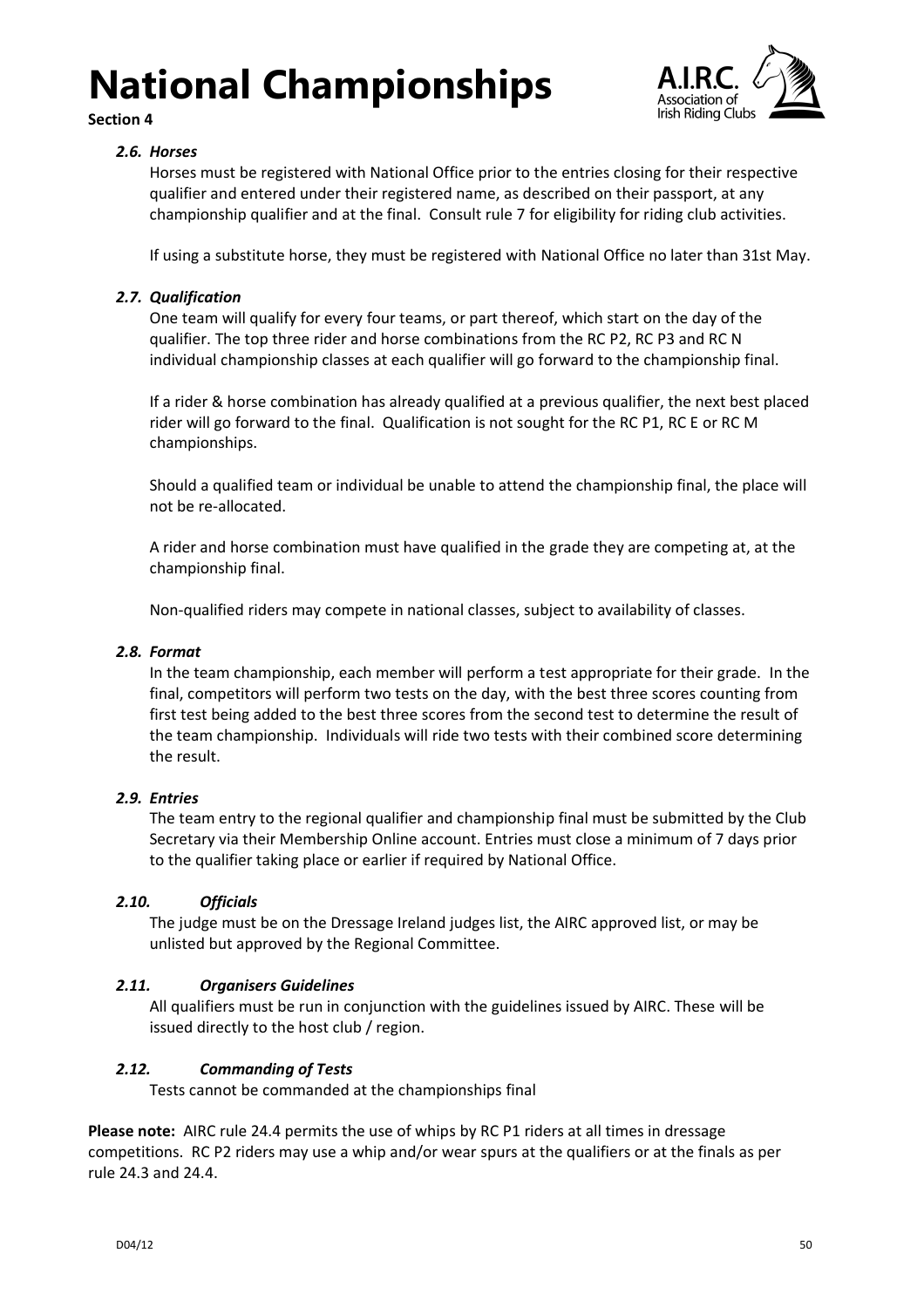# National Championships

**Section 4**

### *2.6. Horses*

Horses must be registered with National Office prior to the entries closing for their respective qualifier and entered under their registered name, as described on their passport, at any championship qualifier and at the final. Consult rule 7 for eligibility for riding club activities.

If using a substitute horse, they must be registered with National Office no later than 31st May.

### *2.7. Qualification*

One team will qualify for every four teams, or part thereof, which start on the day of the qualifier. The top three rider and horse combinations from the RC P2, RC P3 and RC N individual championship classes at each qualifier will go forward to the championship final.

If a rider & horse combination has already qualified at a previous qualifier, the next best placed rider will go forward to the final. Qualification is not sought for the RC P1, RC E or RC M championships.

Should a qualified team or individual be unable to attend the championship final, the place will not be re-allocated.

A rider and horse combination must have qualified in the grade they are competing at, at the championship final.

Non-qualified riders may compete in national classes, subject to availability of classes.

### *2.8. Format*

In the team championship, each member will perform a test appropriate for their grade. In the final, competitors will perform two tests on the day, with the best three scores counting from first test being added to the best three scores from the second test to determine the result of the team championship. Individuals will ride two tests with their combined score determining the result.

### *2.9. Entries*

The team entry to the regional qualifier and championship final must be submitted by the Club Secretary via their Membership Online account. Entries must close a minimum of 7 days prior to the qualifier taking place or earlier if required by National Office.

### *2.10. Officials*

The judge must be on the Dressage Ireland judges list, the AIRC approved list, or may be unlisted but approved by the Regional Committee.

### *2.11. Organisers Guidelines*

All qualifiers must be run in conjunction with the guidelines issued by AIRC. These will be issued directly to the host club / region.

### *2.12. Commanding of Tests*

Tests cannot be commanded at the championships final

**Please note:** AIRC rule 24.4 permits the use of whips by RC P1 riders at all times in dressage competitions. RC P2 riders may use a whip and/or wear spurs at the qualifiers or at the finals as per rule 24.3 and 24.4.

D04/12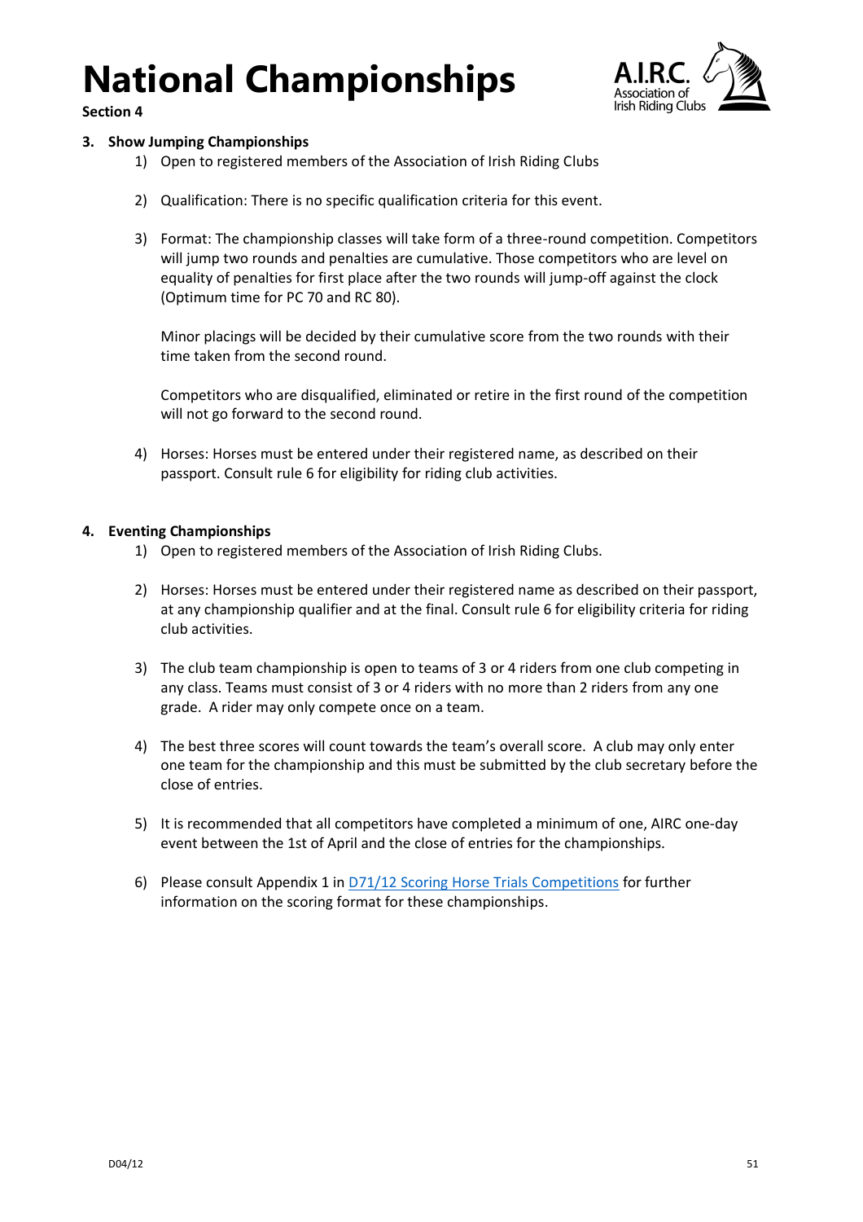# National Championships

**Section 4**

**3. Show Jumping Championships**

1) Open to registered members of the Association of Irish Riding Clubs

2) Qualification: There is no specific qualification criteria for this event.

3) Format: The championship classes will take form of a three-round competition. Competitors will jump two rounds and penalties are cumulative. Those competitors who are level on equality of penalties for first place after the two rounds will jump-off against the clock (Optimum time for PC 70 and RC 80).

   Minor placings will be decided by their cumulative score from the two rounds with their time taken from the second round.

   Competitors who are disqualified, eliminated or retire in the first round of the competition will not go forward to the second round.

4) Horses: Horses must be entered under their registered name, as described on their passport. Consult rule 6 for eligibility for riding club activities.

**4. Eventing Championships**

1) Open to registered members of the Association of Irish Riding Clubs.

2) Horses: Horses must be entered under their registered name as described on their passport, at any championship qualifier and at the final. Consult rule 6 for eligibility criteria for riding club activities.

3) The club team championship is open to teams of 3 or 4 riders from one club competing in any class. Teams must consist of 3 or 4 riders with no more than 2 riders from any one grade. A rider may only compete once on a team.

4) The best three scores will count towards the team's overall score. A club may only enter one team for the championship and this must be submitted by the club secretary before the close of entries.

5) It is recommended that all competitors have completed a minimum of one, AIRC one-day event between the 1st of April and the close of entries for the championships.

6) Please consult Appendix 1 in D71/12 Scoring Horse Trials Competitions for further information on the scoring format for these championships.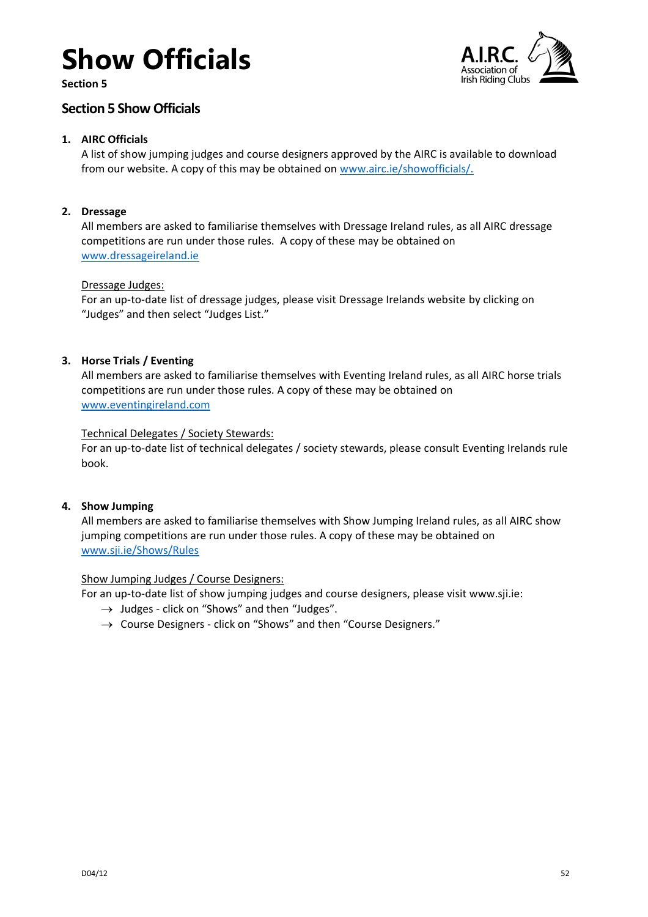# Show Officials

**Section 5**

## Section 5 Show Officials

1. **AIRC Officials**
   A list of show jumping judges and course designers approved by the AIRC is available to download from our website. A copy of this may be obtained on www.airc.ie/showofficials/.

2. **Dressage**
   All members are asked to familiarise themselves with Dressage Ireland rules, as all AIRC dressage competitions are run under those rules. A copy of these may be obtained on www.dressageireland.ie

   Dressage Judges:
   For an up-to-date list of dressage judges, please visit Dressage Irelands website by clicking on "Judges" and then select "Judges List."

3. **Horse Trials / Eventing**
   All members are asked to familiarise themselves with Eventing Ireland rules, as all AIRC horse trials competitions are run under those rules. A copy of these may be obtained on www.eventingireland.com

   Technical Delegates / Society Stewards:
   For an up-to-date list of technical delegates / society stewards, please consult Eventing Irelands rule book.

4. **Show Jumping**
   All members are asked to familiarise themselves with Show Jumping Ireland rules, as all AIRC show jumping competitions are run under those rules. A copy of these may be obtained on www.sji.ie/Shows/Rules

   Show Jumping Judges / Course Designers:
   For an up-to-date list of show jumping judges and course designers, please visit www.sji.ie:
   - → Judges - click on "Shows" and then "Judges".
   - → Course Designers - click on "Shows" and then "Course Designers."

D04/12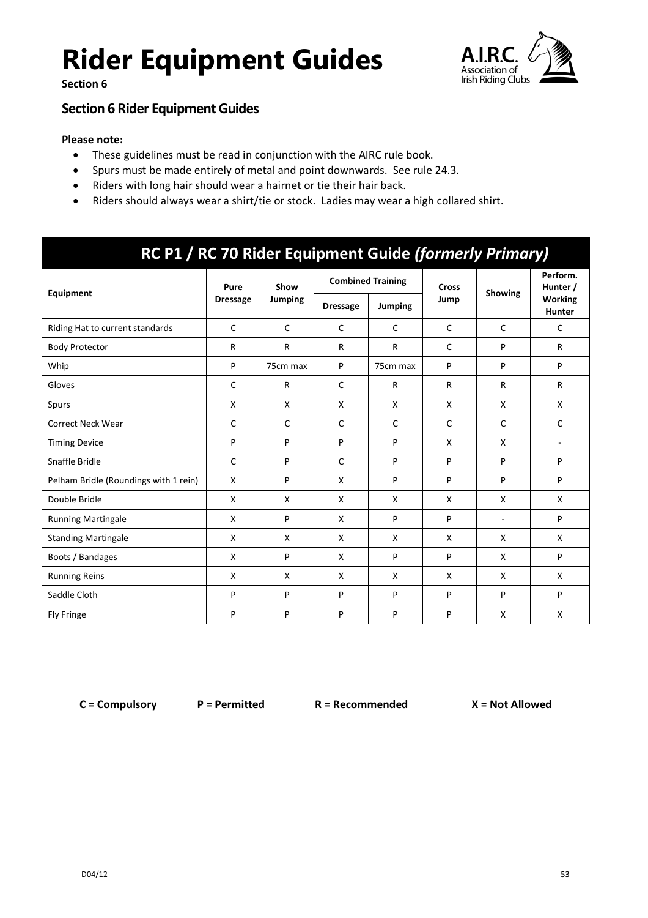# Rider Equipment Guides

**Section 6**

## Section 6 Rider Equipment Guides

**Please note:**

- These guidelines must be read in conjunction with the AIRC rule book.
- Spurs must be made entirely of metal and point downwards. See rule 24.3.
- Riders with long hair should wear a hairnet or tie their hair back.
- Riders should always wear a shirt/tie or stock. Ladies may wear a high collared shirt.

### RC P1 / RC 70 Rider Equipment Guide *(formerly Primary)*

| Equipment | Pure Dressage | Show Jumping | Combined Training | | Cross Jump | Showing | Perform. Hunter / Working Hunter |
|---|---|---|---|---|---|---|---|
| | | | Dressage | Jumping | | | |
| Riding Hat to current standards | C | C | C | C | C | C | C |
| Body Protector | R | R | R | R | C | P | R |
| Whip | P | 75cm max | P | 75cm max | P | P | P |
| Gloves | C | R | C | R | R | R | R |
| Spurs | X | X | X | X | X | X | X |
| Correct Neck Wear | C | C | C | C | C | C | C |
| Timing Device | P | P | P | P | X | X | - |
| Snaffle Bridle | C | P | C | P | P | P | P |
| Pelham Bridle (Roundings with 1 rein) | X | P | X | P | P | P | P |
| Double Bridle | X | X | X | X | X | X | X |
| Running Martingale | X | P | X | P | P | - | P |
| Standing Martingale | X | X | X | X | X | X | X |
| Boots / Bandages | X | P | X | P | P | X | P |
| Running Reins | X | X | X | X | X | X | X |
| Saddle Cloth | P | P | P | P | P | P | P |
| Fly Fringe | P | P | P | P | P | X | X |

**C = Compulsory** **P = Permitted** **R = Recommended** **X = Not Allowed**

D04/12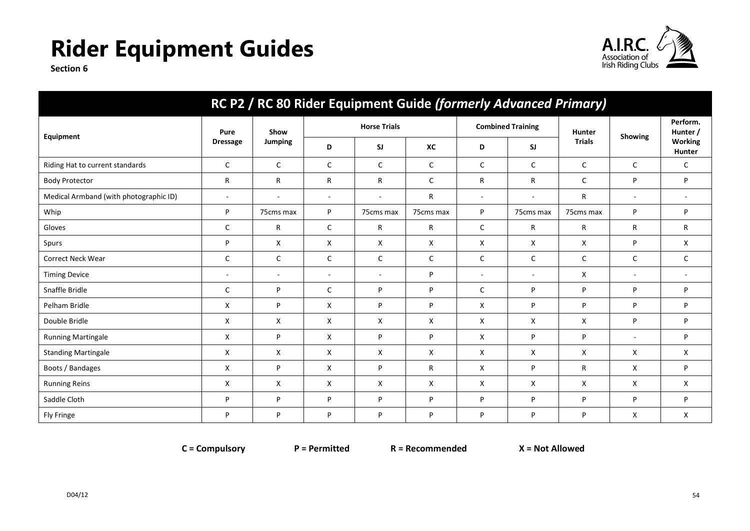# Rider Equipment Guides

**Section 6**

## RC P2 / RC 80 Rider Equipment Guide *(formerly Advanced Primary)*

| Equipment | Pure Dressage | Show Jumping | Horse Trials | | | Combined Training | | Hunter Trials | Showing | Perform. Hunter / Working Hunter |
|---|---|---|---|---|---|---|---|---|---|---|
| | | | D | SJ | XC | D | SJ | | | |
| Riding Hat to current standards | C | C | C | C | C | C | C | C | C | C |
| Body Protector | R | R | R | R | C | R | R | C | P | P |
| Medical Armband (with photographic ID) | - | - | - | - | R | - | - | R | - | - |
| Whip | P | 75cms max | P | 75cms max | 75cms max | P | 75cms max | 75cms max | P | P |
| Gloves | C | R | C | R | R | C | R | R | R | R |
| Spurs | P | X | X | X | X | X | X | X | P | X |
| Correct Neck Wear | C | C | C | C | C | C | C | C | C | C |
| Timing Device | - | - | - | - | P | - | - | X | - | - |
| Snaffle Bridle | C | P | C | P | P | C | P | P | P | P |
| Pelham Bridle | X | P | X | P | P | X | P | P | P | P |
| Double Bridle | X | X | X | X | X | X | X | X | P | P |
| Running Martingale | X | P | X | P | P | X | P | P | - | P |
| Standing Martingale | X | X | X | X | X | X | X | X | X | X |
| Boots / Bandages | X | P | X | P | R | X | P | R | X | P |
| Running Reins | X | X | X | X | X | X | X | X | X | X |
| Saddle Cloth | P | P | P | P | P | P | P | P | P | P |
| Fly Fringe | P | P | P | P | P | P | P | P | X | X |

**C = Compulsory** **P = Permitted** **R = Recommended** **X = Not Allowed**

D04/12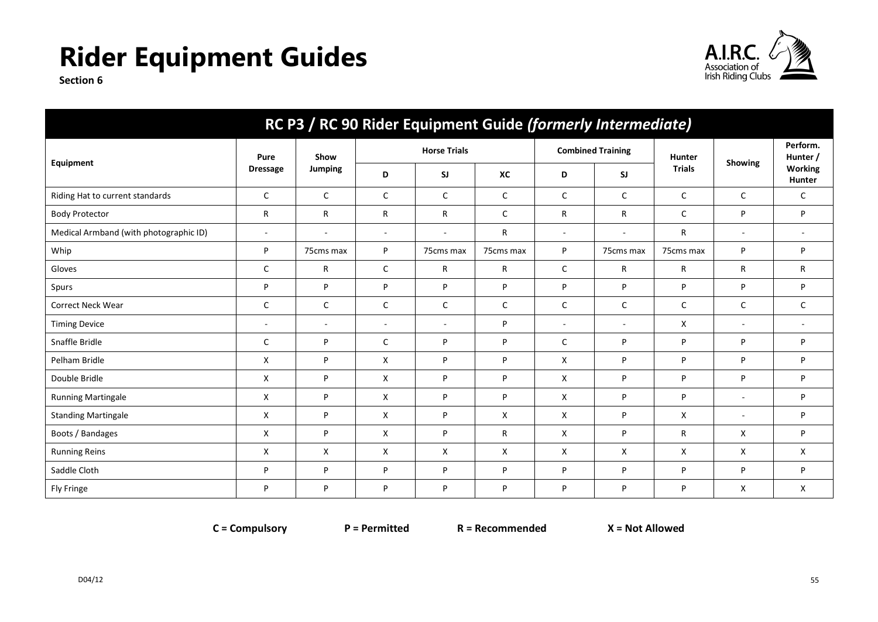# Rider Equipment Guides

**Section 6**

## RC P3 / RC 90 Rider Equipment Guide *(formerly Intermediate)*

| Equipment | Pure Dressage | Show Jumping | Horse Trials | | | Combined Training | | Hunter Trials | Showing | Perform. Hunter / Working Hunter |
|---|---|---|---|---|---|---|---|---|---|---|
| | | | D | SJ | XC | D | SJ | | | |
| Riding Hat to current standards | C | C | C | C | C | C | C | C | C | C |
| Body Protector | R | R | R | R | C | R | R | C | P | P |
| Medical Armband (with photographic ID) | - | - | - | - | R | - | - | R | - | - |
| Whip | P | 75cms max | P | 75cms max | 75cms max | P | 75cms max | 75cms max | P | P |
| Gloves | C | R | C | R | R | C | R | R | R | R |
| Spurs | P | P | P | P | P | P | P | P | P | P |
| Correct Neck Wear | C | C | C | C | C | C | C | C | C | C |
| Timing Device | - | - | - | - | P | - | - | X | - | - |
| Snaffle Bridle | C | P | C | P | P | C | P | P | P | P |
| Pelham Bridle | X | P | X | P | P | X | P | P | P | P |
| Double Bridle | X | P | X | P | P | X | P | P | P | P |
| Running Martingale | X | P | X | P | P | X | P | P | - | P |
| Standing Martingale | X | P | X | P | X | X | P | X | - | P |
| Boots / Bandages | X | P | X | P | R | X | P | R | X | P |
| Running Reins | X | X | X | X | X | X | X | X | X | X |
| Saddle Cloth | P | P | P | P | P | P | P | P | P | P |
| Fly Fringe | P | P | P | P | P | P | P | P | X | X |

**C = Compulsory** **P = Permitted** **R = Recommended** **X = Not Allowed**

D04/12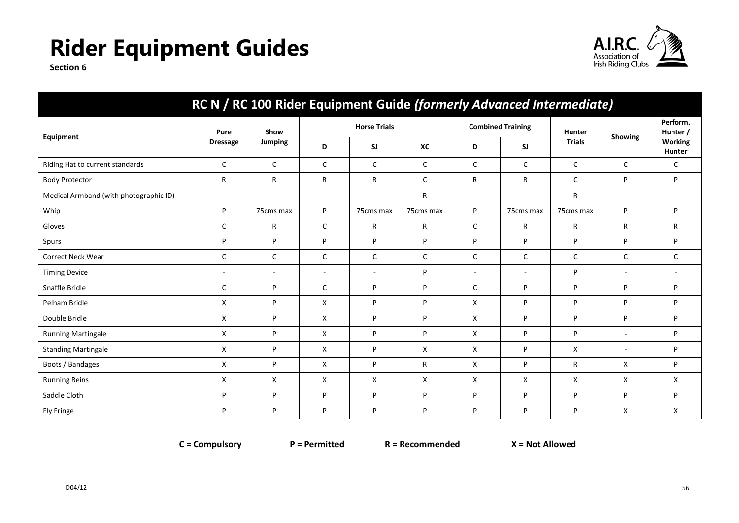# Rider Equipment Guides

**Section 6**

## RC N / RC 100 Rider Equipment Guide *(formerly Advanced Intermediate)*

| Equipment | Pure Dressage | Show Jumping | Horse Trials | | | Combined Training | | Hunter Trials | Showing | Perform. Hunter / Working Hunter |
|---|---|---|---|---|---|---|---|---|---|---|
| | | | D | SJ | XC | D | SJ | | | |
| Riding Hat to current standards | C | C | C | C | C | C | C | C | C | C |
| Body Protector | R | R | R | R | C | R | R | C | P | P |
| Medical Armband (with photographic ID) | - | - | - | - | R | - | - | R | - | - |
| Whip | P | 75cms max | P | 75cms max | 75cms max | P | 75cms max | 75cms max | P | P |
| Gloves | C | R | C | R | R | C | R | R | R | R |
| Spurs | P | P | P | P | P | P | P | P | P | P |
| Correct Neck Wear | C | C | C | C | C | C | C | C | C | C |
| Timing Device | - | - | - | - | P | - | - | P | - | - |
| Snaffle Bridle | C | P | C | P | P | C | P | P | P | P |
| Pelham Bridle | X | P | X | P | P | X | P | P | P | P |
| Double Bridle | X | P | X | P | P | X | P | P | P | P |
| Running Martingale | X | P | X | P | P | X | P | P | - | P |
| Standing Martingale | X | P | X | P | X | X | P | X | - | P |
| Boots / Bandages | X | P | X | P | R | X | P | R | X | P |
| Running Reins | X | X | X | X | X | X | X | X | X | X |
| Saddle Cloth | P | P | P | P | P | P | P | P | P | P |
| Fly Fringe | P | P | P | P | P | P | P | P | X | X |

**C = Compulsory** **P = Permitted** **R = Recommended** **X = Not Allowed**

D04/12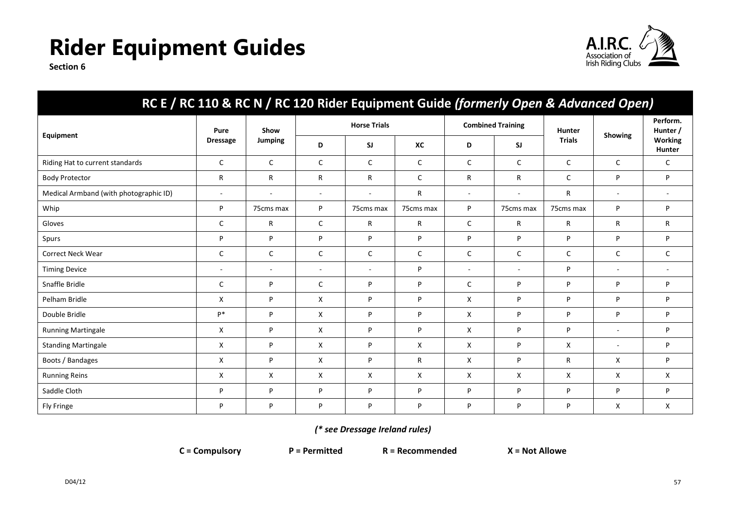# Rider Equipment Guides

**Section 6**

## RC E / RC 110 & RC N / RC 120 Rider Equipment Guide *(formerly Open & Advanced Open)*

| Equipment | Pure Dressage | Show Jumping | Horse Trials | | | Combined Training | | Hunter Trials | Showing | Perform. Hunter / Working Hunter |
|---|---|---|---|---|---|---|---|---|---|---|
| | | | D | SJ | XC | D | SJ | | | |
| Riding Hat to current standards | C | C | C | C | C | C | C | C | C | C |
| Body Protector | R | R | R | R | C | R | R | C | P | P |
| Medical Armband (with photographic ID) | - | - | - | - | R | - | - | R | - | - |
| Whip | P | 75cms max | P | 75cms max | 75cms max | P | 75cms max | 75cms max | P | P |
| Gloves | C | R | C | R | R | C | R | R | R | R |
| Spurs | P | P | P | P | P | P | P | P | P | P |
| Correct Neck Wear | C | C | C | C | C | C | C | C | C | C |
| Timing Device | - | - | - | - | P | - | - | P | - | - |
| Snaffle Bridle | C | P | C | P | P | C | P | P | P | P |
| Pelham Bridle | X | P | X | P | P | X | P | P | P | P |
| Double Bridle | P* | P | X | P | P | X | P | P | P | P |
| Running Martingale | X | P | X | P | P | X | P | P | - | P |
| Standing Martingale | X | P | X | P | X | X | P | X | - | P |
| Boots / Bandages | X | P | X | P | R | X | P | R | X | P |
| Running Reins | X | X | X | X | X | X | X | X | X | X |
| Saddle Cloth | P | P | P | P | P | P | P | P | P | P |
| Fly Fringe | P | P | P | P | P | P | P | P | X | X |

***(\* see Dressage Ireland rules)***

**C = Compulsory** **P = Permitted** **R = Recommended** **X = Not Allowe**

D04/12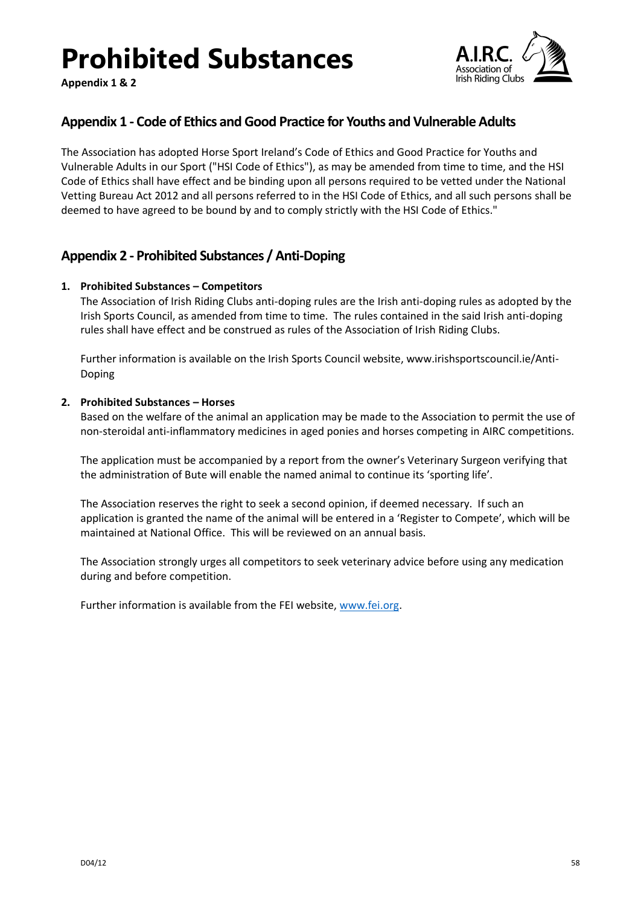# Prohibited Substances

**Appendix 1 & 2**

## Appendix 1 - Code of Ethics and Good Practice for Youths and Vulnerable Adults

The Association has adopted Horse Sport Ireland's Code of Ethics and Good Practice for Youths and Vulnerable Adults in our Sport ("HSI Code of Ethics"), as may be amended from time to time, and the HSI Code of Ethics shall have effect and be binding upon all persons required to be vetted under the National Vetting Bureau Act 2012 and all persons referred to in the HSI Code of Ethics, and all such persons shall be deemed to have agreed to be bound by and to comply strictly with the HSI Code of Ethics."

## Appendix 2 - Prohibited Substances / Anti-Doping

1. **Prohibited Substances – Competitors**

   The Association of Irish Riding Clubs anti-doping rules are the Irish anti-doping rules as adopted by the Irish Sports Council, as amended from time to time. The rules contained in the said Irish anti-doping rules shall have effect and be construed as rules of the Association of Irish Riding Clubs.

   Further information is available on the Irish Sports Council website, www.irishsportscouncil.ie/Anti-Doping

2. **Prohibited Substances – Horses**

   Based on the welfare of the animal an application may be made to the Association to permit the use of non-steroidal anti-inflammatory medicines in aged ponies and horses competing in AIRC competitions.

   The application must be accompanied by a report from the owner's Veterinary Surgeon verifying that the administration of Bute will enable the named animal to continue its 'sporting life'.

   The Association reserves the right to seek a second opinion, if deemed necessary. If such an application is granted the name of the animal will be entered in a 'Register to Compete', which will be maintained at National Office. This will be reviewed on an annual basis.

   The Association strongly urges all competitors to seek veterinary advice before using any medication during and before competition.

   Further information is available from the FEI website, www.fei.org.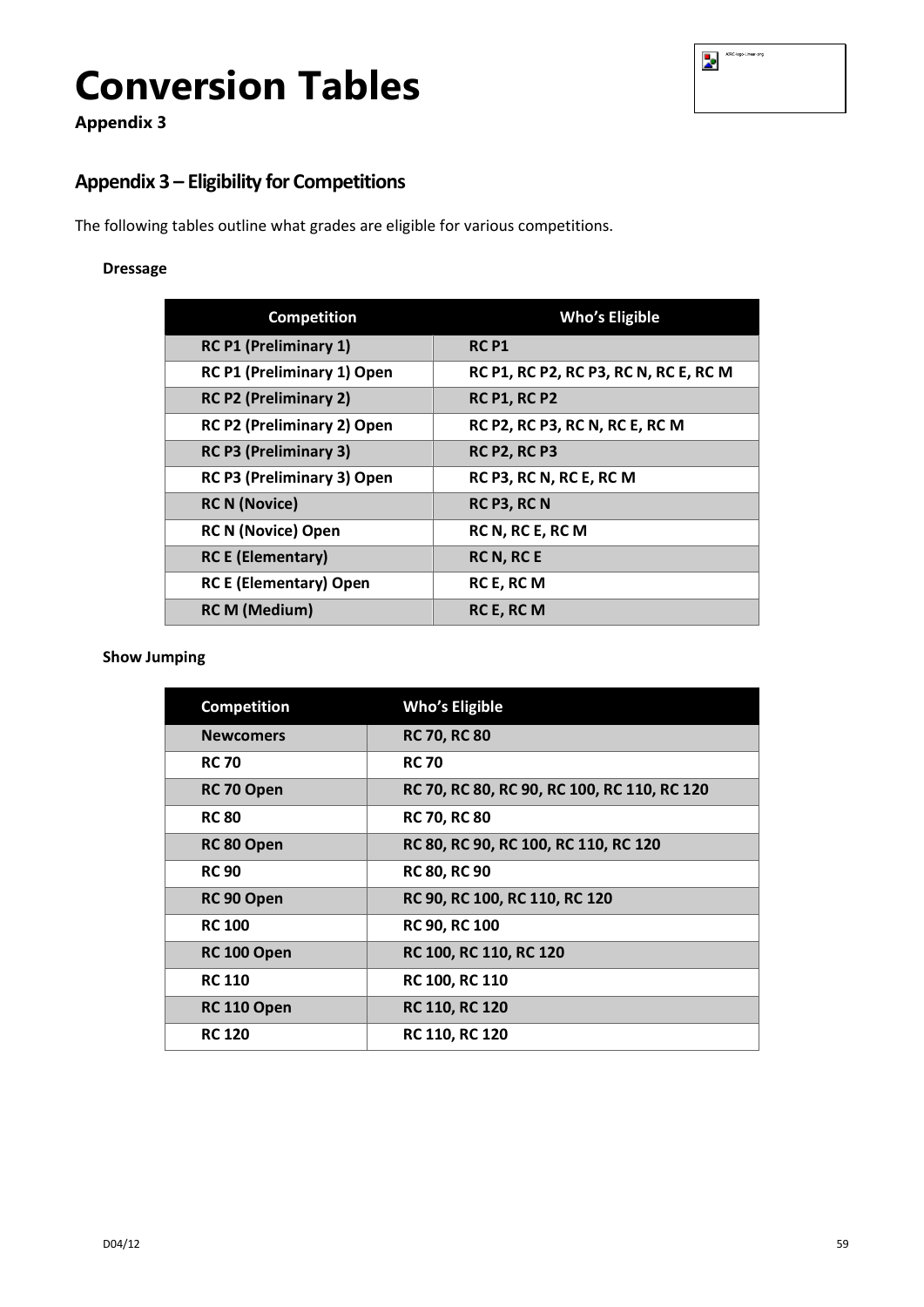# Conversion Tables

**Appendix 3**

## Appendix 3 – Eligibility for Competitions

The following tables outline what grades are eligible for various competitions.

### Dressage

| Competition | Who's Eligible |
|---|---|
| **RC P1 (Preliminary 1)** | **RC P1** |
| **RC P1 (Preliminary 1) Open** | **RC P1, RC P2, RC P3, RC N, RC E, RC M** |
| **RC P2 (Preliminary 2)** | **RC P1, RC P2** |
| **RC P2 (Preliminary 2) Open** | **RC P2, RC P3, RC N, RC E, RC M** |
| **RC P3 (Preliminary 3)** | **RC P2, RC P3** |
| **RC P3 (Preliminary 3) Open** | **RC P3, RC N, RC E, RC M** |
| **RC N (Novice)** | **RC P3, RC N** |
| **RC N (Novice) Open** | **RC N, RC E, RC M** |
| **RC E (Elementary)** | **RC N, RC E** |
| **RC E (Elementary) Open** | **RC E, RC M** |
| **RC M (Medium)** | **RC E, RC M** |

### Show Jumping

| Competition | Who's Eligible |
|---|---|
| **Newcomers** | **RC 70, RC 80** |
| **RC 70** | **RC 70** |
| **RC 70 Open** | **RC 70, RC 80, RC 90, RC 100, RC 110, RC 120** |
| **RC 80** | **RC 70, RC 80** |
| **RC 80 Open** | **RC 80, RC 90, RC 100, RC 110, RC 120** |
| **RC 90** | **RC 80, RC 90** |
| **RC 90 Open** | **RC 90, RC 100, RC 110, RC 120** |
| **RC 100** | **RC 90, RC 100** |
| **RC 100 Open** | **RC 100, RC 110, RC 120** |
| **RC 110** | **RC 100, RC 110** |
| **RC 110 Open** | **RC 110, RC 120** |
| **RC 120** | **RC 110, RC 120** |

D04/12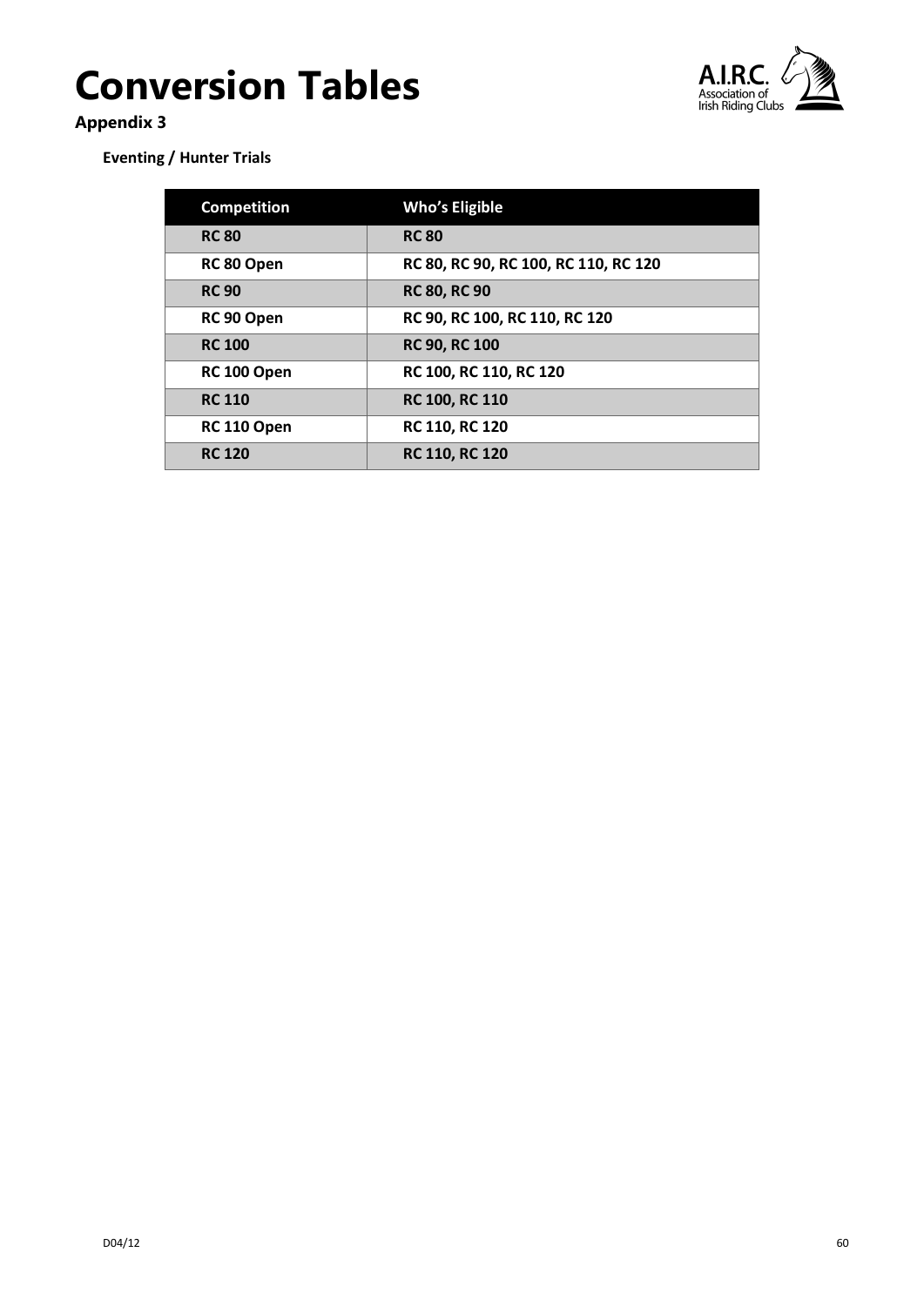# Conversion Tables

**Appendix 3**

**Eventing / Hunter Trials**

| Competition | Who's Eligible |
|---|---|
| RC 80 | RC 80 |
| RC 80 Open | RC 80, RC 90, RC 100, RC 110, RC 120 |
| RC 90 | RC 80, RC 90 |
| RC 90 Open | RC 90, RC 100, RC 110, RC 120 |
| RC 100 | RC 90, RC 100 |
| RC 100 Open | RC 100, RC 110, RC 120 |
| RC 110 | RC 100, RC 110 |
| RC 110 Open | RC 110, RC 120 |
| RC 120 | RC 110, RC 120 |

D04/12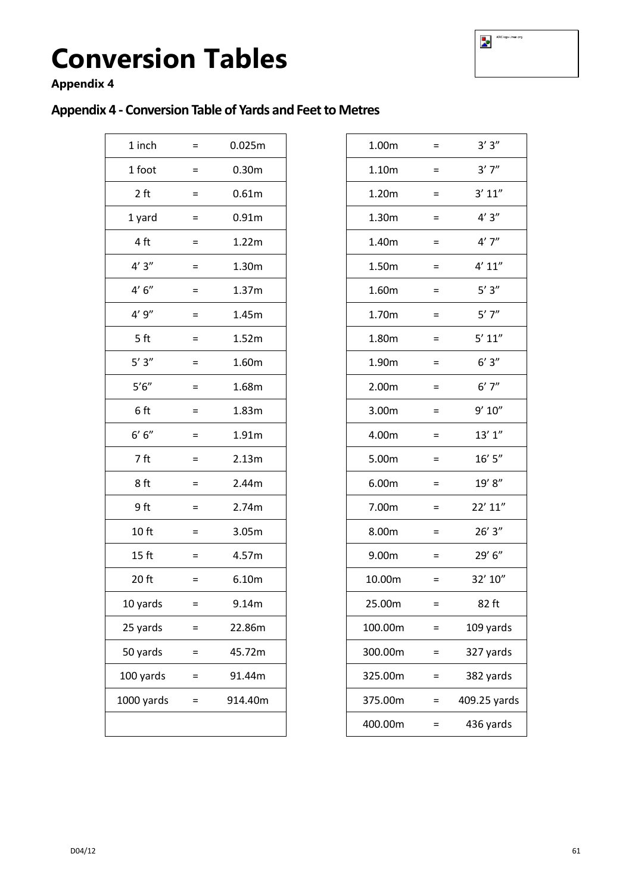# Conversion Tables

**Appendix 4**

## Appendix 4 - Conversion Table of Yards and Feet to Metres

| | | |
|---|---|---|
| 1 inch | = | 0.025m |
| 1 foot | = | 0.30m |
| 2 ft | = | 0.61m |
| 1 yard | = | 0.91m |
| 4 ft | = | 1.22m |
| 4’ 3” | = | 1.30m |
| 4’ 6” | = | 1.37m |
| 4’ 9” | = | 1.45m |
| 5 ft | = | 1.52m |
| 5’ 3” | = | 1.60m |
| 5’6” | = | 1.68m |
| 6 ft | = | 1.83m |
| 6’ 6” | = | 1.91m |
| 7 ft | = | 2.13m |
| 8 ft | = | 2.44m |
| 9 ft | = | 2.74m |
| 10 ft | = | 3.05m |
| 15 ft | = | 4.57m |
| 20 ft | = | 6.10m |
| 10 yards | = | 9.14m |
| 25 yards | = | 22.86m |
| 50 yards | = | 45.72m |
| 100 yards | = | 91.44m |
| 1000 yards | = | 914.40m |
| | | |

| | | |
|---|---|---|
| 1.00m | = | 3’ 3” |
| 1.10m | = | 3’ 7” |
| 1.20m | = | 3’ 11” |
| 1.30m | = | 4’ 3” |
| 1.40m | = | 4’ 7” |
| 1.50m | = | 4’ 11” |
| 1.60m | = | 5’ 3” |
| 1.70m | = | 5’ 7” |
| 1.80m | = | 5’ 11” |
| 1.90m | = | 6’ 3” |
| 2.00m | = | 6’ 7” |
| 3.00m | = | 9’ 10” |
| 4.00m | = | 13’ 1” |
| 5.00m | = | 16’ 5” |
| 6.00m | = | 19’ 8” |
| 7.00m | = | 22’ 11” |
| 8.00m | = | 26’ 3” |
| 9.00m | = | 29’ 6” |
| 10.00m | = | 32’ 10” |
| 25.00m | = | 82 ft |
| 100.00m | = | 109 yards |
| 300.00m | = | 327 yards |
| 325.00m | = | 382 yards |
| 375.00m | = | 409.25 yards |
| 400.00m | = | 436 yards |

D04/12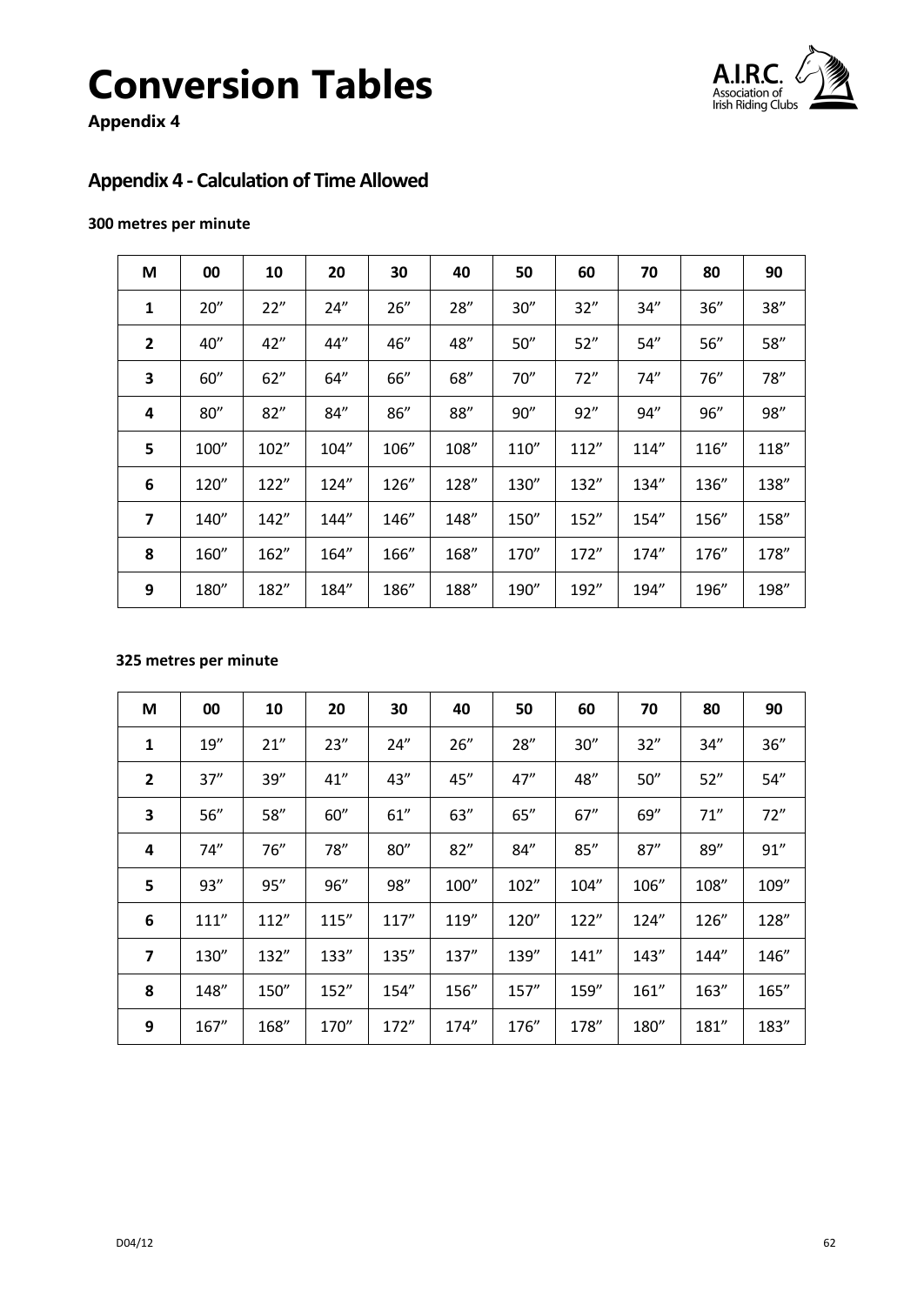# Conversion Tables

**Appendix 4**

## Appendix 4 - Calculation of Time Allowed

**300 metres per minute**

| M | 00 | 10 | 20 | 30 | 40 | 50 | 60 | 70 | 80 | 90 |
|---|---|---|---|---|---|---|---|---|---|---|
| **1** | 20″ | 22″ | 24″ | 26″ | 28″ | 30″ | 32″ | 34″ | 36″ | 38″ |
| **2** | 40″ | 42″ | 44″ | 46″ | 48″ | 50″ | 52″ | 54″ | 56″ | 58″ |
| **3** | 60″ | 62″ | 64″ | 66″ | 68″ | 70″ | 72″ | 74″ | 76″ | 78″ |
| **4** | 80″ | 82″ | 84″ | 86″ | 88″ | 90″ | 92″ | 94″ | 96″ | 98″ |
| **5** | 100″ | 102″ | 104″ | 106″ | 108″ | 110″ | 112″ | 114″ | 116″ | 118″ |
| **6** | 120″ | 122″ | 124″ | 126″ | 128″ | 130″ | 132″ | 134″ | 136″ | 138″ |
| **7** | 140″ | 142″ | 144″ | 146″ | 148″ | 150″ | 152″ | 154″ | 156″ | 158″ |
| **8** | 160″ | 162″ | 164″ | 166″ | 168″ | 170″ | 172″ | 174″ | 176″ | 178″ |
| **9** | 180″ | 182″ | 184″ | 186″ | 188″ | 190″ | 192″ | 194″ | 196″ | 198″ |

**325 metres per minute**

| M | 00 | 10 | 20 | 30 | 40 | 50 | 60 | 70 | 80 | 90 |
|---|---|---|---|---|---|---|---|---|---|---|
| **1** | 19″ | 21″ | 23″ | 24″ | 26″ | 28″ | 30″ | 32″ | 34″ | 36″ |
| **2** | 37″ | 39″ | 41″ | 43″ | 45″ | 47″ | 48″ | 50″ | 52″ | 54″ |
| **3** | 56″ | 58″ | 60″ | 61″ | 63″ | 65″ | 67″ | 69″ | 71″ | 72″ |
| **4** | 74″ | 76″ | 78″ | 80″ | 82″ | 84″ | 85″ | 87″ | 89″ | 91″ |
| **5** | 93″ | 95″ | 96″ | 98″ | 100″ | 102″ | 104″ | 106″ | 108″ | 109″ |
| **6** | 111″ | 112″ | 115″ | 117″ | 119″ | 120″ | 122″ | 124″ | 126″ | 128″ |
| **7** | 130″ | 132″ | 133″ | 135″ | 137″ | 139″ | 141″ | 143″ | 144″ | 146″ |
| **8** | 148″ | 150″ | 152″ | 154″ | 156″ | 157″ | 159″ | 161″ | 163″ | 165″ |
| **9** | 167″ | 168″ | 170″ | 172″ | 174″ | 176″ | 178″ | 180″ | 181″ | 183″ |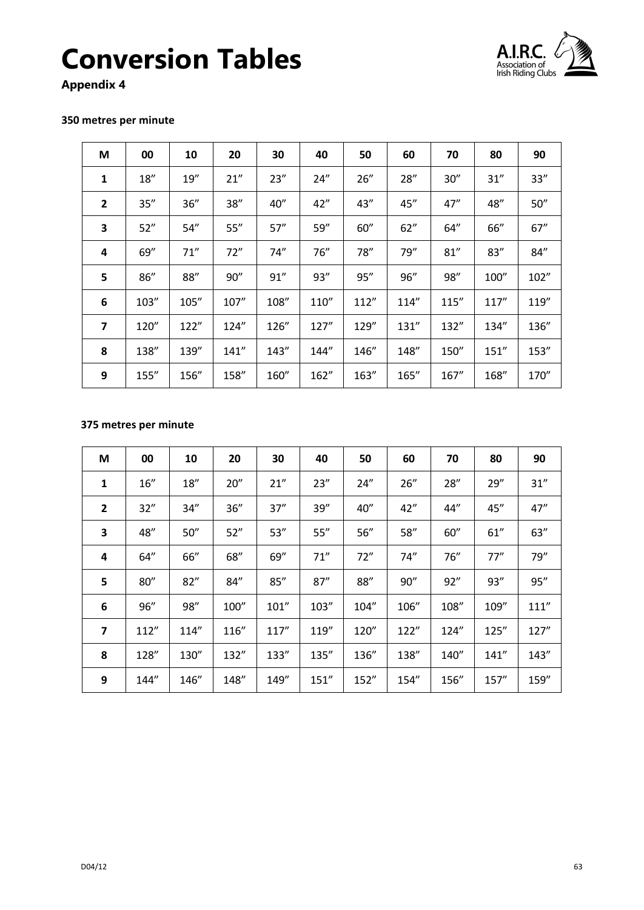# Conversion Tables

**Appendix 4**

**350 metres per minute**

| M | 00 | 10 | 20 | 30 | 40 | 50 | 60 | 70 | 80 | 90 |
|---|---|---|---|---|---|---|---|---|---|---|
| **1** | 18″ | 19″ | 21″ | 23″ | 24″ | 26″ | 28″ | 30″ | 31″ | 33″ |
| **2** | 35″ | 36″ | 38″ | 40″ | 42″ | 43″ | 45″ | 47″ | 48″ | 50″ |
| **3** | 52″ | 54″ | 55″ | 57″ | 59″ | 60″ | 62″ | 64″ | 66″ | 67″ |
| **4** | 69″ | 71″ | 72″ | 74″ | 76″ | 78″ | 79″ | 81″ | 83″ | 84″ |
| **5** | 86″ | 88″ | 90″ | 91″ | 93″ | 95″ | 96″ | 98″ | 100″ | 102″ |
| **6** | 103″ | 105″ | 107″ | 108″ | 110″ | 112″ | 114″ | 115″ | 117″ | 119″ |
| **7** | 120″ | 122″ | 124″ | 126″ | 127″ | 129″ | 131″ | 132″ | 134″ | 136″ |
| **8** | 138″ | 139″ | 141″ | 143″ | 144″ | 146″ | 148″ | 150″ | 151″ | 153″ |
| **9** | 155″ | 156″ | 158″ | 160″ | 162″ | 163″ | 165″ | 167″ | 168″ | 170″ |

**375 metres per minute**

| M | 00 | 10 | 20 | 30 | 40 | 50 | 60 | 70 | 80 | 90 |
|---|---|---|---|---|---|---|---|---|---|---|
| **1** | 16″ | 18″ | 20″ | 21″ | 23″ | 24″ | 26″ | 28″ | 29″ | 31″ |
| **2** | 32″ | 34″ | 36″ | 37″ | 39″ | 40″ | 42″ | 44″ | 45″ | 47″ |
| **3** | 48″ | 50″ | 52″ | 53″ | 55″ | 56″ | 58″ | 60″ | 61″ | 63″ |
| **4** | 64″ | 66″ | 68″ | 69″ | 71″ | 72″ | 74″ | 76″ | 77″ | 79″ |
| **5** | 80″ | 82″ | 84″ | 85″ | 87″ | 88″ | 90″ | 92″ | 93″ | 95″ |
| **6** | 96″ | 98″ | 100″ | 101″ | 103″ | 104″ | 106″ | 108″ | 109″ | 111″ |
| **7** | 112″ | 114″ | 116″ | 117″ | 119″ | 120″ | 122″ | 124″ | 125″ | 127″ |
| **8** | 128″ | 130″ | 132″ | 133″ | 135″ | 136″ | 138″ | 140″ | 141″ | 143″ |
| **9** | 144″ | 146″ | 148″ | 149″ | 151″ | 152″ | 154″ | 156″ | 157″ | 159″ |